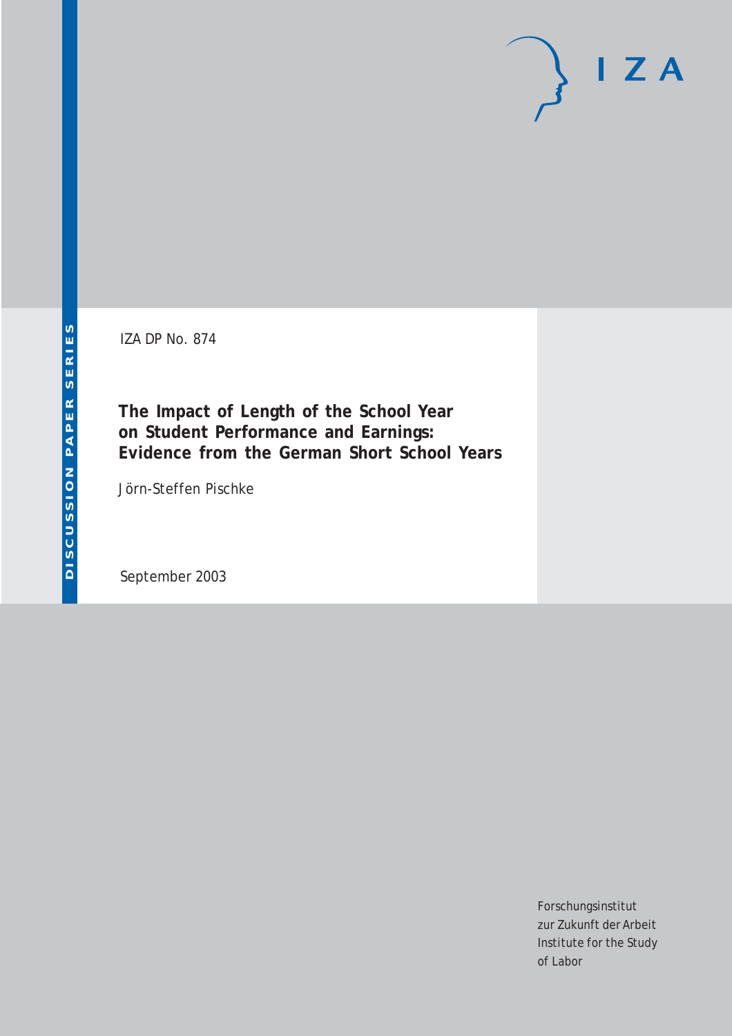DISCUSSION PAPER SERIES

IZA DP No. 874

# The Impact of Length of the School Year on Student Performance and Earnings: Evidence from the German Short School Years

Jörn-Steffen Pischke

September 2003

Forschungsinstitut
zur Zukunft der Arbeit
Institute for the Study
of Labor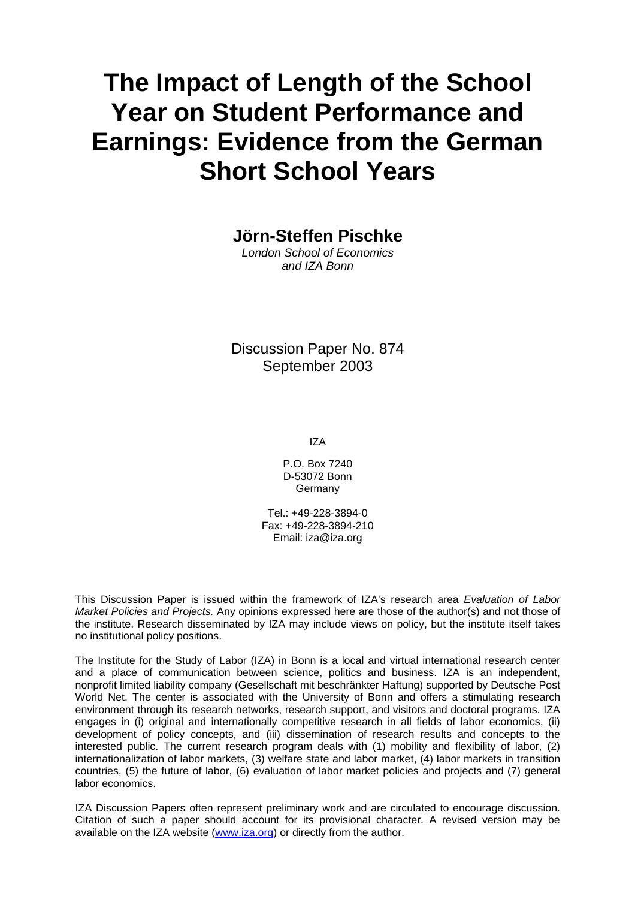# The Impact of Length of the School Year on Student Performance and Earnings: Evidence from the German Short School Years

**Jörn-Steffen Pischke**

*London School of Economics and IZA Bonn*

Discussion Paper No. 874
September 2003

IZA

P.O. Box 7240
D-53072 Bonn
Germany

Tel.: +49-228-3894-0
Fax: +49-228-3894-210
Email: iza@iza.org

This Discussion Paper is issued within the framework of IZA's research area *Evaluation of Labor Market Policies and Projects.* Any opinions expressed here are those of the author(s) and not those of the institute. Research disseminated by IZA may include views on policy, but the institute itself takes no institutional policy positions.

The Institute for the Study of Labor (IZA) in Bonn is a local and virtual international research center and a place of communication between science, politics and business. IZA is an independent, nonprofit limited liability company (Gesellschaft mit beschränkter Haftung) supported by Deutsche Post World Net. The center is associated with the University of Bonn and offers a stimulating research environment through its research networks, research support, and visitors and doctoral programs. IZA engages in (i) original and internationally competitive research in all fields of labor economics, (ii) development of policy concepts, and (iii) dissemination of research results and concepts to the interested public. The current research program deals with (1) mobility and flexibility of labor, (2) internationalization of labor markets, (3) welfare state and labor market, (4) labor markets in transition countries, (5) the future of labor, (6) evaluation of labor market policies and projects and (7) general labor economics.

IZA Discussion Papers often represent preliminary work and are circulated to encourage discussion. Citation of such a paper should account for its provisional character. A revised version may be available on the IZA website (www.iza.org) or directly from the author.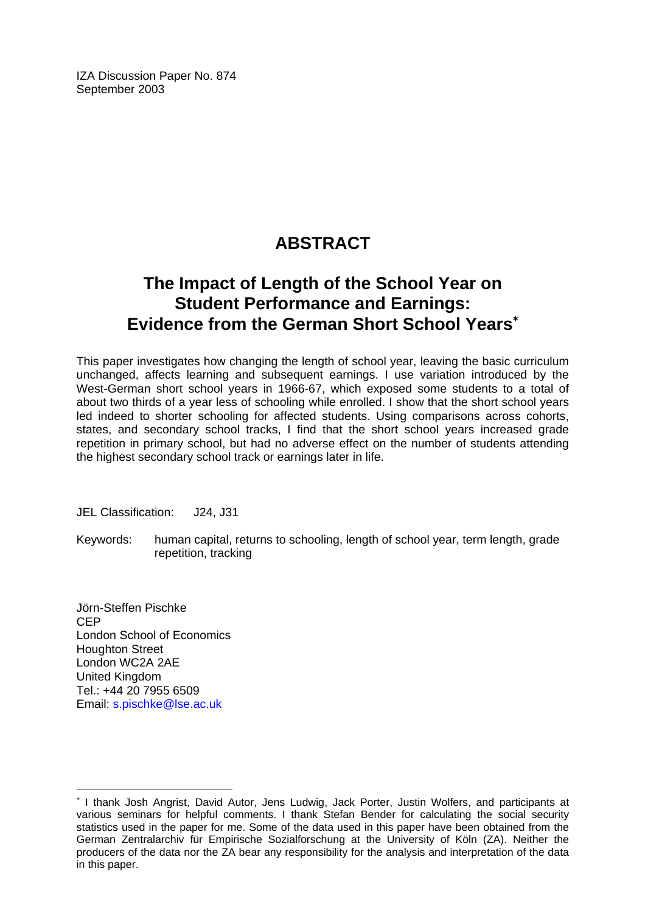IZA Discussion Paper No. 874
September 2003

# ABSTRACT

## The Impact of Length of the School Year on Student Performance and Earnings: Evidence from the German Short School Years[*]

This paper investigates how changing the length of school year, leaving the basic curriculum unchanged, affects learning and subsequent earnings. I use variation introduced by the West-German short school years in 1966-67, which exposed some students to a total of about two thirds of a year less of schooling while enrolled. I show that the short school years led indeed to shorter schooling for affected students. Using comparisons across cohorts, states, and secondary school tracks, I find that the short school years increased grade repetition in primary school, but had no adverse effect on the number of students attending the highest secondary school track or earnings later in life.

JEL Classification: J24, J31

Keywords: human capital, returns to schooling, length of school year, term length, grade repetition, tracking

Jörn-Steffen Pischke
CEP
London School of Economics
Houghton Street
London WC2A 2AE
United Kingdom
Tel.: +44 20 7955 6509
Email: s.pischke@lse.ac.uk

---

[*] I thank Josh Angrist, David Autor, Jens Ludwig, Jack Porter, Justin Wolfers, and participants at various seminars for helpful comments. I thank Stefan Bender for calculating the social security statistics used in the paper for me. Some of the data used in this paper have been obtained from the German Zentralarchiv für Empirische Sozialforschung at the University of Köln (ZA). Neither the producers of the data nor the ZA bear any responsibility for the analysis and interpretation of the data in this paper.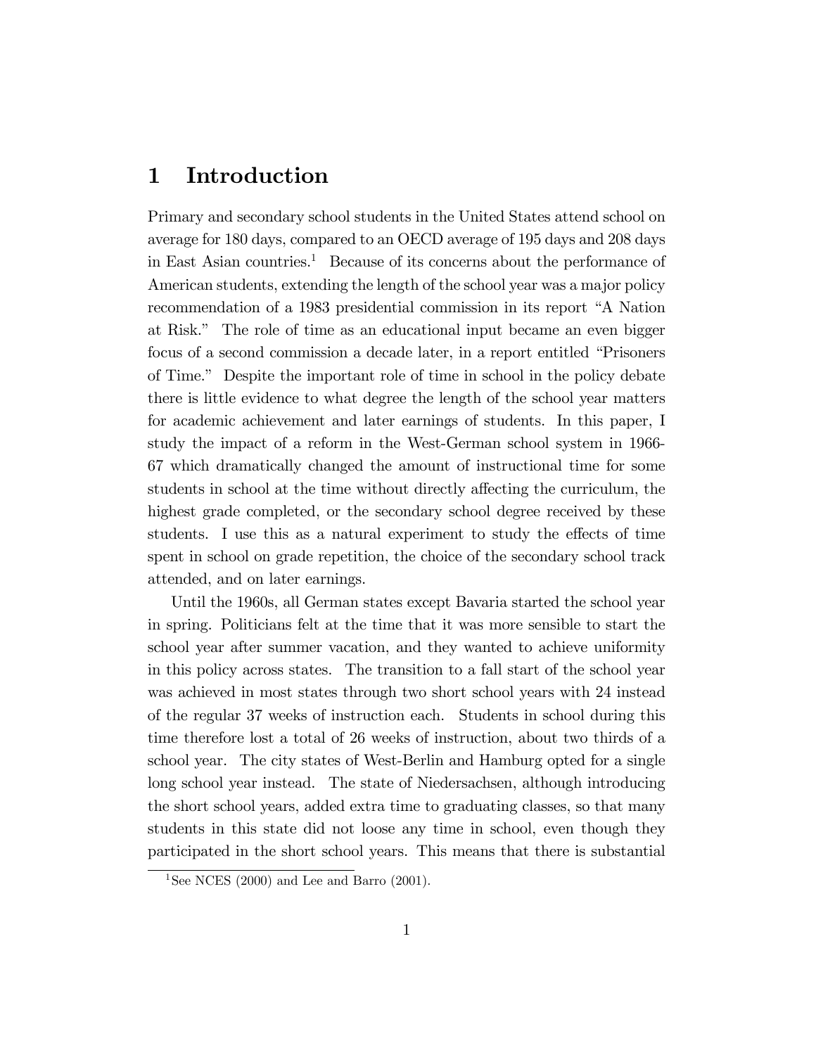# 1 Introduction

Primary and secondary school students in the United States attend school on average for 180 days, compared to an OECD average of 195 days and 208 days in East Asian countries.[1] Because of its concerns about the performance of American students, extending the length of the school year was a major policy recommendation of a 1983 presidential commission in its report "A Nation at Risk." The role of time as an educational input became an even bigger focus of a second commission a decade later, in a report entitled "Prisoners of Time." Despite the important role of time in school in the policy debate there is little evidence to what degree the length of the school year matters for academic achievement and later earnings of students. In this paper, I study the impact of a reform in the West-German school system in 1966-67 which dramatically changed the amount of instructional time for some students in school at the time without directly affecting the curriculum, the highest grade completed, or the secondary school degree received by these students. I use this as a natural experiment to study the effects of time spent in school on grade repetition, the choice of the secondary school track attended, and on later earnings.

Until the 1960s, all German states except Bavaria started the school year in spring. Politicians felt at the time that it was more sensible to start the school year after summer vacation, and they wanted to achieve uniformity in this policy across states. The transition to a fall start of the school year was achieved in most states through two short school years with 24 instead of the regular 37 weeks of instruction each. Students in school during this time therefore lost a total of 26 weeks of instruction, about two thirds of a school year. The city states of West-Berlin and Hamburg opted for a single long school year instead. The state of Niedersachsen, although introducing the short school years, added extra time to graduating classes, so that many students in this state did not loose any time in school, even though they participated in the short school years. This means that there is substantial

[1] See NCES (2000) and Lee and Barro (2001).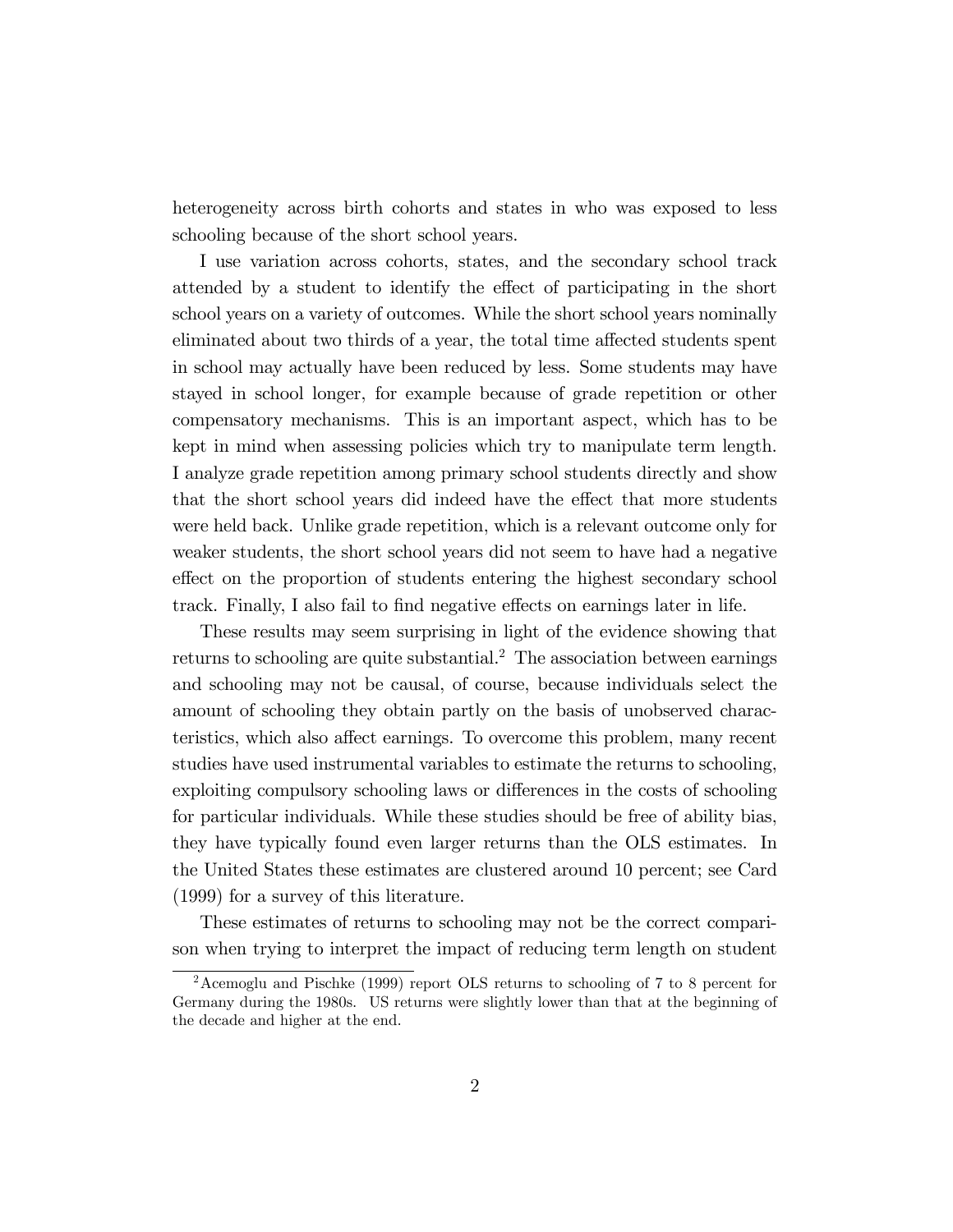heterogeneity across birth cohorts and states in who was exposed to less schooling because of the short school years.

I use variation across cohorts, states, and the secondary school track attended by a student to identify the effect of participating in the short school years on a variety of outcomes. While the short school years nominally eliminated about two thirds of a year, the total time affected students spent in school may actually have been reduced by less. Some students may have stayed in school longer, for example because of grade repetition or other compensatory mechanisms. This is an important aspect, which has to be kept in mind when assessing policies which try to manipulate term length. I analyze grade repetition among primary school students directly and show that the short school years did indeed have the effect that more students were held back. Unlike grade repetition, which is a relevant outcome only for weaker students, the short school years did not seem to have had a negative effect on the proportion of students entering the highest secondary school track. Finally, I also fail to find negative effects on earnings later in life.

These results may seem surprising in light of the evidence showing that returns to schooling are quite substantial.[2] The association between earnings and schooling may not be causal, of course, because individuals select the amount of schooling they obtain partly on the basis of unobserved characteristics, which also affect earnings. To overcome this problem, many recent studies have used instrumental variables to estimate the returns to schooling, exploiting compulsory schooling laws or differences in the costs of schooling for particular individuals. While these studies should be free of ability bias, they have typically found even larger returns than the OLS estimates. In the United States these estimates are clustered around 10 percent; see Card (1999) for a survey of this literature.

These estimates of returns to schooling may not be the correct comparison when trying to interpret the impact of reducing term length on student

[2] Acemoglu and Pischke (1999) report OLS returns to schooling of 7 to 8 percent for Germany during the 1980s. US returns were slightly lower than that at the beginning of the decade and higher at the end.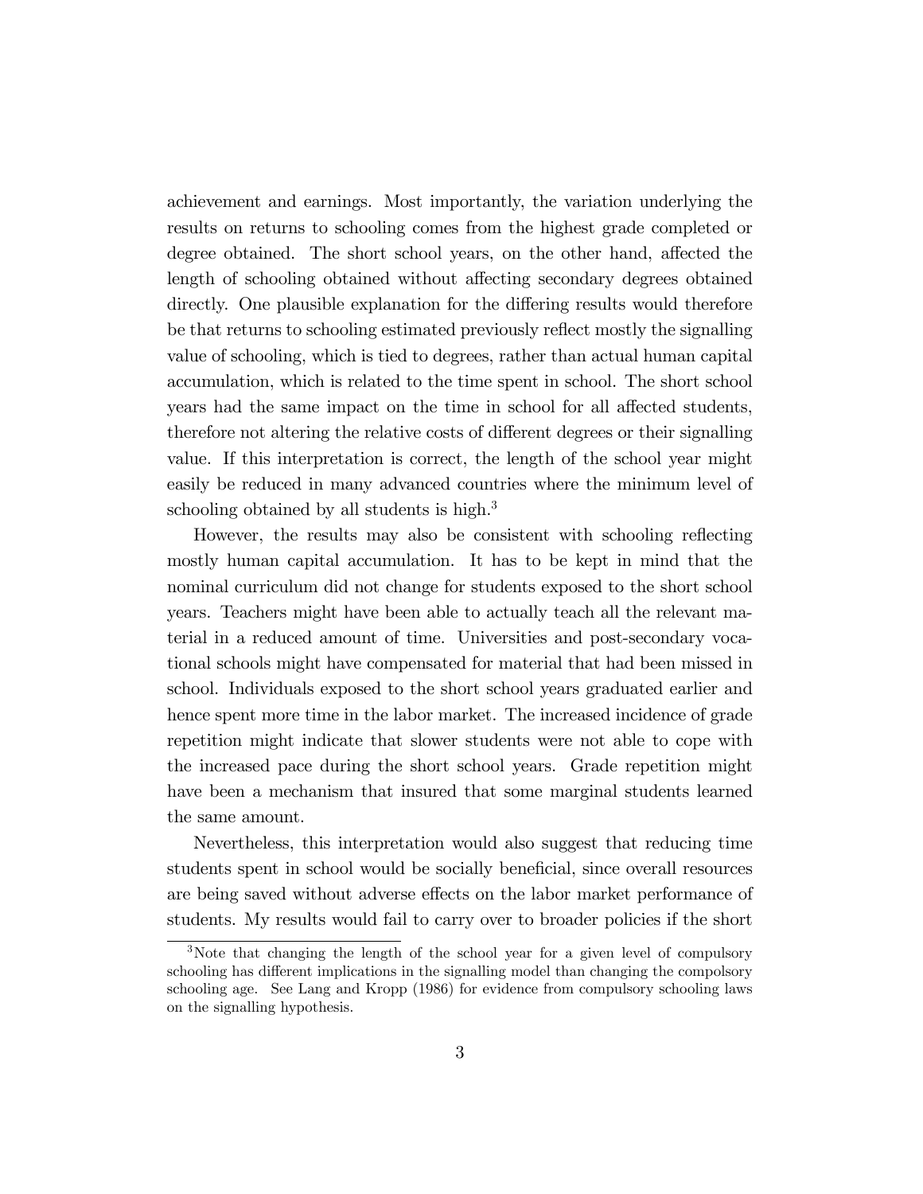achievement and earnings. Most importantly, the variation underlying the results on returns to schooling comes from the highest grade completed or degree obtained. The short school years, on the other hand, affected the length of schooling obtained without affecting secondary degrees obtained directly. One plausible explanation for the differing results would therefore be that returns to schooling estimated previously reflect mostly the signalling value of schooling, which is tied to degrees, rather than actual human capital accumulation, which is related to the time spent in school. The short school years had the same impact on the time in school for all affected students, therefore not altering the relative costs of different degrees or their signalling value. If this interpretation is correct, the length of the school year might easily be reduced in many advanced countries where the minimum level of schooling obtained by all students is high.[3]

However, the results may also be consistent with schooling reflecting mostly human capital accumulation. It has to be kept in mind that the nominal curriculum did not change for students exposed to the short school years. Teachers might have been able to actually teach all the relevant material in a reduced amount of time. Universities and post-secondary vocational schools might have compensated for material that had been missed in school. Individuals exposed to the short school years graduated earlier and hence spent more time in the labor market. The increased incidence of grade repetition might indicate that slower students were not able to cope with the increased pace during the short school years. Grade repetition might have been a mechanism that insured that some marginal students learned the same amount.

Nevertheless, this interpretation would also suggest that reducing time students spent in school would be socially beneficial, since overall resources are being saved without adverse effects on the labor market performance of students. My results would fail to carry over to broader policies if the short

[3] Note that changing the length of the school year for a given level of compulsory schooling has different implications in the signalling model than changing the compolsory schooling age. See Lang and Kropp (1986) for evidence from compulsory schooling laws on the signalling hypothesis.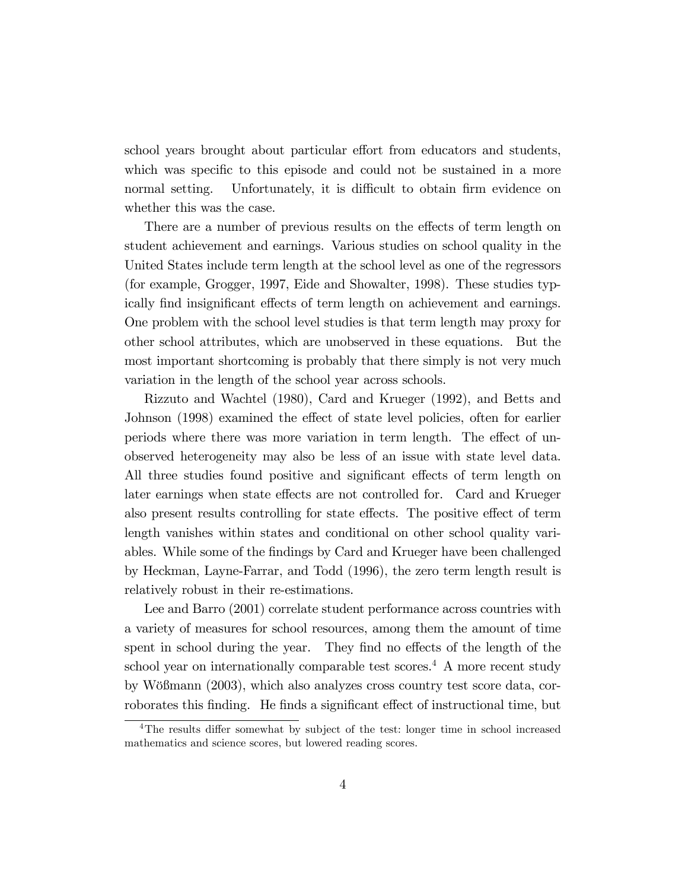school years brought about particular effort from educators and students, which was specific to this episode and could not be sustained in a more normal setting. Unfortunately, it is difficult to obtain firm evidence on whether this was the case.

There are a number of previous results on the effects of term length on student achievement and earnings. Various studies on school quality in the United States include term length at the school level as one of the regressors (for example, Grogger, 1997, Eide and Showalter, 1998). These studies typically find insignificant effects of term length on achievement and earnings. One problem with the school level studies is that term length may proxy for other school attributes, which are unobserved in these equations. But the most important shortcoming is probably that there simply is not very much variation in the length of the school year across schools.

Rizzuto and Wachtel (1980), Card and Krueger (1992), and Betts and Johnson (1998) examined the effect of state level policies, often for earlier periods where there was more variation in term length. The effect of unobserved heterogeneity may also be less of an issue with state level data. All three studies found positive and significant effects of term length on later earnings when state effects are not controlled for. Card and Krueger also present results controlling for state effects. The positive effect of term length vanishes within states and conditional on other school quality variables. While some of the findings by Card and Krueger have been challenged by Heckman, Layne-Farrar, and Todd (1996), the zero term length result is relatively robust in their re-estimations.

Lee and Barro (2001) correlate student performance across countries with a variety of measures for school resources, among them the amount of time spent in school during the year. They find no effects of the length of the school year on internationally comparable test scores.[4] A more recent study by Wößmann (2003), which also analyzes cross country test score data, corroborates this finding. He finds a significant effect of instructional time, but

[4] The results differ somewhat by subject of the test: longer time in school increased mathematics and science scores, but lowered reading scores.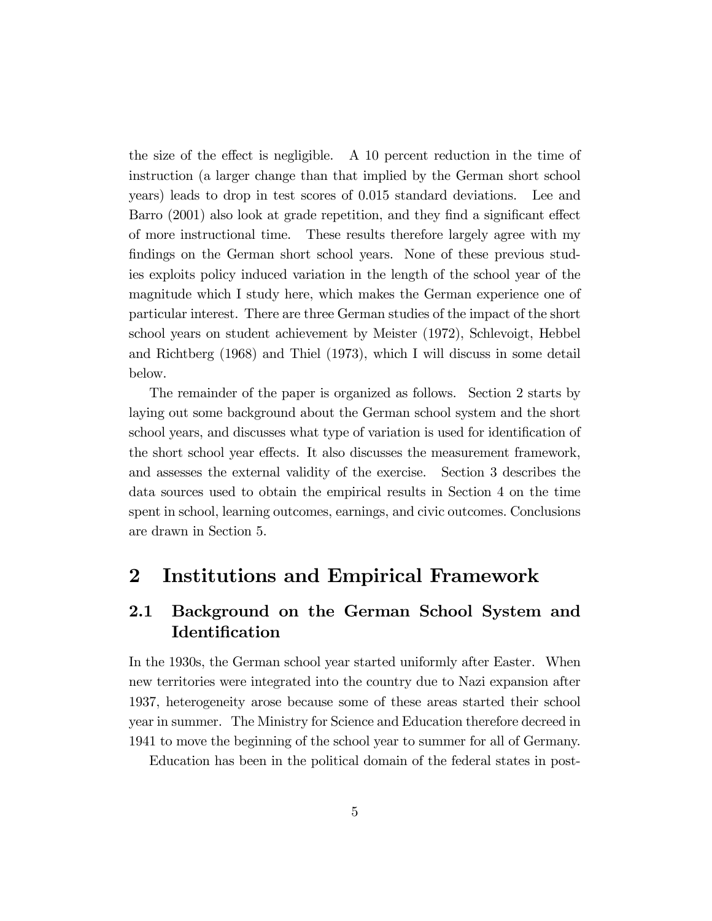the size of the effect is negligible. A 10 percent reduction in the time of instruction (a larger change than that implied by the German short school years) leads to drop in test scores of 0.015 standard deviations. Lee and Barro (2001) also look at grade repetition, and they find a significant effect of more instructional time. These results therefore largely agree with my findings on the German short school years. None of these previous studies exploits policy induced variation in the length of the school year of the magnitude which I study here, which makes the German experience one of particular interest. There are three German studies of the impact of the short school years on student achievement by Meister (1972), Schlevoigt, Hebbel and Richtberg (1968) and Thiel (1973), which I will discuss in some detail below.

The remainder of the paper is organized as follows. Section 2 starts by laying out some background about the German school system and the short school years, and discusses what type of variation is used for identification of the short school year effects. It also discusses the measurement framework, and assesses the external validity of the exercise. Section 3 describes the data sources used to obtain the empirical results in Section 4 on the time spent in school, learning outcomes, earnings, and civic outcomes. Conclusions are drawn in Section 5.

# 2 Institutions and Empirical Framework

## 2.1 Background on the German School System and Identification

In the 1930s, the German school year started uniformly after Easter. When new territories were integrated into the country due to Nazi expansion after 1937, heterogeneity arose because some of these areas started their school year in summer. The Ministry for Science and Education therefore decreed in 1941 to move the beginning of the school year to summer for all of Germany.

Education has been in the political domain of the federal states in post-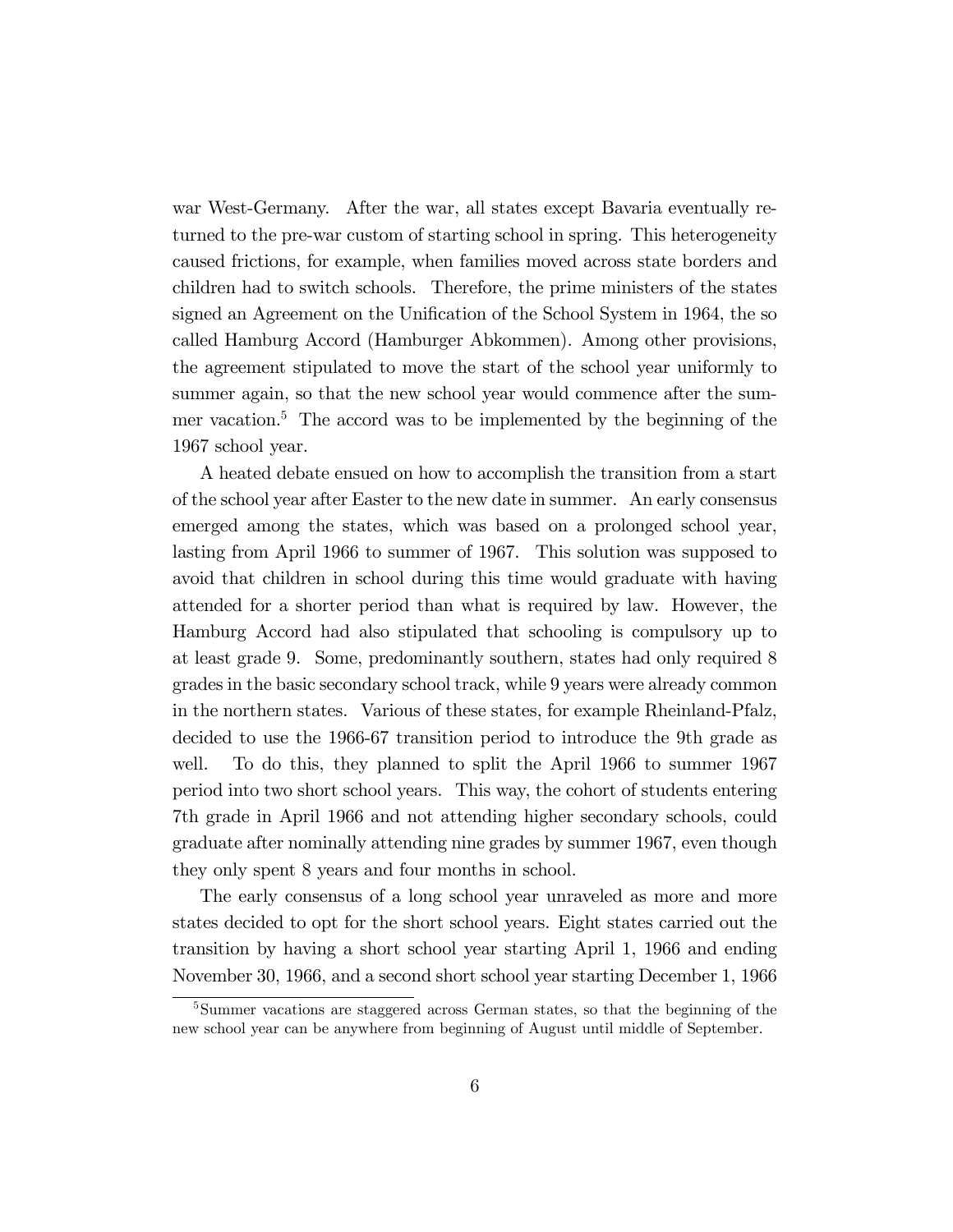war West-Germany. After the war, all states except Bavaria eventually returned to the pre-war custom of starting school in spring. This heterogeneity caused frictions, for example, when families moved across state borders and children had to switch schools. Therefore, the prime ministers of the states signed an Agreement on the Unification of the School System in 1964, the so called Hamburg Accord (Hamburger Abkommen). Among other provisions, the agreement stipulated to move the start of the school year uniformly to summer again, so that the new school year would commence after the summer vacation.[5] The accord was to be implemented by the beginning of the 1967 school year.

A heated debate ensued on how to accomplish the transition from a start of the school year after Easter to the new date in summer. An early consensus emerged among the states, which was based on a prolonged school year, lasting from April 1966 to summer of 1967. This solution was supposed to avoid that children in school during this time would graduate with having attended for a shorter period than what is required by law. However, the Hamburg Accord had also stipulated that schooling is compulsory up to at least grade 9. Some, predominantly southern, states had only required 8 grades in the basic secondary school track, while 9 years were already common in the northern states. Various of these states, for example Rheinland-Pfalz, decided to use the 1966-67 transition period to introduce the 9th grade as well. To do this, they planned to split the April 1966 to summer 1967 period into two short school years. This way, the cohort of students entering 7th grade in April 1966 and not attending higher secondary schools, could graduate after nominally attending nine grades by summer 1967, even though they only spent 8 years and four months in school.

The early consensus of a long school year unraveled as more and more states decided to opt for the short school years. Eight states carried out the transition by having a short school year starting April 1, 1966 and ending November 30, 1966, and a second short school year starting December 1, 1966

[5] Summer vacations are staggered across German states, so that the beginning of the new school year can be anywhere from beginning of August until middle of September.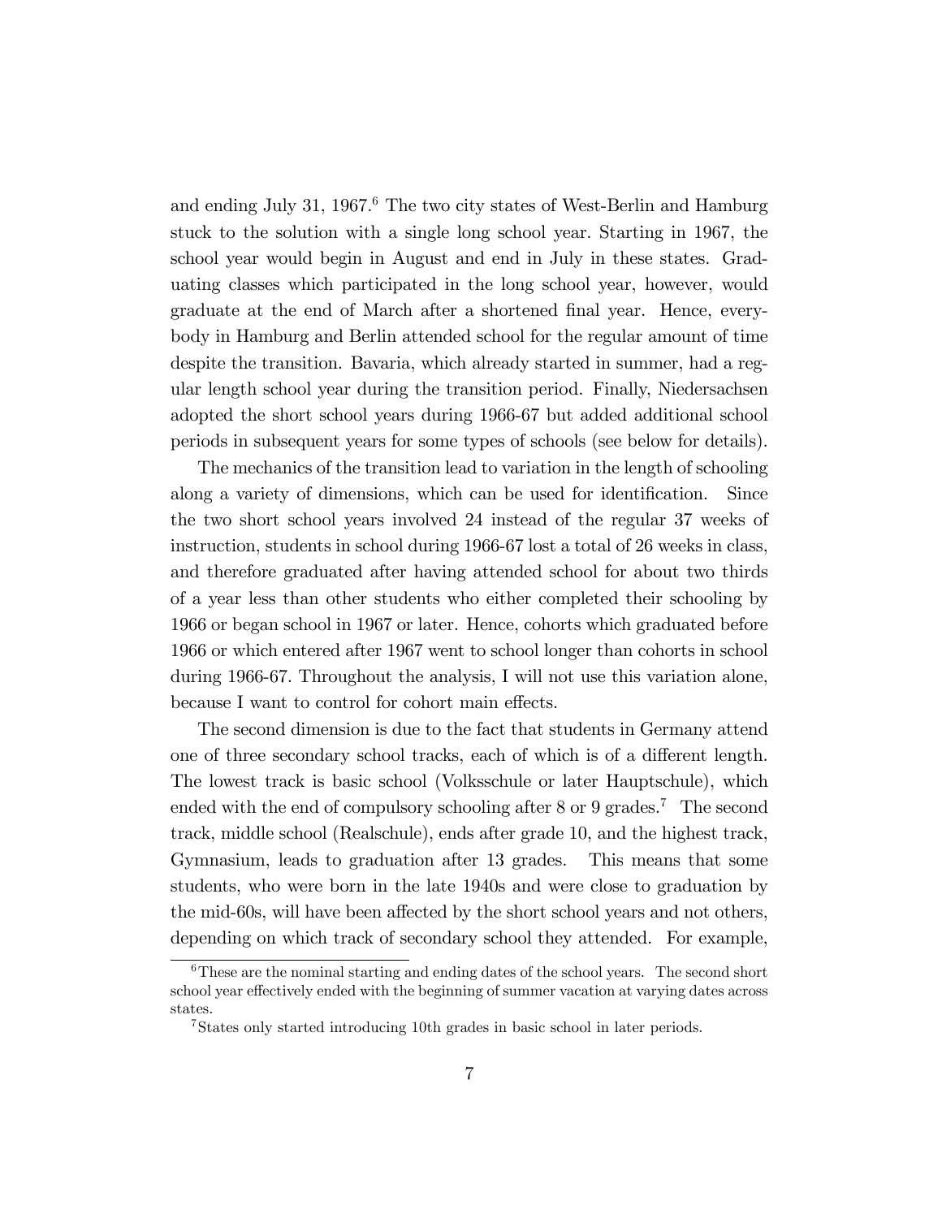and ending July 31, 1967.[6] The two city states of West-Berlin and Hamburg stuck to the solution with a single long school year. Starting in 1967, the school year would begin in August and end in July in these states. Graduating classes which participated in the long school year, however, would graduate at the end of March after a shortened final year. Hence, everybody in Hamburg and Berlin attended school for the regular amount of time despite the transition. Bavaria, which already started in summer, had a regular length school year during the transition period. Finally, Niedersachsen adopted the short school years during 1966-67 but added additional school periods in subsequent years for some types of schools (see below for details).

The mechanics of the transition lead to variation in the length of schooling along a variety of dimensions, which can be used for identification. Since the two short school years involved 24 instead of the regular 37 weeks of instruction, students in school during 1966-67 lost a total of 26 weeks in class, and therefore graduated after having attended school for about two thirds of a year less than other students who either completed their schooling by 1966 or began school in 1967 or later. Hence, cohorts which graduated before 1966 or which entered after 1967 went to school longer than cohorts in school during 1966-67. Throughout the analysis, I will not use this variation alone, because I want to control for cohort main effects.

The second dimension is due to the fact that students in Germany attend one of three secondary school tracks, each of which is of a different length. The lowest track is basic school (Volksschule or later Hauptschule), which ended with the end of compulsory schooling after 8 or 9 grades.[7] The second track, middle school (Realschule), ends after grade 10, and the highest track, Gymnasium, leads to graduation after 13 grades. This means that some students, who were born in the late 1940s and were close to graduation by the mid-60s, will have been affected by the short school years and not others, depending on which track of secondary school they attended. For example,

[6] These are the nominal starting and ending dates of the school years. The second short school year effectively ended with the beginning of summer vacation at varying dates across states.

[7] States only started introducing 10th grades in basic school in later periods.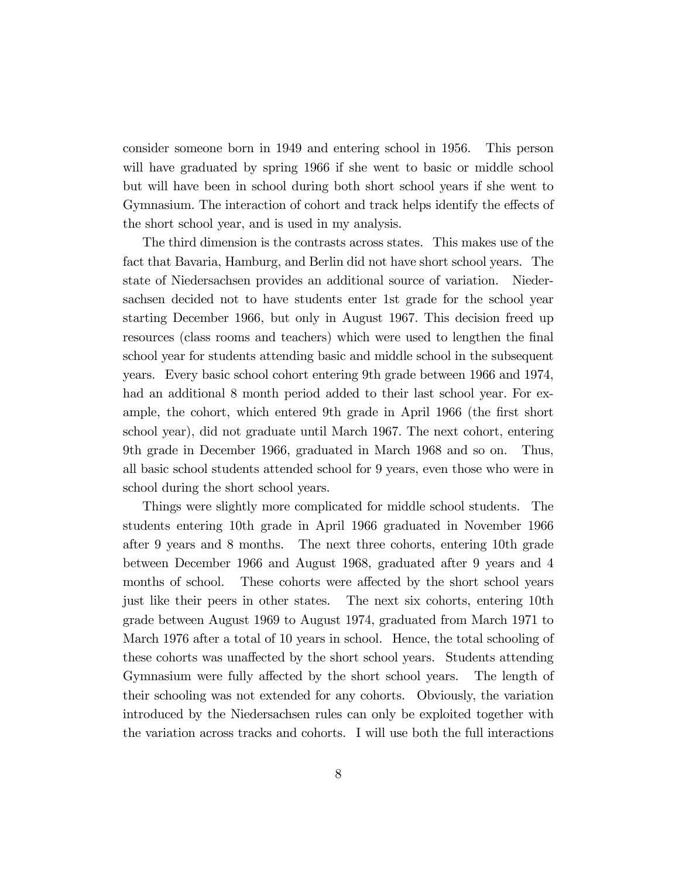consider someone born in 1949 and entering school in 1956. This person will have graduated by spring 1966 if she went to basic or middle school but will have been in school during both short school years if she went to Gymnasium. The interaction of cohort and track helps identify the effects of the short school year, and is used in my analysis.

The third dimension is the contrasts across states. This makes use of the fact that Bavaria, Hamburg, and Berlin did not have short school years. The state of Niedersachsen provides an additional source of variation. Niedersachsen decided not to have students enter 1st grade for the school year starting December 1966, but only in August 1967. This decision freed up resources (class rooms and teachers) which were used to lengthen the final school year for students attending basic and middle school in the subsequent years. Every basic school cohort entering 9th grade between 1966 and 1974, had an additional 8 month period added to their last school year. For example, the cohort, which entered 9th grade in April 1966 (the first short school year), did not graduate until March 1967. The next cohort, entering 9th grade in December 1966, graduated in March 1968 and so on. Thus, all basic school students attended school for 9 years, even those who were in school during the short school years.

Things were slightly more complicated for middle school students. The students entering 10th grade in April 1966 graduated in November 1966 after 9 years and 8 months. The next three cohorts, entering 10th grade between December 1966 and August 1968, graduated after 9 years and 4 months of school. These cohorts were affected by the short school years just like their peers in other states. The next six cohorts, entering 10th grade between August 1969 to August 1974, graduated from March 1971 to March 1976 after a total of 10 years in school. Hence, the total schooling of these cohorts was unaffected by the short school years. Students attending Gymnasium were fully affected by the short school years. The length of their schooling was not extended for any cohorts. Obviously, the variation introduced by the Niedersachsen rules can only be exploited together with the variation across tracks and cohorts. I will use both the full interactions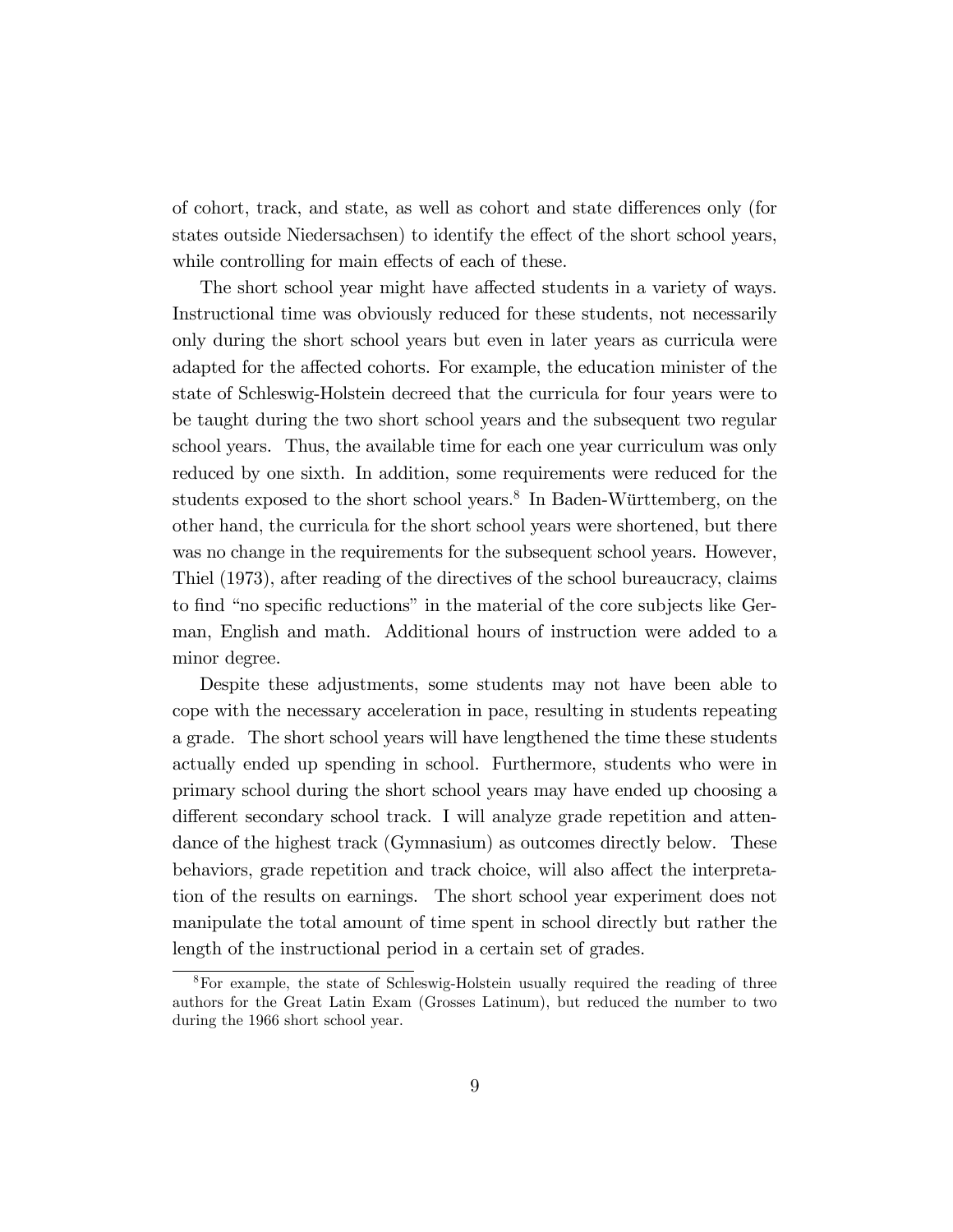of cohort, track, and state, as well as cohort and state differences only (for states outside Niedersachsen) to identify the effect of the short school years, while controlling for main effects of each of these.

The short school year might have affected students in a variety of ways. Instructional time was obviously reduced for these students, not necessarily only during the short school years but even in later years as curricula were adapted for the affected cohorts. For example, the education minister of the state of Schleswig-Holstein decreed that the curricula for four years were to be taught during the two short school years and the subsequent two regular school years. Thus, the available time for each one year curriculum was only reduced by one sixth. In addition, some requirements were reduced for the students exposed to the short school years.[8] In Baden-Württemberg, on the other hand, the curricula for the short school years were shortened, but there was no change in the requirements for the subsequent school years. However, Thiel (1973), after reading of the directives of the school bureaucracy, claims to find "no specific reductions" in the material of the core subjects like German, English and math. Additional hours of instruction were added to a minor degree.

Despite these adjustments, some students may not have been able to cope with the necessary acceleration in pace, resulting in students repeating a grade. The short school years will have lengthened the time these students actually ended up spending in school. Furthermore, students who were in primary school during the short school years may have ended up choosing a different secondary school track. I will analyze grade repetition and attendance of the highest track (Gymnasium) as outcomes directly below. These behaviors, grade repetition and track choice, will also affect the interpretation of the results on earnings. The short school year experiment does not manipulate the total amount of time spent in school directly but rather the length of the instructional period in a certain set of grades.

[8] For example, the state of Schleswig-Holstein usually required the reading of three authors for the Great Latin Exam (Grosses Latinum), but reduced the number to two during the 1966 short school year.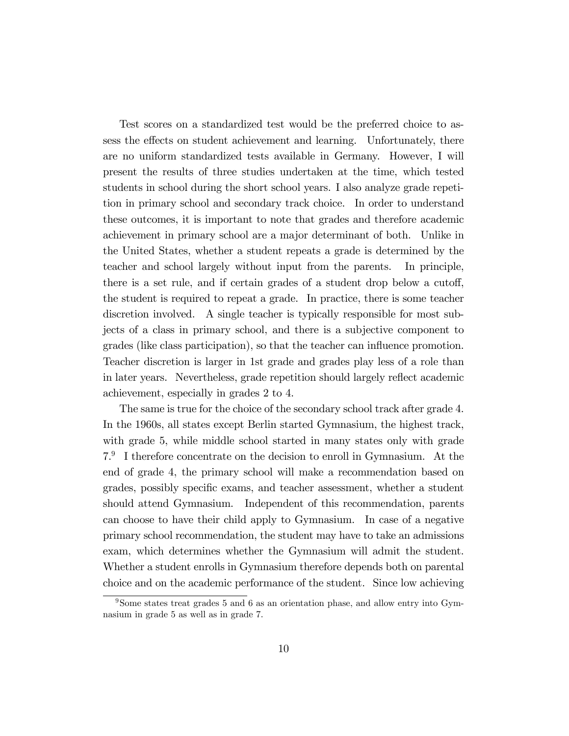Test scores on a standardized test would be the preferred choice to assess the effects on student achievement and learning. Unfortunately, there are no uniform standardized tests available in Germany. However, I will present the results of three studies undertaken at the time, which tested students in school during the short school years. I also analyze grade repetition in primary school and secondary track choice. In order to understand these outcomes, it is important to note that grades and therefore academic achievement in primary school are a major determinant of both. Unlike in the United States, whether a student repeats a grade is determined by the teacher and school largely without input from the parents. In principle, there is a set rule, and if certain grades of a student drop below a cutoff, the student is required to repeat a grade. In practice, there is some teacher discretion involved. A single teacher is typically responsible for most subjects of a class in primary school, and there is a subjective component to grades (like class participation), so that the teacher can influence promotion. Teacher discretion is larger in 1st grade and grades play less of a role than in later years. Nevertheless, grade repetition should largely reflect academic achievement, especially in grades 2 to 4.

The same is true for the choice of the secondary school track after grade 4. In the 1960s, all states except Berlin started Gymnasium, the highest track, with grade 5, while middle school started in many states only with grade 7.[9] I therefore concentrate on the decision to enroll in Gymnasium. At the end of grade 4, the primary school will make a recommendation based on grades, possibly specific exams, and teacher assessment, whether a student should attend Gymnasium. Independent of this recommendation, parents can choose to have their child apply to Gymnasium. In case of a negative primary school recommendation, the student may have to take an admissions exam, which determines whether the Gymnasium will admit the student. Whether a student enrolls in Gymnasium therefore depends both on parental choice and on the academic performance of the student. Since low achieving

[9] Some states treat grades 5 and 6 as an orientation phase, and allow entry into Gymnasium in grade 5 as well as in grade 7.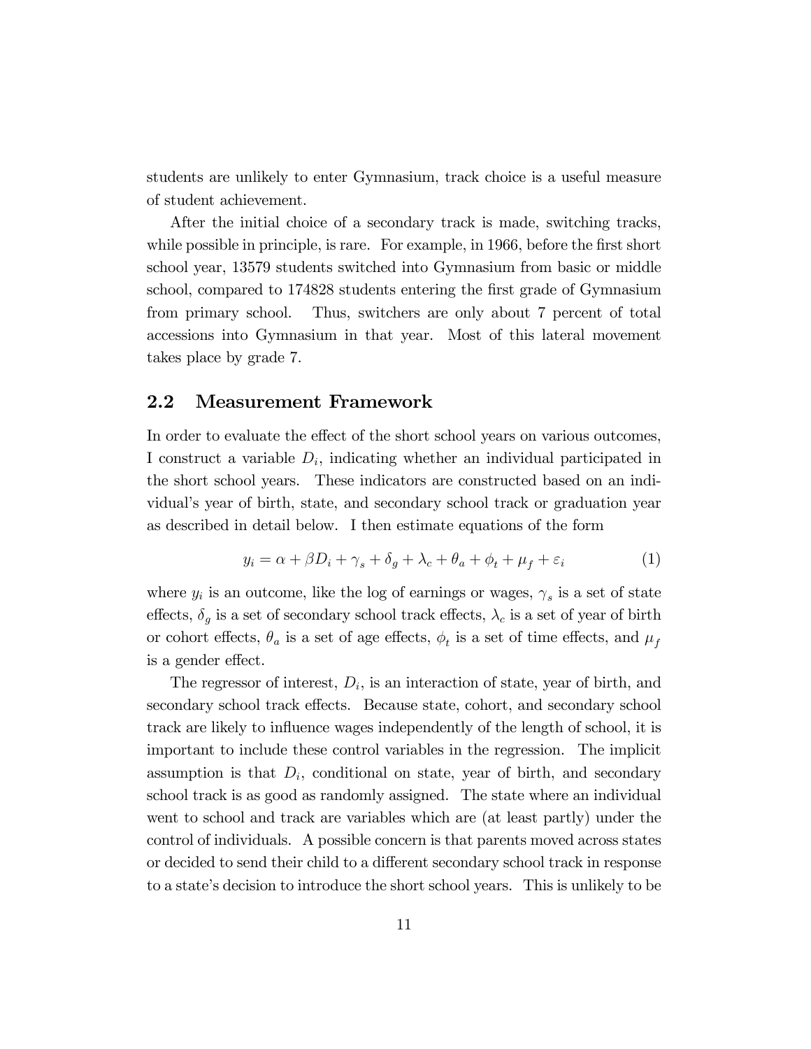students are unlikely to enter Gymnasium, track choice is a useful measure of student achievement.

After the initial choice of a secondary track is made, switching tracks, while possible in principle, is rare. For example, in 1966, before the first short school year, 13579 students switched into Gymnasium from basic or middle school, compared to 174828 students entering the first grade of Gymnasium from primary school. Thus, switchers are only about 7 percent of total accessions into Gymnasium in that year. Most of this lateral movement takes place by grade 7.

## 2.2 Measurement Framework

In order to evaluate the effect of the short school years on various outcomes, I construct a variable $D_i$, indicating whether an individual participated in the short school years. These indicators are constructed based on an individual's year of birth, state, and secondary school track or graduation year as described in detail below. I then estimate equations of the form

$$y_i = \alpha + \beta D_i + \gamma_s + \delta_g + \lambda_c + \theta_a + \phi_t + \mu_f + \varepsilon_i \tag{1}$$

where $y_i$ is an outcome, like the log of earnings or wages, $\gamma_s$ is a set of state effects, $\delta_g$ is a set of secondary school track effects, $\lambda_c$ is a set of year of birth or cohort effects, $\theta_a$ is a set of age effects, $\phi_t$ is a set of time effects, and $\mu_f$ is a gender effect.

The regressor of interest, $D_i$, is an interaction of state, year of birth, and secondary school track effects. Because state, cohort, and secondary school track are likely to influence wages independently of the length of school, it is important to include these control variables in the regression. The implicit assumption is that $D_i$, conditional on state, year of birth, and secondary school track is as good as randomly assigned. The state where an individual went to school and track are variables which are (at least partly) under the control of individuals. A possible concern is that parents moved across states or decided to send their child to a different secondary school track in response to a state's decision to introduce the short school years. This is unlikely to be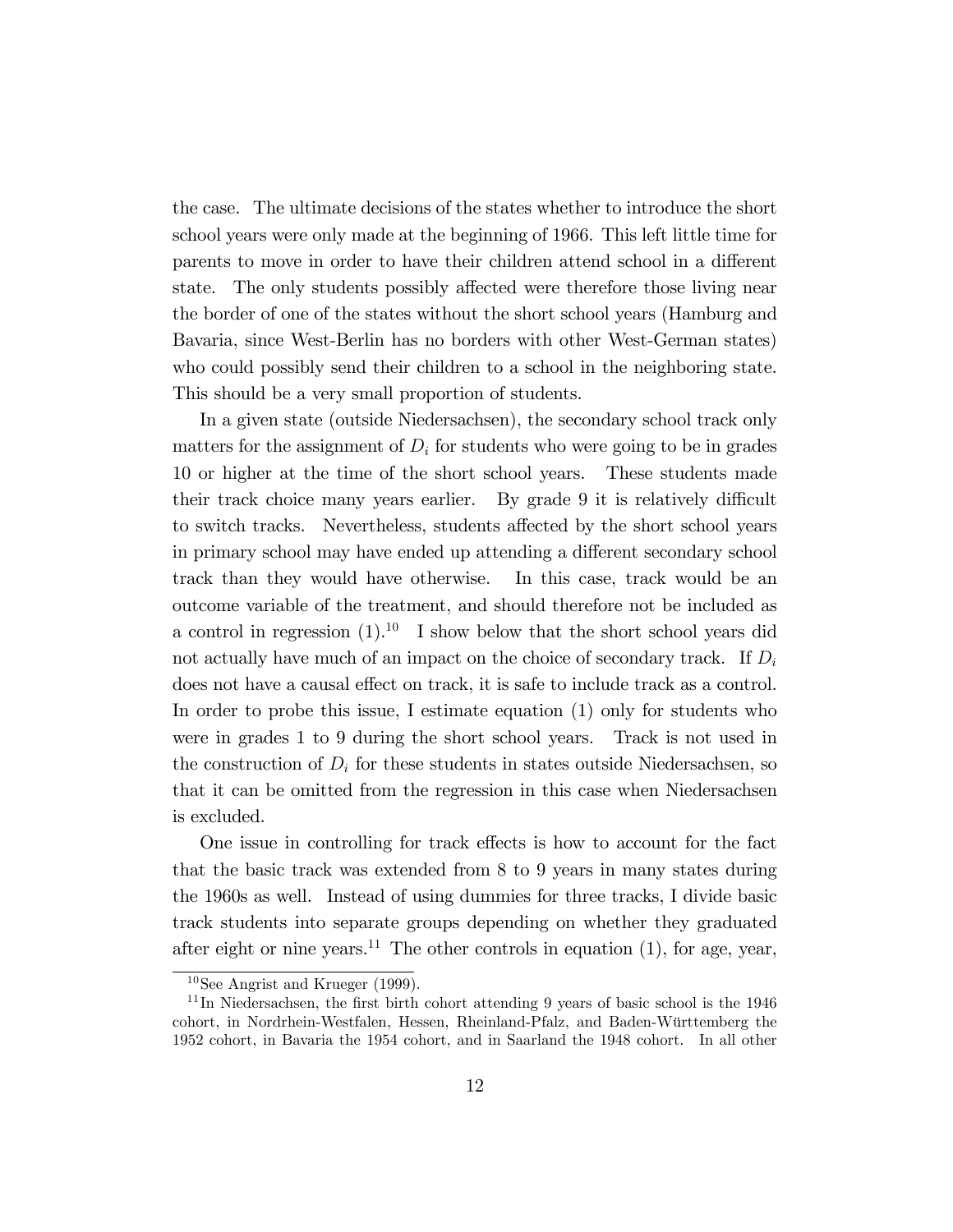the case. The ultimate decisions of the states whether to introduce the short school years were only made at the beginning of 1966. This left little time for parents to move in order to have their children attend school in a different state. The only students possibly affected were therefore those living near the border of one of the states without the short school years (Hamburg and Bavaria, since West-Berlin has no borders with other West-German states) who could possibly send their children to a school in the neighboring state. This should be a very small proportion of students.

In a given state (outside Niedersachsen), the secondary school track only matters for the assignment of $D_i$ for students who were going to be in grades 10 or higher at the time of the short school years. These students made their track choice many years earlier. By grade 9 it is relatively difficult to switch tracks. Nevertheless, students affected by the short school years in primary school may have ended up attending a different secondary school track than they would have otherwise. In this case, track would be an outcome variable of the treatment, and should therefore not be included as a control in regression (1).[10] I show below that the short school years did not actually have much of an impact on the choice of secondary track. If $D_i$ does not have a causal effect on track, it is safe to include track as a control. In order to probe this issue, I estimate equation (1) only for students who were in grades 1 to 9 during the short school years. Track is not used in the construction of $D_i$ for these students in states outside Niedersachsen, so that it can be omitted from the regression in this case when Niedersachsen is excluded.

One issue in controlling for track effects is how to account for the fact that the basic track was extended from 8 to 9 years in many states during the 1960s as well. Instead of using dummies for three tracks, I divide basic track students into separate groups depending on whether they graduated after eight or nine years.[11] The other controls in equation (1), for age, year,

[10] See Angrist and Krueger (1999).

[11] In Niedersachsen, the first birth cohort attending 9 years of basic school is the 1946 cohort, in Nordrhein-Westfalen, Hessen, Rheinland-Pfalz, and Baden-Württemberg the 1952 cohort, in Bavaria the 1954 cohort, and in Saarland the 1948 cohort. In all other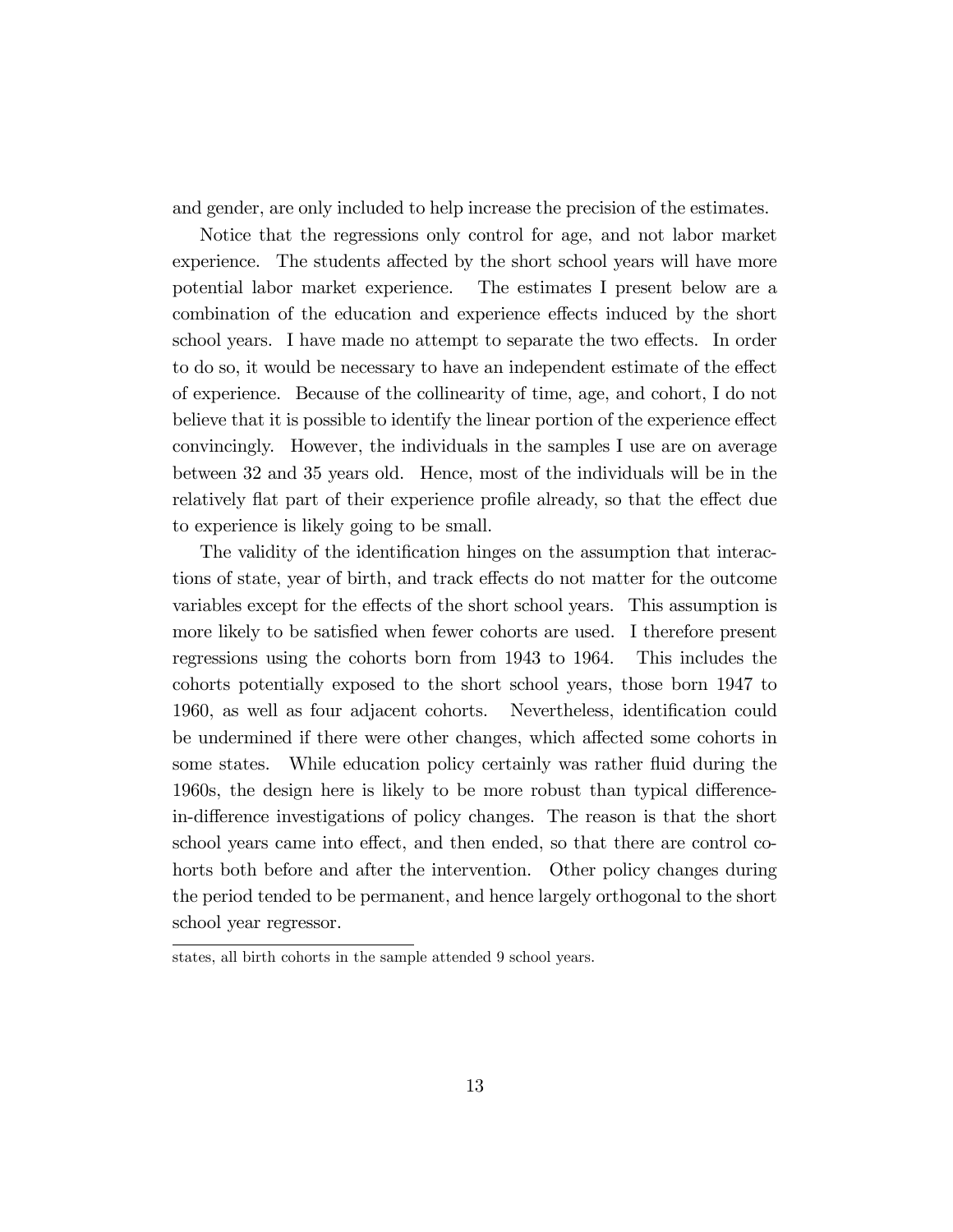and gender, are only included to help increase the precision of the estimates.

Notice that the regressions only control for age, and not labor market experience. The students affected by the short school years will have more potential labor market experience. The estimates I present below are a combination of the education and experience effects induced by the short school years. I have made no attempt to separate the two effects. In order to do so, it would be necessary to have an independent estimate of the effect of experience. Because of the collinearity of time, age, and cohort, I do not believe that it is possible to identify the linear portion of the experience effect convincingly. However, the individuals in the samples I use are on average between 32 and 35 years old. Hence, most of the individuals will be in the relatively flat part of their experience profile already, so that the effect due to experience is likely going to be small.

The validity of the identification hinges on the assumption that interactions of state, year of birth, and track effects do not matter for the outcome variables except for the effects of the short school years. This assumption is more likely to be satisfied when fewer cohorts are used. I therefore present regressions using the cohorts born from 1943 to 1964. This includes the cohorts potentially exposed to the short school years, those born 1947 to 1960, as well as four adjacent cohorts. Nevertheless, identification could be undermined if there were other changes, which affected some cohorts in some states. While education policy certainly was rather fluid during the 1960s, the design here is likely to be more robust than typical difference-in-difference investigations of policy changes. The reason is that the short school years came into effect, and then ended, so that there are control cohorts both before and after the intervention. Other policy changes during the period tended to be permanent, and hence largely orthogonal to the short school year regressor.

---

states, all birth cohorts in the sample attended 9 school years.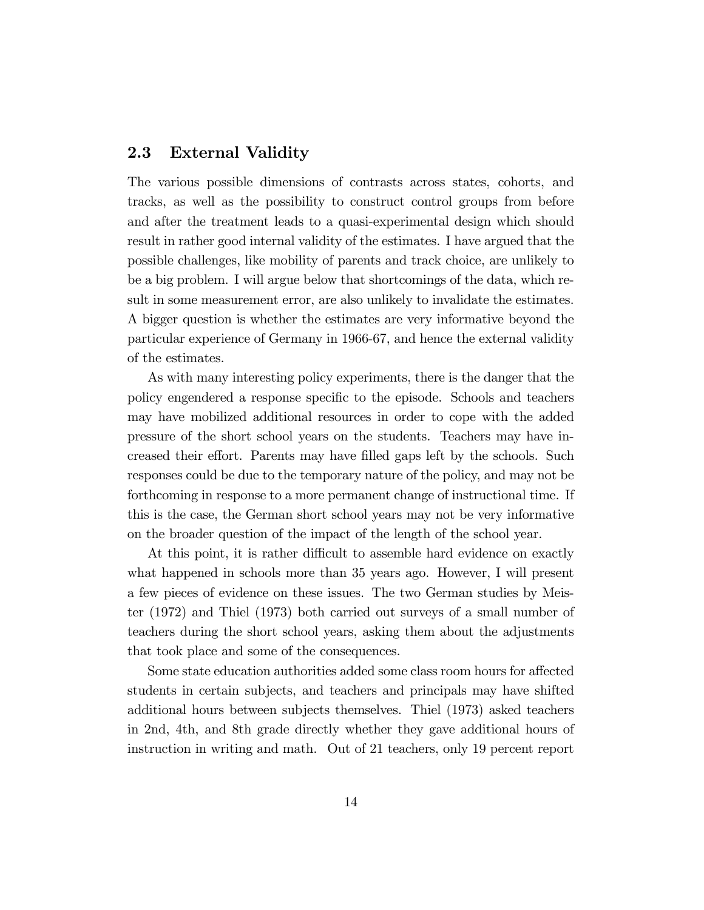## 2.3 External Validity

The various possible dimensions of contrasts across states, cohorts, and tracks, as well as the possibility to construct control groups from before and after the treatment leads to a quasi-experimental design which should result in rather good internal validity of the estimates. I have argued that the possible challenges, like mobility of parents and track choice, are unlikely to be a big problem. I will argue below that shortcomings of the data, which result in some measurement error, are also unlikely to invalidate the estimates. A bigger question is whether the estimates are very informative beyond the particular experience of Germany in 1966-67, and hence the external validity of the estimates.

As with many interesting policy experiments, there is the danger that the policy engendered a response specific to the episode. Schools and teachers may have mobilized additional resources in order to cope with the added pressure of the short school years on the students. Teachers may have increased their effort. Parents may have filled gaps left by the schools. Such responses could be due to the temporary nature of the policy, and may not be forthcoming in response to a more permanent change of instructional time. If this is the case, the German short school years may not be very informative on the broader question of the impact of the length of the school year.

At this point, it is rather difficult to assemble hard evidence on exactly what happened in schools more than 35 years ago. However, I will present a few pieces of evidence on these issues. The two German studies by Meister (1972) and Thiel (1973) both carried out surveys of a small number of teachers during the short school years, asking them about the adjustments that took place and some of the consequences.

Some state education authorities added some class room hours for affected students in certain subjects, and teachers and principals may have shifted additional hours between subjects themselves. Thiel (1973) asked teachers in 2nd, 4th, and 8th grade directly whether they gave additional hours of instruction in writing and math. Out of 21 teachers, only 19 percent report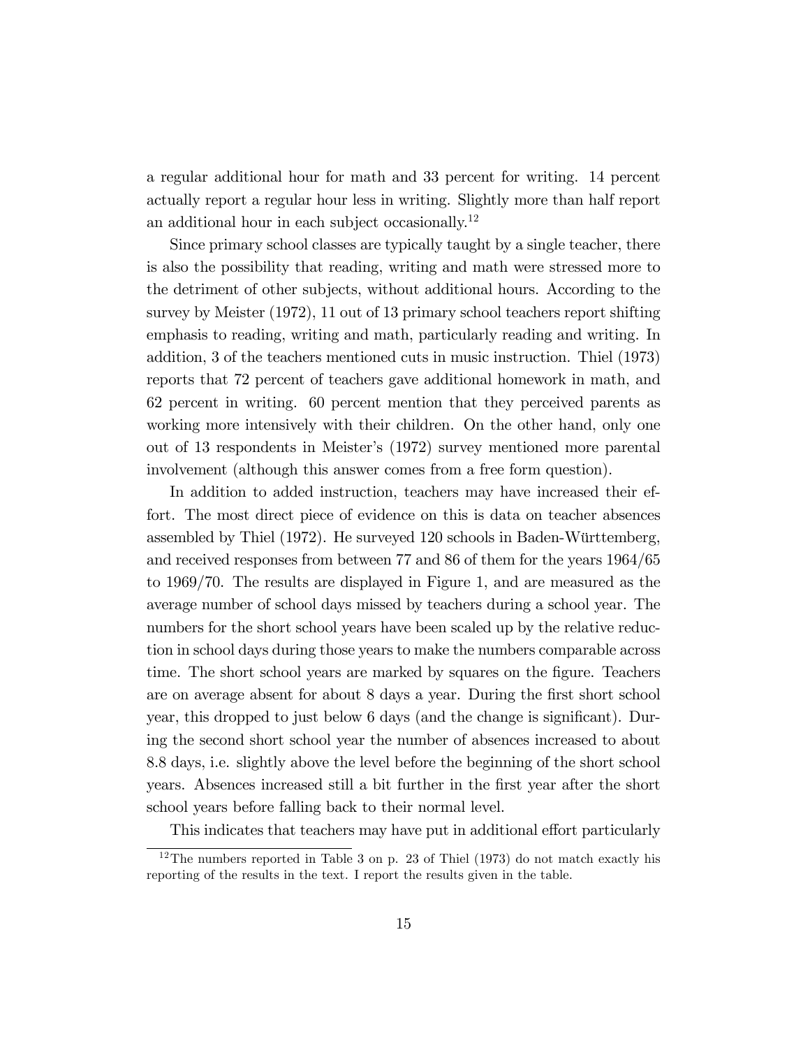a regular additional hour for math and 33 percent for writing. 14 percent actually report a regular hour less in writing. Slightly more than half report an additional hour in each subject occasionally.[12]

Since primary school classes are typically taught by a single teacher, there is also the possibility that reading, writing and math were stressed more to the detriment of other subjects, without additional hours. According to the survey by Meister (1972), 11 out of 13 primary school teachers report shifting emphasis to reading, writing and math, particularly reading and writing. In addition, 3 of the teachers mentioned cuts in music instruction. Thiel (1973) reports that 72 percent of teachers gave additional homework in math, and 62 percent in writing. 60 percent mention that they perceived parents as working more intensively with their children. On the other hand, only one out of 13 respondents in Meister's (1972) survey mentioned more parental involvement (although this answer comes from a free form question).

In addition to added instruction, teachers may have increased their effort. The most direct piece of evidence on this is data on teacher absences assembled by Thiel (1972). He surveyed 120 schools in Baden-Württemberg, and received responses from between 77 and 86 of them for the years 1964/65 to 1969/70. The results are displayed in Figure 1, and are measured as the average number of school days missed by teachers during a school year. The numbers for the short school years have been scaled up by the relative reduction in school days during those years to make the numbers comparable across time. The short school years are marked by squares on the figure. Teachers are on average absent for about 8 days a year. During the first short school year, this dropped to just below 6 days (and the change is significant). During the second short school year the number of absences increased to about 8.8 days, i.e. slightly above the level before the beginning of the short school years. Absences increased still a bit further in the first year after the short school years before falling back to their normal level.

This indicates that teachers may have put in additional effort particularly

[12] The numbers reported in Table 3 on p. 23 of Thiel (1973) do not match exactly his reporting of the results in the text. I report the results given in the table.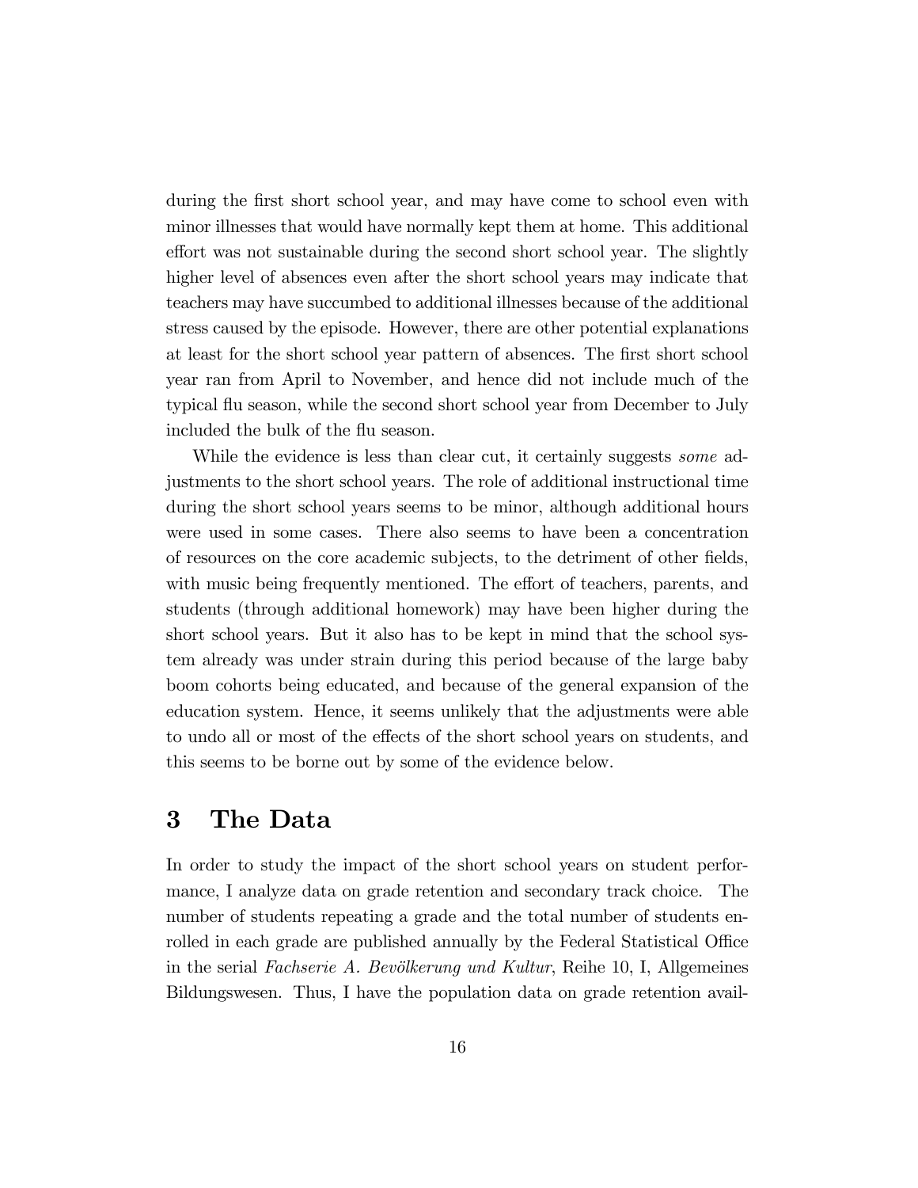during the first short school year, and may have come to school even with minor illnesses that would have normally kept them at home. This additional effort was not sustainable during the second short school year. The slightly higher level of absences even after the short school years may indicate that teachers may have succumbed to additional illnesses because of the additional stress caused by the episode. However, there are other potential explanations at least for the short school year pattern of absences. The first short school year ran from April to November, and hence did not include much of the typical flu season, while the second short school year from December to July included the bulk of the flu season.

While the evidence is less than clear cut, it certainly suggests *some* adjustments to the short school years. The role of additional instructional time during the short school years seems to be minor, although additional hours were used in some cases. There also seems to have been a concentration of resources on the core academic subjects, to the detriment of other fields, with music being frequently mentioned. The effort of teachers, parents, and students (through additional homework) may have been higher during the short school years. But it also has to be kept in mind that the school system already was under strain during this period because of the large baby boom cohorts being educated, and because of the general expansion of the education system. Hence, it seems unlikely that the adjustments were able to undo all or most of the effects of the short school years on students, and this seems to be borne out by some of the evidence below.

# 3 The Data

In order to study the impact of the short school years on student performance, I analyze data on grade retention and secondary track choice. The number of students repeating a grade and the total number of students enrolled in each grade are published annually by the Federal Statistical Office in the serial *Fachserie A. Bevölkerung und Kultur*, Reihe 10, I, Allgemeines Bildungswesen. Thus, I have the population data on grade retention avail-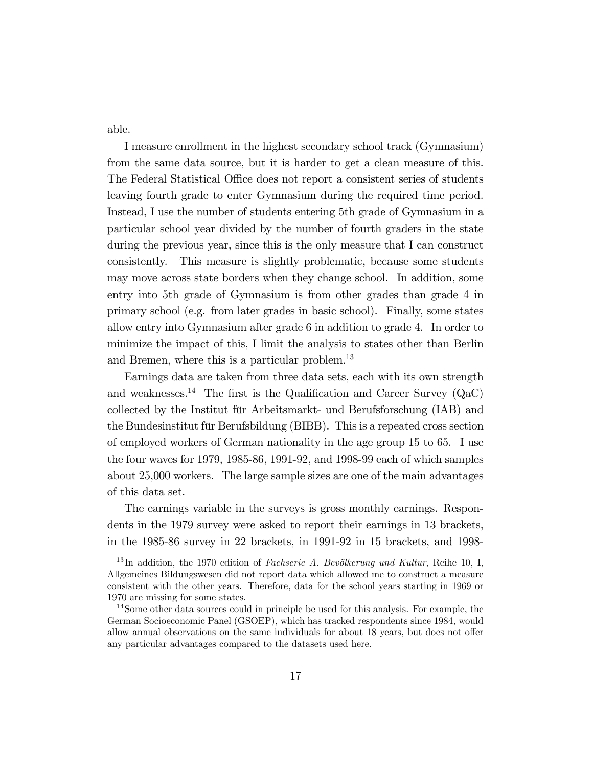able.

I measure enrollment in the highest secondary school track (Gymnasium) from the same data source, but it is harder to get a clean measure of this. The Federal Statistical Office does not report a consistent series of students leaving fourth grade to enter Gymnasium during the required time period. Instead, I use the number of students entering 5th grade of Gymnasium in a particular school year divided by the number of fourth graders in the state during the previous year, since this is the only measure that I can construct consistently. This measure is slightly problematic, because some students may move across state borders when they change school. In addition, some entry into 5th grade of Gymnasium is from other grades than grade 4 in primary school (e.g. from later grades in basic school). Finally, some states allow entry into Gymnasium after grade 6 in addition to grade 4. In order to minimize the impact of this, I limit the analysis to states other than Berlin and Bremen, where this is a particular problem.[13]

Earnings data are taken from three data sets, each with its own strength and weaknesses.[14] The first is the Qualification and Career Survey (QaC) collected by the Institut für Arbeitsmarkt- und Berufsforschung (IAB) and the Bundesinstitut für Berufsbildung (BIBB). This is a repeated cross section of employed workers of German nationality in the age group 15 to 65. I use the four waves for 1979, 1985-86, 1991-92, and 1998-99 each of which samples about 25,000 workers. The large sample sizes are one of the main advantages of this data set.

The earnings variable in the surveys is gross monthly earnings. Respondents in the 1979 survey were asked to report their earnings in 13 brackets, in the 1985-86 survey in 22 brackets, in 1991-92 in 15 brackets, and 1998-

---

[13] In addition, the 1970 edition of *Fachserie A. Bevölkerung und Kultur*, Reihe 10, I, Allgemeines Bildungswesen did not report data which allowed me to construct a measure consistent with the other years. Therefore, data for the school years starting in 1969 or 1970 are missing for some states.

[14] Some other data sources could in principle be used for this analysis. For example, the German Socioeconomic Panel (GSOEP), which has tracked respondents since 1984, would allow annual observations on the same individuals for about 18 years, but does not offer any particular advantages compared to the datasets used here.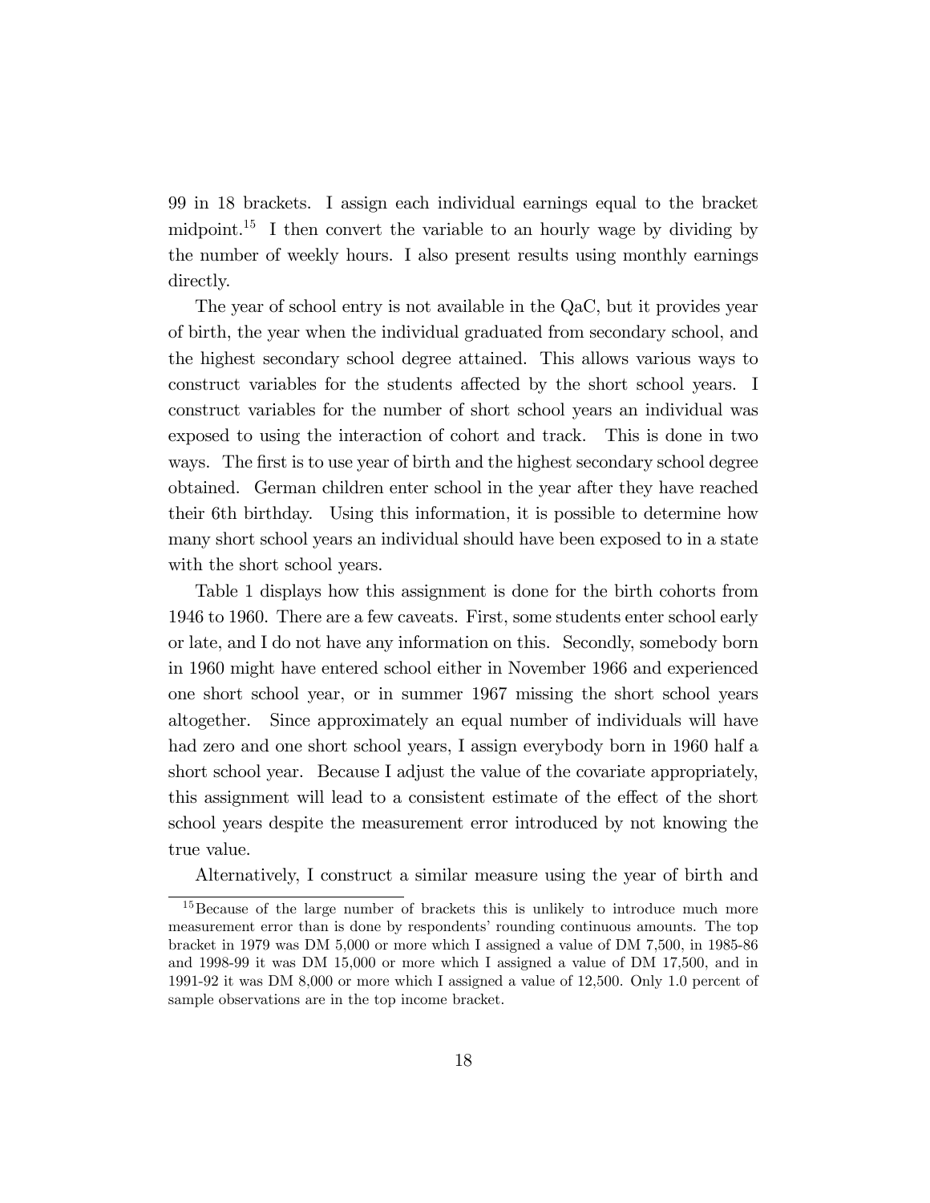99 in 18 brackets. I assign each individual earnings equal to the bracket midpoint.[15] I then convert the variable to an hourly wage by dividing by the number of weekly hours. I also present results using monthly earnings directly.

The year of school entry is not available in the QaC, but it provides year of birth, the year when the individual graduated from secondary school, and the highest secondary school degree attained. This allows various ways to construct variables for the students affected by the short school years. I construct variables for the number of short school years an individual was exposed to using the interaction of cohort and track. This is done in two ways. The first is to use year of birth and the highest secondary school degree obtained. German children enter school in the year after they have reached their 6th birthday. Using this information, it is possible to determine how many short school years an individual should have been exposed to in a state with the short school years.

Table 1 displays how this assignment is done for the birth cohorts from 1946 to 1960. There are a few caveats. First, some students enter school early or late, and I do not have any information on this. Secondly, somebody born in 1960 might have entered school either in November 1966 and experienced one short school year, or in summer 1967 missing the short school years altogether. Since approximately an equal number of individuals will have had zero and one short school years, I assign everybody born in 1960 half a short school year. Because I adjust the value of the covariate appropriately, this assignment will lead to a consistent estimate of the effect of the short school years despite the measurement error introduced by not knowing the true value.

Alternatively, I construct a similar measure using the year of birth and

---

[15] Because of the large number of brackets this is unlikely to introduce much more measurement error than is done by respondents' rounding continuous amounts. The top bracket in 1979 was DM 5,000 or more which I assigned a value of DM 7,500, in 1985-86 and 1998-99 it was DM 15,000 or more which I assigned a value of DM 17,500, and in 1991-92 it was DM 8,000 or more which I assigned a value of 12,500. Only 1.0 percent of sample observations are in the top income bracket.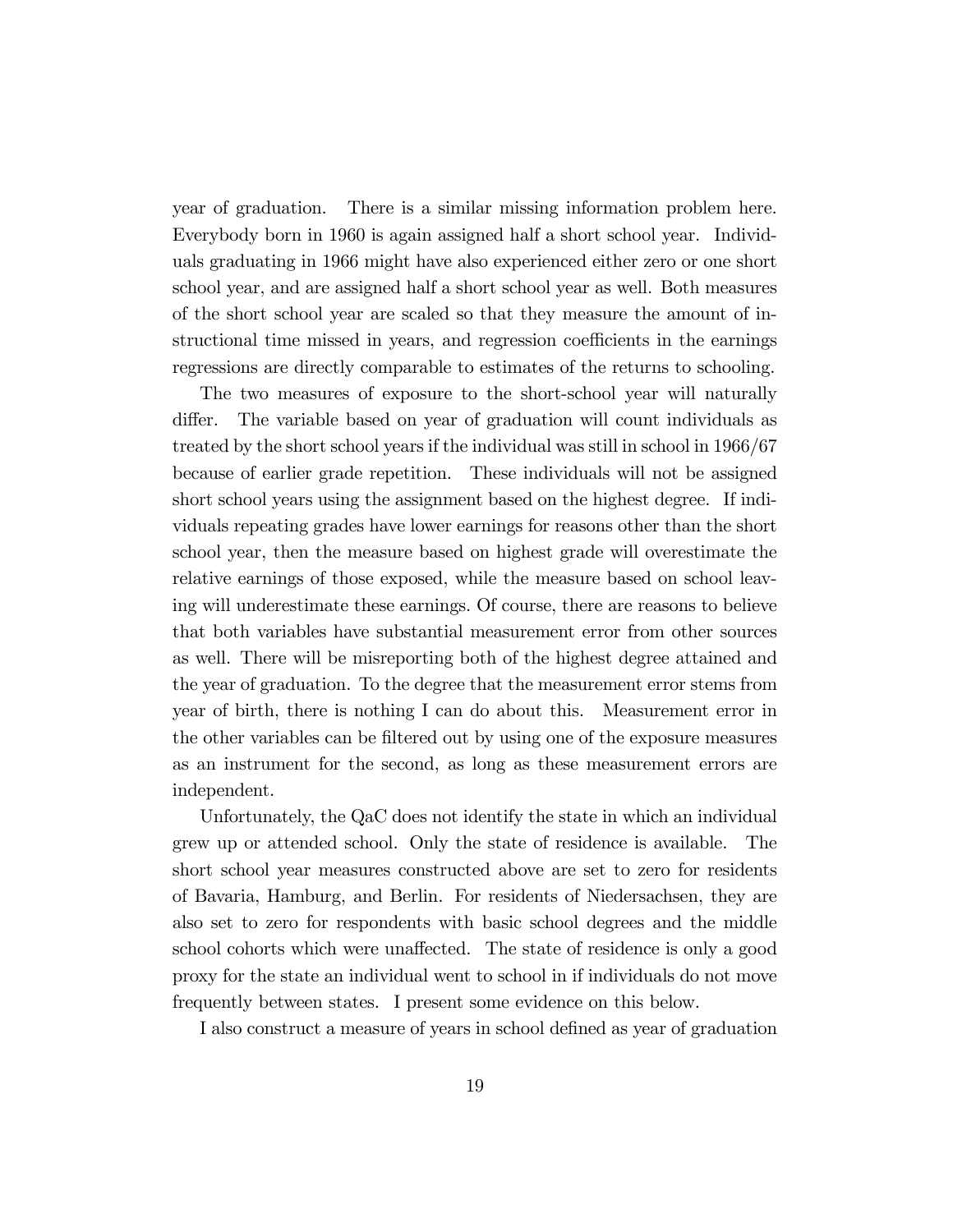year of graduation. There is a similar missing information problem here. Everybody born in 1960 is again assigned half a short school year. Individuals graduating in 1966 might have also experienced either zero or one short school year, and are assigned half a short school year as well. Both measures of the short school year are scaled so that they measure the amount of instructional time missed in years, and regression coefficients in the earnings regressions are directly comparable to estimates of the returns to schooling.

The two measures of exposure to the short-school year will naturally differ. The variable based on year of graduation will count individuals as treated by the short school years if the individual was still in school in 1966/67 because of earlier grade repetition. These individuals will not be assigned short school years using the assignment based on the highest degree. If individuals repeating grades have lower earnings for reasons other than the short school year, then the measure based on highest grade will overestimate the relative earnings of those exposed, while the measure based on school leaving will underestimate these earnings. Of course, there are reasons to believe that both variables have substantial measurement error from other sources as well. There will be misreporting both of the highest degree attained and the year of graduation. To the degree that the measurement error stems from year of birth, there is nothing I can do about this. Measurement error in the other variables can be filtered out by using one of the exposure measures as an instrument for the second, as long as these measurement errors are independent.

Unfortunately, the QaC does not identify the state in which an individual grew up or attended school. Only the state of residence is available. The short school year measures constructed above are set to zero for residents of Bavaria, Hamburg, and Berlin. For residents of Niedersachsen, they are also set to zero for respondents with basic school degrees and the middle school cohorts which were unaffected. The state of residence is only a good proxy for the state an individual went to school in if individuals do not move frequently between states. I present some evidence on this below.

I also construct a measure of years in school defined as year of graduation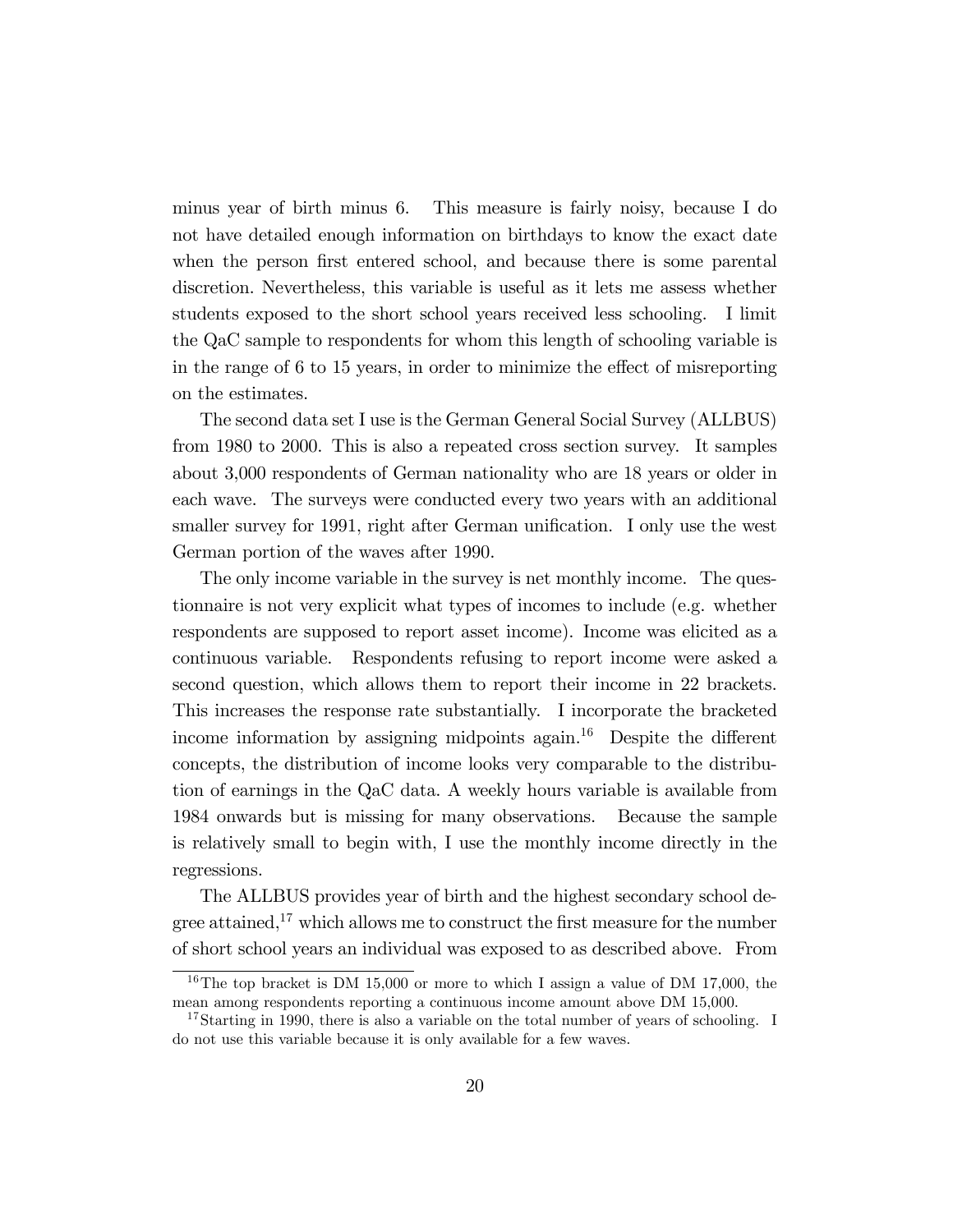minus year of birth minus 6. This measure is fairly noisy, because I do not have detailed enough information on birthdays to know the exact date when the person first entered school, and because there is some parental discretion. Nevertheless, this variable is useful as it lets me assess whether students exposed to the short school years received less schooling. I limit the QaC sample to respondents for whom this length of schooling variable is in the range of 6 to 15 years, in order to minimize the effect of misreporting on the estimates.

The second data set I use is the German General Social Survey (ALLBUS) from 1980 to 2000. This is also a repeated cross section survey. It samples about 3,000 respondents of German nationality who are 18 years or older in each wave. The surveys were conducted every two years with an additional smaller survey for 1991, right after German unification. I only use the west German portion of the waves after 1990.

The only income variable in the survey is net monthly income. The questionnaire is not very explicit what types of incomes to include (e.g. whether respondents are supposed to report asset income). Income was elicited as a continuous variable. Respondents refusing to report income were asked a second question, which allows them to report their income in 22 brackets. This increases the response rate substantially. I incorporate the bracketed income information by assigning midpoints again.[16] Despite the different concepts, the distribution of income looks very comparable to the distribution of earnings in the QaC data. A weekly hours variable is available from 1984 onwards but is missing for many observations. Because the sample is relatively small to begin with, I use the monthly income directly in the regressions.

The ALLBUS provides year of birth and the highest secondary school degree attained,[17] which allows me to construct the first measure for the number of short school years an individual was exposed to as described above. From

[16] The top bracket is DM 15,000 or more to which I assign a value of DM 17,000, the mean among respondents reporting a continuous income amount above DM 15,000.

[17] Starting in 1990, there is also a variable on the total number of years of schooling. I do not use this variable because it is only available for a few waves.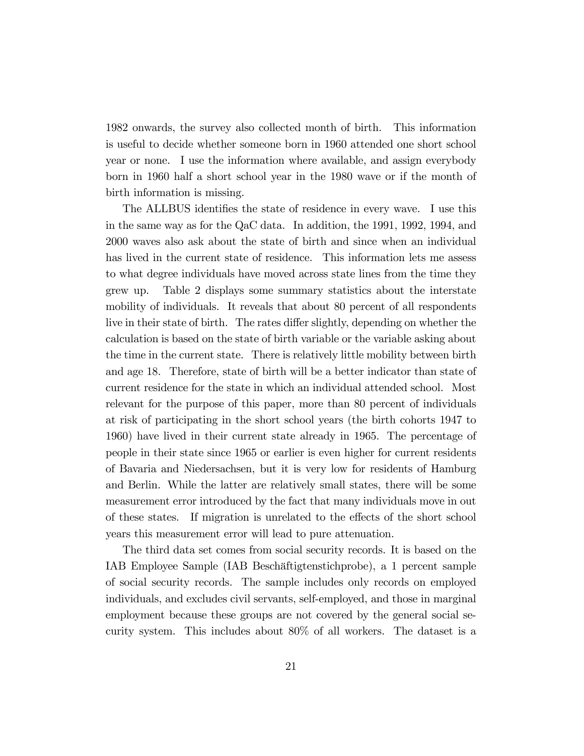1982 onwards, the survey also collected month of birth. This information is useful to decide whether someone born in 1960 attended one short school year or none. I use the information where available, and assign everybody born in 1960 half a short school year in the 1980 wave or if the month of birth information is missing.

The ALLBUS identifies the state of residence in every wave. I use this in the same way as for the QaC data. In addition, the 1991, 1992, 1994, and 2000 waves also ask about the state of birth and since when an individual has lived in the current state of residence. This information lets me assess to what degree individuals have moved across state lines from the time they grew up. Table 2 displays some summary statistics about the interstate mobility of individuals. It reveals that about 80 percent of all respondents live in their state of birth. The rates differ slightly, depending on whether the calculation is based on the state of birth variable or the variable asking about the time in the current state. There is relatively little mobility between birth and age 18. Therefore, state of birth will be a better indicator than state of current residence for the state in which an individual attended school. Most relevant for the purpose of this paper, more than 80 percent of individuals at risk of participating in the short school years (the birth cohorts 1947 to 1960) have lived in their current state already in 1965. The percentage of people in their state since 1965 or earlier is even higher for current residents of Bavaria and Niedersachsen, but it is very low for residents of Hamburg and Berlin. While the latter are relatively small states, there will be some measurement error introduced by the fact that many individuals move in out of these states. If migration is unrelated to the effects of the short school years this measurement error will lead to pure attenuation.

The third data set comes from social security records. It is based on the IAB Employee Sample (IAB Beschäftigtenstichprobe), a 1 percent sample of social security records. The sample includes only records on employed individuals, and excludes civil servants, self-employed, and those in marginal employment because these groups are not covered by the general social security system. This includes about 80% of all workers. The dataset is a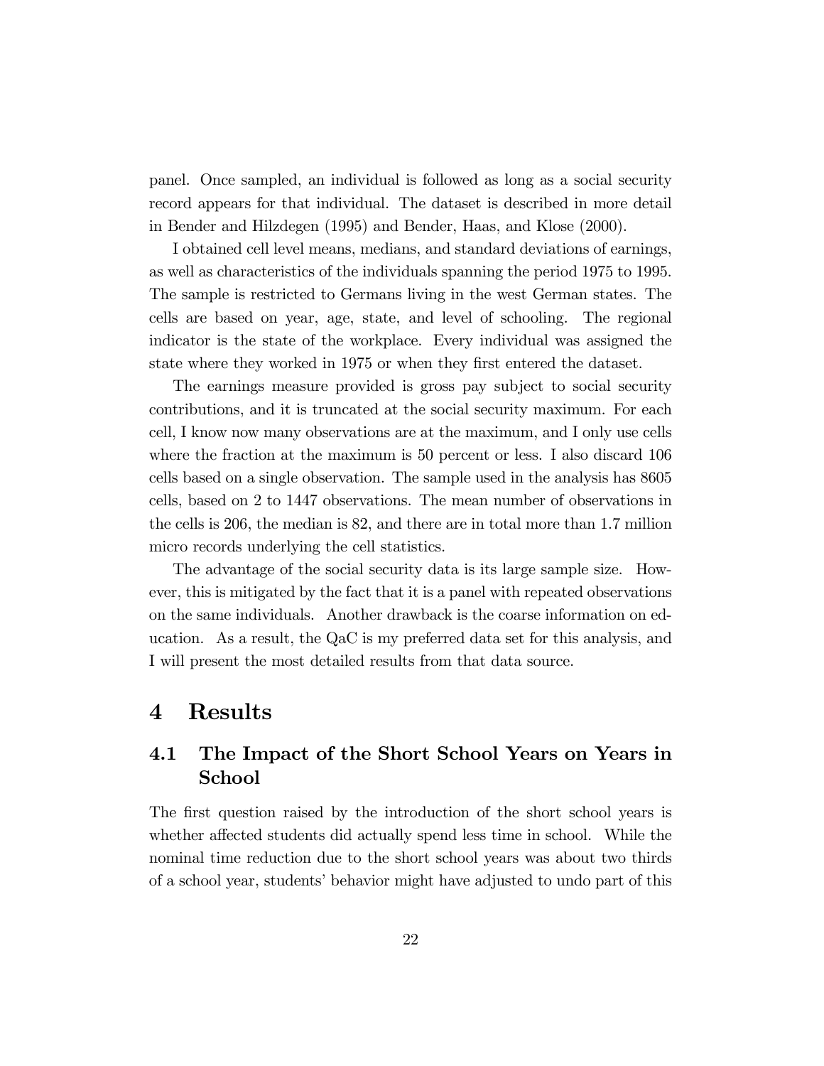panel. Once sampled, an individual is followed as long as a social security record appears for that individual. The dataset is described in more detail in Bender and Hilzdegen (1995) and Bender, Haas, and Klose (2000).

I obtained cell level means, medians, and standard deviations of earnings, as well as characteristics of the individuals spanning the period 1975 to 1995. The sample is restricted to Germans living in the west German states. The cells are based on year, age, state, and level of schooling. The regional indicator is the state of the workplace. Every individual was assigned the state where they worked in 1975 or when they first entered the dataset.

The earnings measure provided is gross pay subject to social security contributions, and it is truncated at the social security maximum. For each cell, I know now many observations are at the maximum, and I only use cells where the fraction at the maximum is 50 percent or less. I also discard 106 cells based on a single observation. The sample used in the analysis has 8605 cells, based on 2 to 1447 observations. The mean number of observations in the cells is 206, the median is 82, and there are in total more than 1.7 million micro records underlying the cell statistics.

The advantage of the social security data is its large sample size. However, this is mitigated by the fact that it is a panel with repeated observations on the same individuals. Another drawback is the coarse information on education. As a result, the QaC is my preferred data set for this analysis, and I will present the most detailed results from that data source.

# 4 Results

## 4.1 The Impact of the Short School Years on Years in School

The first question raised by the introduction of the short school years is whether affected students did actually spend less time in school. While the nominal time reduction due to the short school years was about two thirds of a school year, students' behavior might have adjusted to undo part of this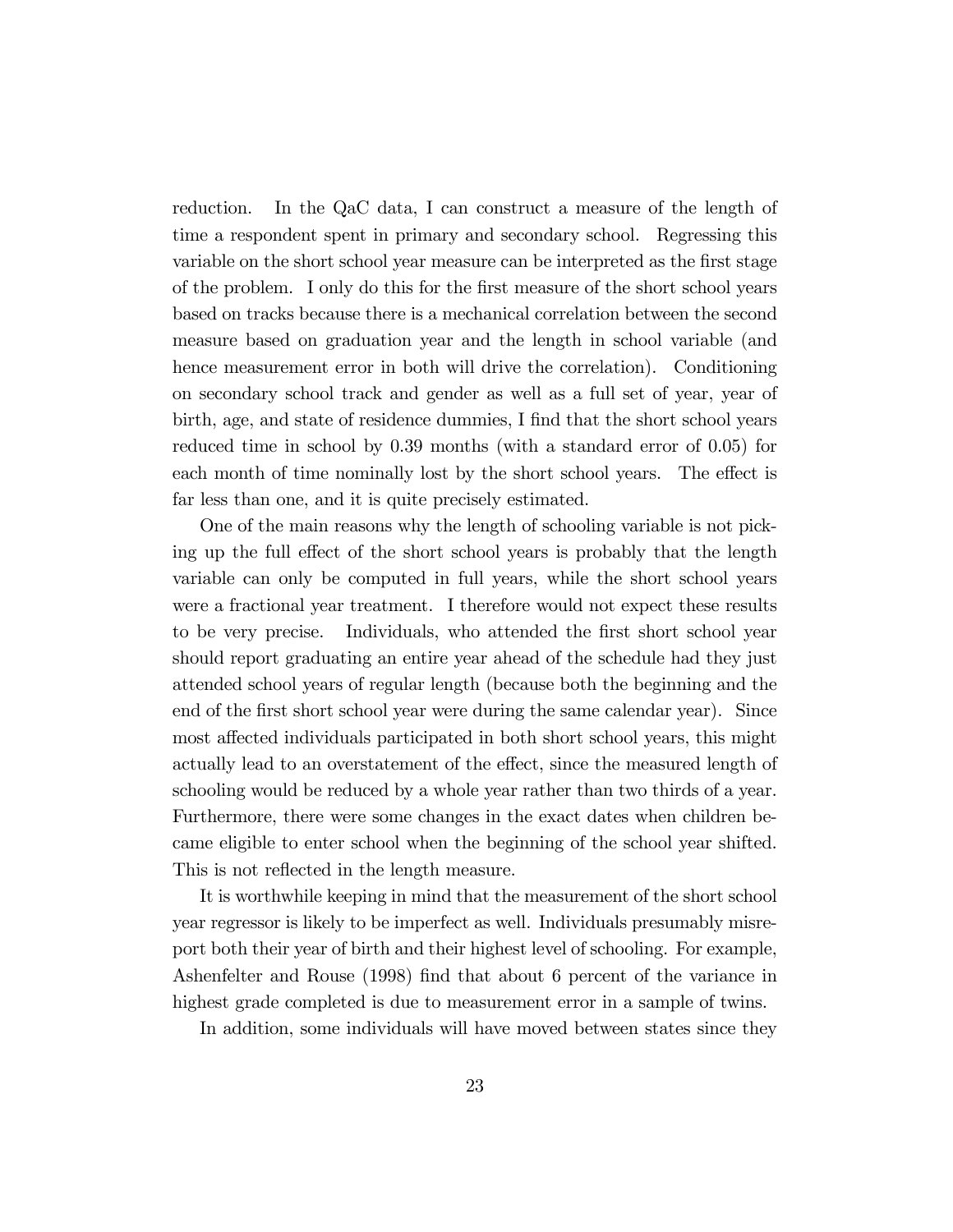reduction. In the QaC data, I can construct a measure of the length of time a respondent spent in primary and secondary school. Regressing this variable on the short school year measure can be interpreted as the first stage of the problem. I only do this for the first measure of the short school years based on tracks because there is a mechanical correlation between the second measure based on graduation year and the length in school variable (and hence measurement error in both will drive the correlation). Conditioning on secondary school track and gender as well as a full set of year, year of birth, age, and state of residence dummies, I find that the short school years reduced time in school by 0.39 months (with a standard error of 0.05) for each month of time nominally lost by the short school years. The effect is far less than one, and it is quite precisely estimated.

One of the main reasons why the length of schooling variable is not picking up the full effect of the short school years is probably that the length variable can only be computed in full years, while the short school years were a fractional year treatment. I therefore would not expect these results to be very precise. Individuals, who attended the first short school year should report graduating an entire year ahead of the schedule had they just attended school years of regular length (because both the beginning and the end of the first short school year were during the same calendar year). Since most affected individuals participated in both short school years, this might actually lead to an overstatement of the effect, since the measured length of schooling would be reduced by a whole year rather than two thirds of a year. Furthermore, there were some changes in the exact dates when children became eligible to enter school when the beginning of the school year shifted. This is not reflected in the length measure.

It is worthwhile keeping in mind that the measurement of the short school year regressor is likely to be imperfect as well. Individuals presumably misreport both their year of birth and their highest level of schooling. For example, Ashenfelter and Rouse (1998) find that about 6 percent of the variance in highest grade completed is due to measurement error in a sample of twins.

In addition, some individuals will have moved between states since they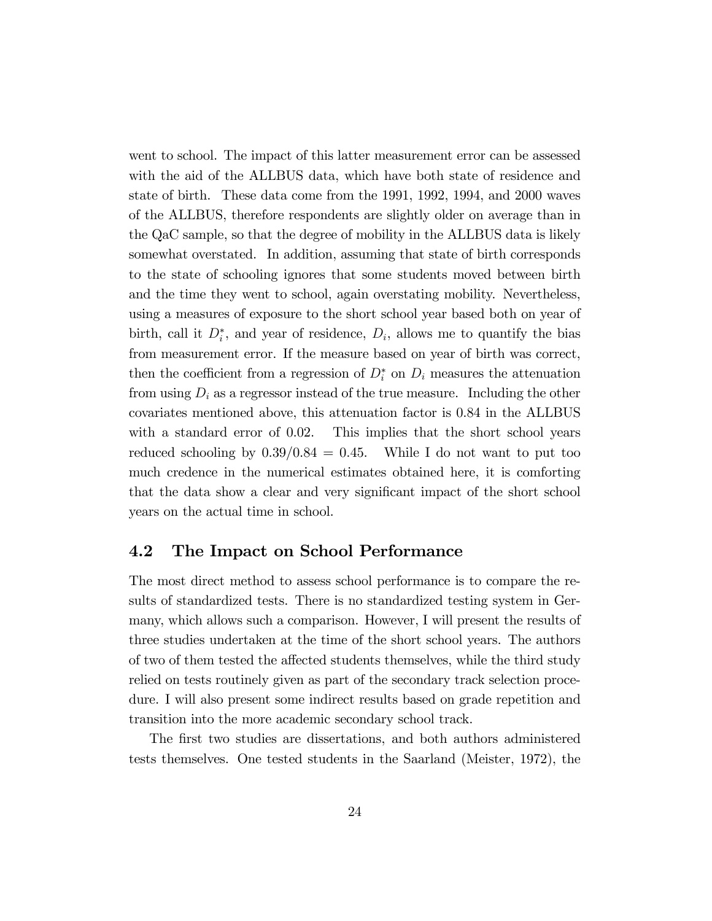went to school. The impact of this latter measurement error can be assessed with the aid of the ALLBUS data, which have both state of residence and state of birth. These data come from the 1991, 1992, 1994, and 2000 waves of the ALLBUS, therefore respondents are slightly older on average than in the QaC sample, so that the degree of mobility in the ALLBUS data is likely somewhat overstated. In addition, assuming that state of birth corresponds to the state of schooling ignores that some students moved between birth and the time they went to school, again overstating mobility. Nevertheless, using a measures of exposure to the short school year based both on year of birth, call it $D_i^*$, and year of residence, $D_i$, allows me to quantify the bias from measurement error. If the measure based on year of birth was correct, then the coefficient from a regression of $D_i^*$ on $D_i$ measures the attenuation from using $D_i$ as a regressor instead of the true measure. Including the other covariates mentioned above, this attenuation factor is 0.84 in the ALLBUS with a standard error of 0.02. This implies that the short school years reduced schooling by $0.39/0.84 = 0.45$. While I do not want to put too much credence in the numerical estimates obtained here, it is comforting that the data show a clear and very significant impact of the short school years on the actual time in school.

## 4.2 The Impact on School Performance

The most direct method to assess school performance is to compare the results of standardized tests. There is no standardized testing system in Germany, which allows such a comparison. However, I will present the results of three studies undertaken at the time of the short school years. The authors of two of them tested the affected students themselves, while the third study relied on tests routinely given as part of the secondary track selection procedure. I will also present some indirect results based on grade repetition and transition into the more academic secondary school track.

The first two studies are dissertations, and both authors administered tests themselves. One tested students in the Saarland (Meister, 1972), the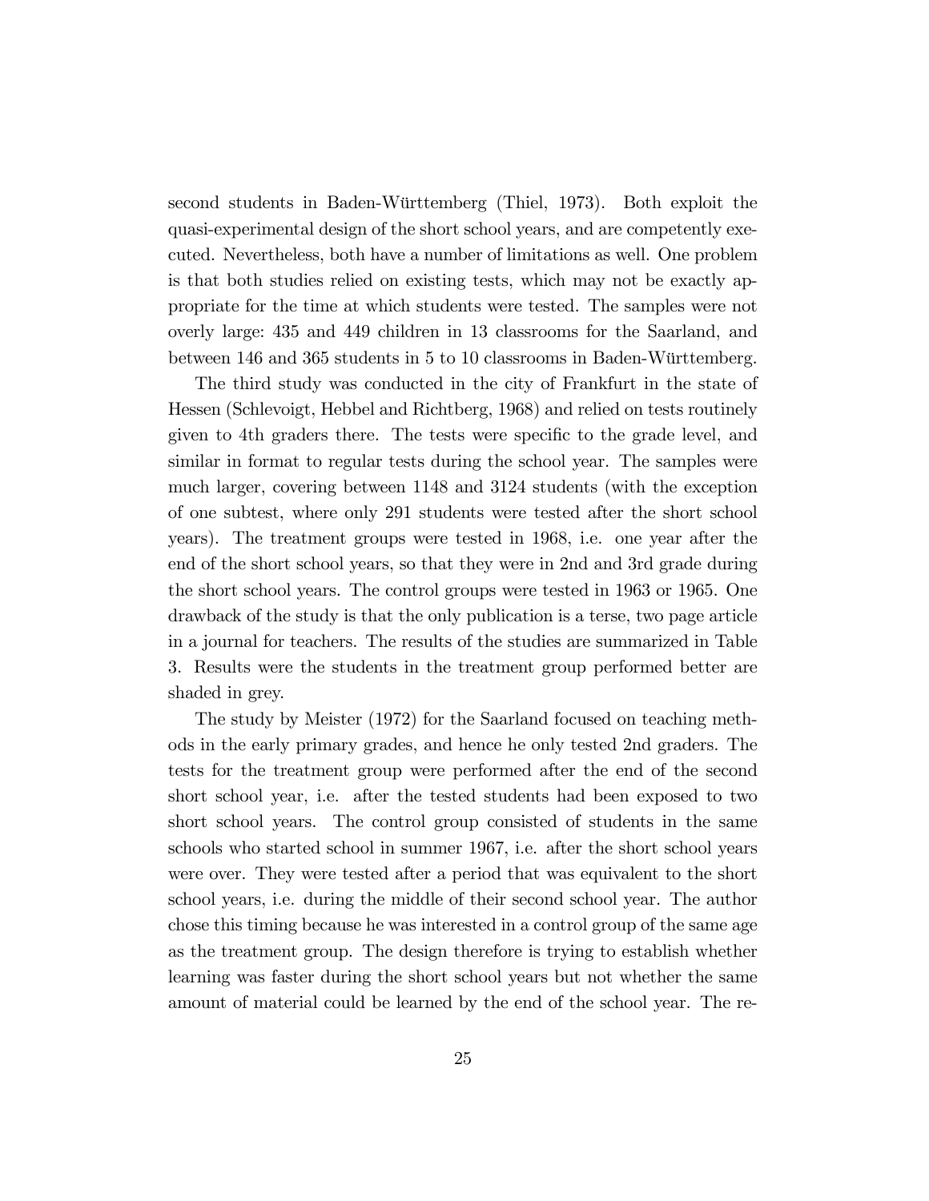second students in Baden-Württemberg (Thiel, 1973). Both exploit the quasi-experimental design of the short school years, and are competently executed. Nevertheless, both have a number of limitations as well. One problem is that both studies relied on existing tests, which may not be exactly appropriate for the time at which students were tested. The samples were not overly large: 435 and 449 children in 13 classrooms for the Saarland, and between 146 and 365 students in 5 to 10 classrooms in Baden-Württemberg.

The third study was conducted in the city of Frankfurt in the state of Hessen (Schlevoigt, Hebbel and Richtberg, 1968) and relied on tests routinely given to 4th graders there. The tests were specific to the grade level, and similar in format to regular tests during the school year. The samples were much larger, covering between 1148 and 3124 students (with the exception of one subtest, where only 291 students were tested after the short school years). The treatment groups were tested in 1968, i.e. one year after the end of the short school years, so that they were in 2nd and 3rd grade during the short school years. The control groups were tested in 1963 or 1965. One drawback of the study is that the only publication is a terse, two page article in a journal for teachers. The results of the studies are summarized in Table 3. Results were the students in the treatment group performed better are shaded in grey.

The study by Meister (1972) for the Saarland focused on teaching methods in the early primary grades, and hence he only tested 2nd graders. The tests for the treatment group were performed after the end of the second short school year, i.e. after the tested students had been exposed to two short school years. The control group consisted of students in the same schools who started school in summer 1967, i.e. after the short school years were over. They were tested after a period that was equivalent to the short school years, i.e. during the middle of their second school year. The author chose this timing because he was interested in a control group of the same age as the treatment group. The design therefore is trying to establish whether learning was faster during the short school years but not whether the same amount of material could be learned by the end of the school year. The re-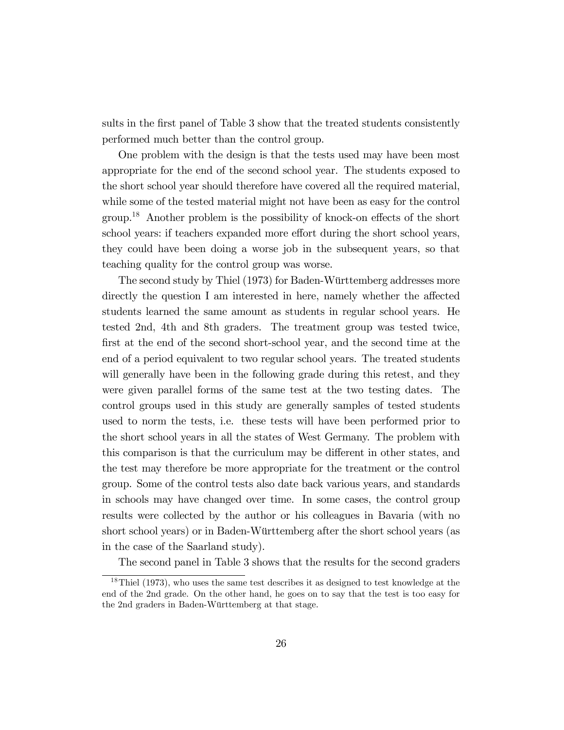sults in the first panel of Table 3 show that the treated students consistently performed much better than the control group.

One problem with the design is that the tests used may have been most appropriate for the end of the second school year. The students exposed to the short school year should therefore have covered all the required material, while some of the tested material might not have been as easy for the control group.[18] Another problem is the possibility of knock-on effects of the short school years: if teachers expanded more effort during the short school years, they could have been doing a worse job in the subsequent years, so that teaching quality for the control group was worse.

The second study by Thiel (1973) for Baden-Württemberg addresses more directly the question I am interested in here, namely whether the affected students learned the same amount as students in regular school years. He tested 2nd, 4th and 8th graders. The treatment group was tested twice, first at the end of the second short-school year, and the second time at the end of a period equivalent to two regular school years. The treated students will generally have been in the following grade during this retest, and they were given parallel forms of the same test at the two testing dates. The control groups used in this study are generally samples of tested students used to norm the tests, i.e. these tests will have been performed prior to the short school years in all the states of West Germany. The problem with this comparison is that the curriculum may be different in other states, and the test may therefore be more appropriate for the treatment or the control group. Some of the control tests also date back various years, and standards in schools may have changed over time. In some cases, the control group results were collected by the author or his colleagues in Bavaria (with no short school years) or in Baden-Württemberg after the short school years (as in the case of the Saarland study).

The second panel in Table 3 shows that the results for the second graders

[18] Thiel (1973), who uses the same test describes it as designed to test knowledge at the end of the 2nd grade. On the other hand, he goes on to say that the test is too easy for the 2nd graders in Baden-Württemberg at that stage.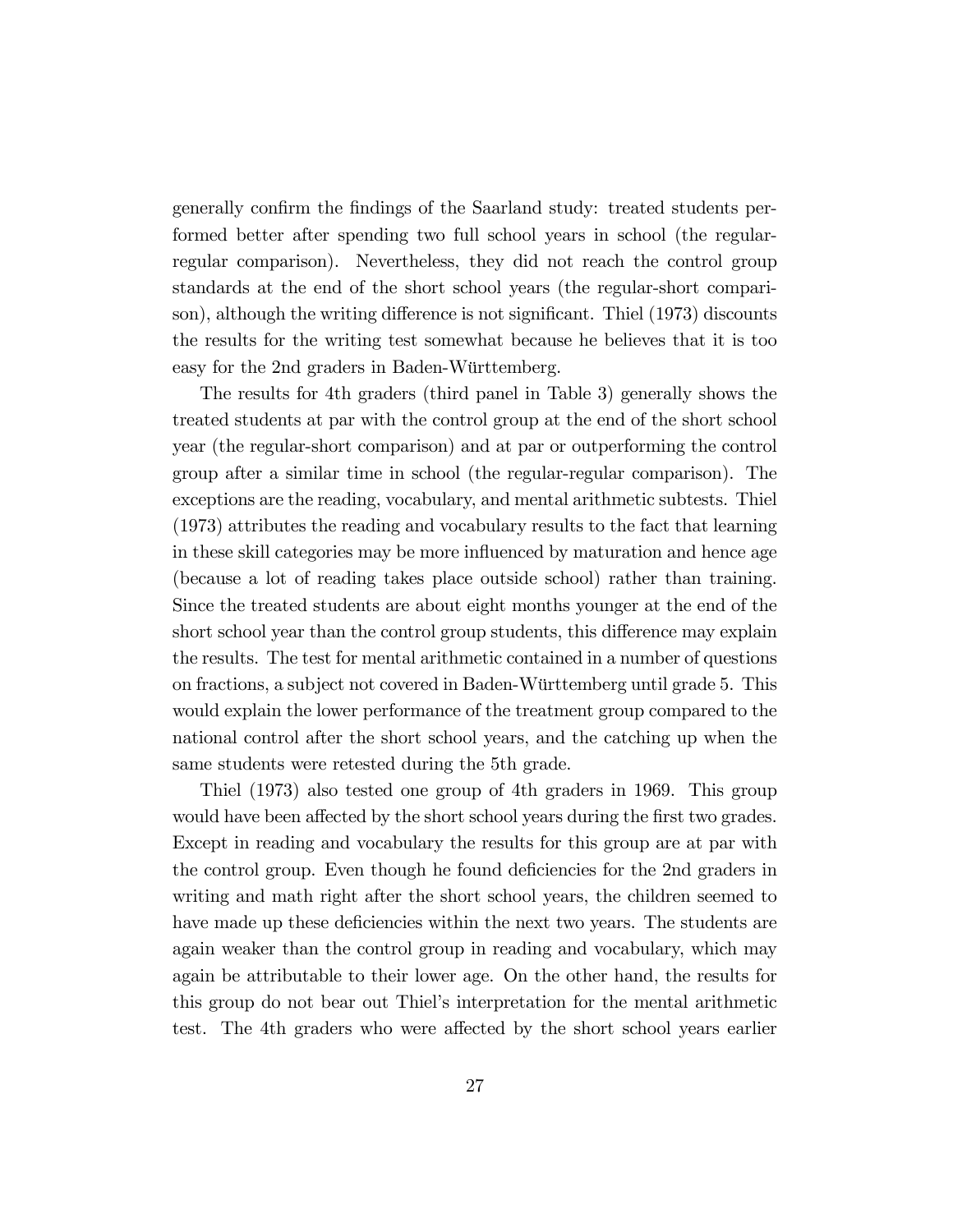generally confirm the findings of the Saarland study: treated students performed better after spending two full school years in school (the regular-regular comparison). Nevertheless, they did not reach the control group standards at the end of the short school years (the regular-short comparison), although the writing difference is not significant. Thiel (1973) discounts the results for the writing test somewhat because he believes that it is too easy for the 2nd graders in Baden-Württemberg.

The results for 4th graders (third panel in Table 3) generally shows the treated students at par with the control group at the end of the short school year (the regular-short comparison) and at par or outperforming the control group after a similar time in school (the regular-regular comparison). The exceptions are the reading, vocabulary, and mental arithmetic subtests. Thiel (1973) attributes the reading and vocabulary results to the fact that learning in these skill categories may be more influenced by maturation and hence age (because a lot of reading takes place outside school) rather than training. Since the treated students are about eight months younger at the end of the short school year than the control group students, this difference may explain the results. The test for mental arithmetic contained in a number of questions on fractions, a subject not covered in Baden-Württemberg until grade 5. This would explain the lower performance of the treatment group compared to the national control after the short school years, and the catching up when the same students were retested during the 5th grade.

Thiel (1973) also tested one group of 4th graders in 1969. This group would have been affected by the short school years during the first two grades. Except in reading and vocabulary the results for this group are at par with the control group. Even though he found deficiencies for the 2nd graders in writing and math right after the short school years, the children seemed to have made up these deficiencies within the next two years. The students are again weaker than the control group in reading and vocabulary, which may again be attributable to their lower age. On the other hand, the results for this group do not bear out Thiel's interpretation for the mental arithmetic test. The 4th graders who were affected by the short school years earlier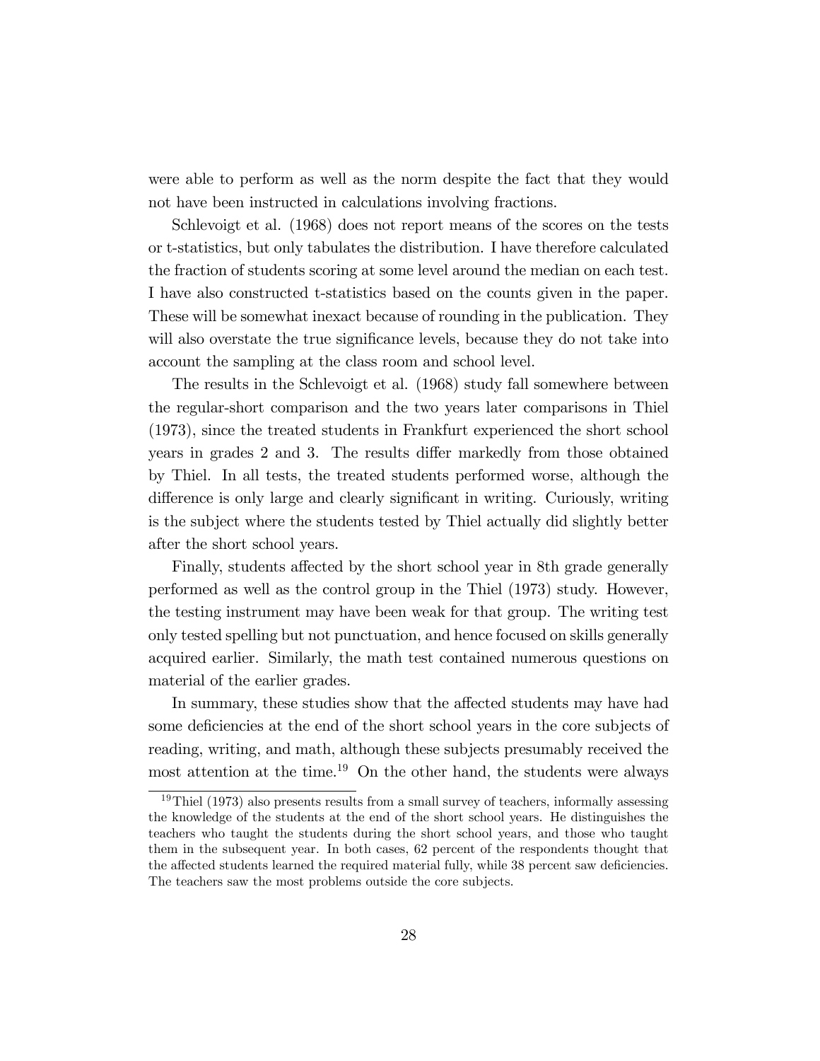were able to perform as well as the norm despite the fact that they would not have been instructed in calculations involving fractions.

Schlevoigt et al. (1968) does not report means of the scores on the tests or t-statistics, but only tabulates the distribution. I have therefore calculated the fraction of students scoring at some level around the median on each test. I have also constructed t-statistics based on the counts given in the paper. These will be somewhat inexact because of rounding in the publication. They will also overstate the true significance levels, because they do not take into account the sampling at the class room and school level.

The results in the Schlevoigt et al. (1968) study fall somewhere between the regular-short comparison and the two years later comparisons in Thiel (1973), since the treated students in Frankfurt experienced the short school years in grades 2 and 3. The results differ markedly from those obtained by Thiel. In all tests, the treated students performed worse, although the difference is only large and clearly significant in writing. Curiously, writing is the subject where the students tested by Thiel actually did slightly better after the short school years.

Finally, students affected by the short school year in 8th grade generally performed as well as the control group in the Thiel (1973) study. However, the testing instrument may have been weak for that group. The writing test only tested spelling but not punctuation, and hence focused on skills generally acquired earlier. Similarly, the math test contained numerous questions on material of the earlier grades.

In summary, these studies show that the affected students may have had some deficiencies at the end of the short school years in the core subjects of reading, writing, and math, although these subjects presumably received the most attention at the time.[19] On the other hand, the students were always

[19] Thiel (1973) also presents results from a small survey of teachers, informally assessing the knowledge of the students at the end of the short school years. He distinguishes the teachers who taught the students during the short school years, and those who taught them in the subsequent year. In both cases, 62 percent of the respondents thought that the affected students learned the required material fully, while 38 percent saw deficiencies. The teachers saw the most problems outside the core subjects.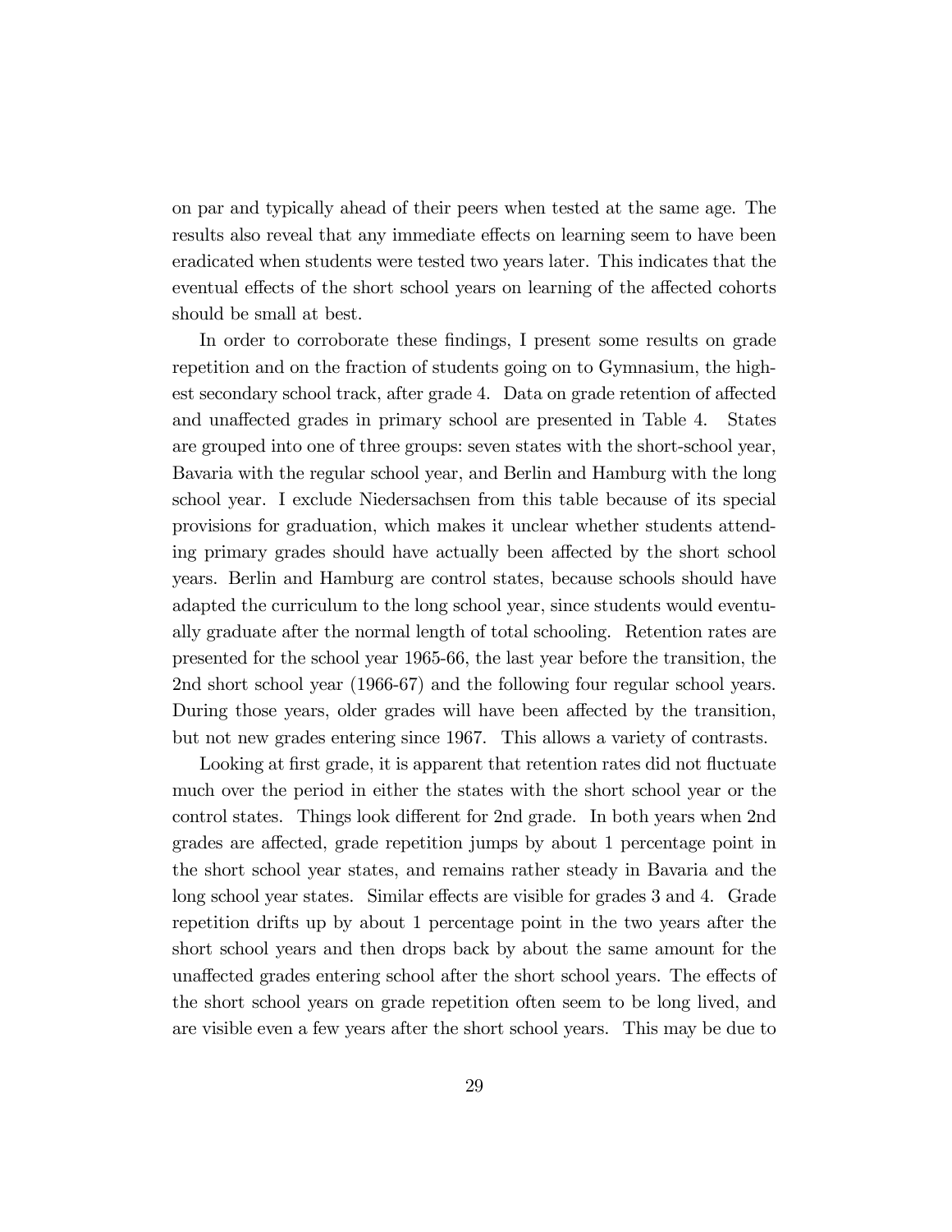on par and typically ahead of their peers when tested at the same age. The results also reveal that any immediate effects on learning seem to have been eradicated when students were tested two years later. This indicates that the eventual effects of the short school years on learning of the affected cohorts should be small at best.

In order to corroborate these findings, I present some results on grade repetition and on the fraction of students going on to Gymnasium, the highest secondary school track, after grade 4. Data on grade retention of affected and unaffected grades in primary school are presented in Table 4. States are grouped into one of three groups: seven states with the short-school year, Bavaria with the regular school year, and Berlin and Hamburg with the long school year. I exclude Niedersachsen from this table because of its special provisions for graduation, which makes it unclear whether students attending primary grades should have actually been affected by the short school years. Berlin and Hamburg are control states, because schools should have adapted the curriculum to the long school year, since students would eventually graduate after the normal length of total schooling. Retention rates are presented for the school year 1965-66, the last year before the transition, the 2nd short school year (1966-67) and the following four regular school years. During those years, older grades will have been affected by the transition, but not new grades entering since 1967. This allows a variety of contrasts.

Looking at first grade, it is apparent that retention rates did not fluctuate much over the period in either the states with the short school year or the control states. Things look different for 2nd grade. In both years when 2nd grades are affected, grade repetition jumps by about 1 percentage point in the short school year states, and remains rather steady in Bavaria and the long school year states. Similar effects are visible for grades 3 and 4. Grade repetition drifts up by about 1 percentage point in the two years after the short school years and then drops back by about the same amount for the unaffected grades entering school after the short school years. The effects of the short school years on grade repetition often seem to be long lived, and are visible even a few years after the short school years. This may be due to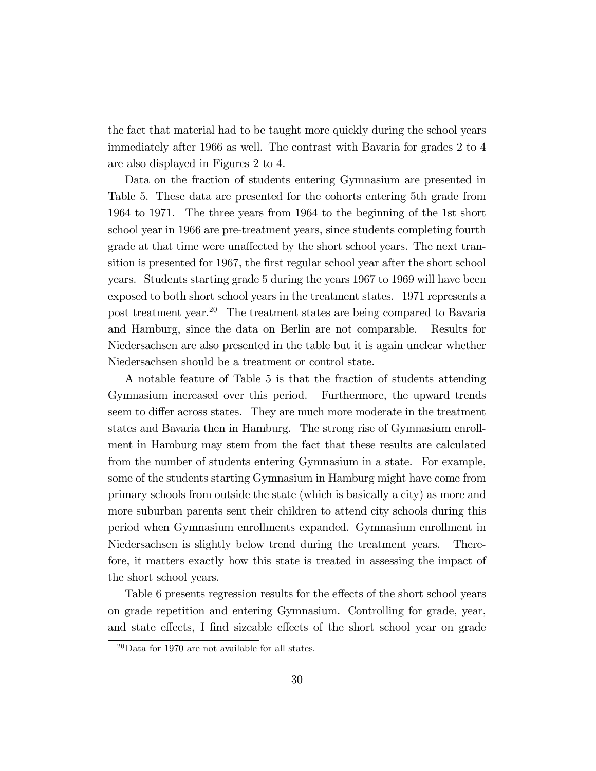the fact that material had to be taught more quickly during the school years immediately after 1966 as well. The contrast with Bavaria for grades 2 to 4 are also displayed in Figures 2 to 4.

Data on the fraction of students entering Gymnasium are presented in Table 5. These data are presented for the cohorts entering 5th grade from 1964 to 1971. The three years from 1964 to the beginning of the 1st short school year in 1966 are pre-treatment years, since students completing fourth grade at that time were unaffected by the short school years. The next transition is presented for 1967, the first regular school year after the short school years. Students starting grade 5 during the years 1967 to 1969 will have been exposed to both short school years in the treatment states. 1971 represents a post treatment year.[20] The treatment states are being compared to Bavaria and Hamburg, since the data on Berlin are not comparable. Results for Niedersachsen are also presented in the table but it is again unclear whether Niedersachsen should be a treatment or control state.

A notable feature of Table 5 is that the fraction of students attending Gymnasium increased over this period. Furthermore, the upward trends seem to differ across states. They are much more moderate in the treatment states and Bavaria then in Hamburg. The strong rise of Gymnasium enrollment in Hamburg may stem from the fact that these results are calculated from the number of students entering Gymnasium in a state. For example, some of the students starting Gymnasium in Hamburg might have come from primary schools from outside the state (which is basically a city) as more and more suburban parents sent their children to attend city schools during this period when Gymnasium enrollments expanded. Gymnasium enrollment in Niedersachsen is slightly below trend during the treatment years. Therefore, it matters exactly how this state is treated in assessing the impact of the short school years.

Table 6 presents regression results for the effects of the short school years on grade repetition and entering Gymnasium. Controlling for grade, year, and state effects, I find sizeable effects of the short school year on grade

[20] Data for 1970 are not available for all states.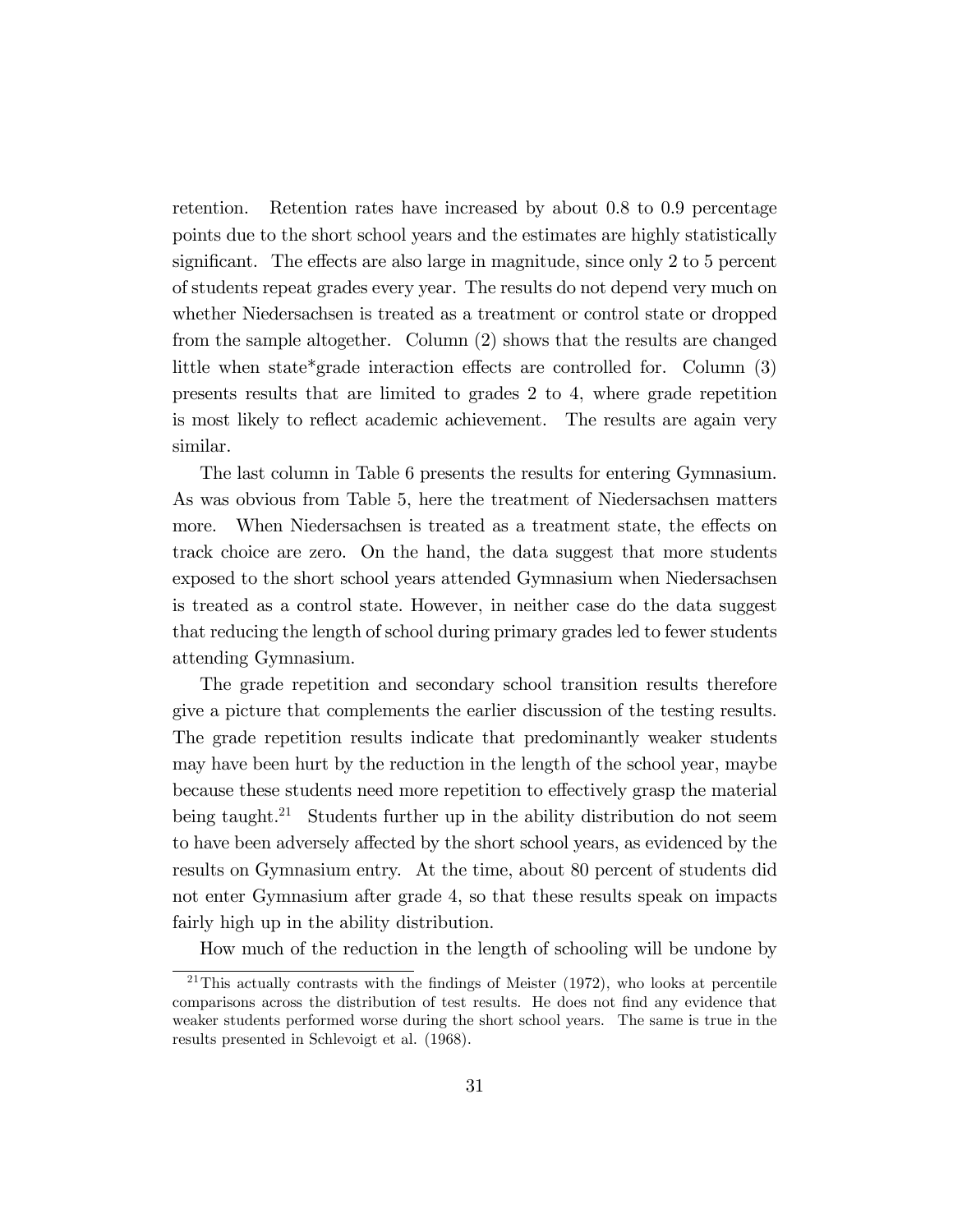retention. Retention rates have increased by about 0.8 to 0.9 percentage points due to the short school years and the estimates are highly statistically significant. The effects are also large in magnitude, since only 2 to 5 percent of students repeat grades every year. The results do not depend very much on whether Niedersachsen is treated as a treatment or control state or dropped from the sample altogether. Column (2) shows that the results are changed little when state*grade interaction effects are controlled for. Column (3) presents results that are limited to grades 2 to 4, where grade repetition is most likely to reflect academic achievement. The results are again very similar.

The last column in Table 6 presents the results for entering Gymnasium. As was obvious from Table 5, here the treatment of Niedersachsen matters more. When Niedersachsen is treated as a treatment state, the effects on track choice are zero. On the hand, the data suggest that more students exposed to the short school years attended Gymnasium when Niedersachsen is treated as a control state. However, in neither case do the data suggest that reducing the length of school during primary grades led to fewer students attending Gymnasium.

The grade repetition and secondary school transition results therefore give a picture that complements the earlier discussion of the testing results. The grade repetition results indicate that predominantly weaker students may have been hurt by the reduction in the length of the school year, maybe because these students need more repetition to effectively grasp the material being taught.[21] Students further up in the ability distribution do not seem to have been adversely affected by the short school years, as evidenced by the results on Gymnasium entry. At the time, about 80 percent of students did not enter Gymnasium after grade 4, so that these results speak on impacts fairly high up in the ability distribution.

How much of the reduction in the length of schooling will be undone by

[21] This actually contrasts with the findings of Meister (1972), who looks at percentile comparisons across the distribution of test results. He does not find any evidence that weaker students performed worse during the short school years. The same is true in the results presented in Schlevoigt et al. (1968).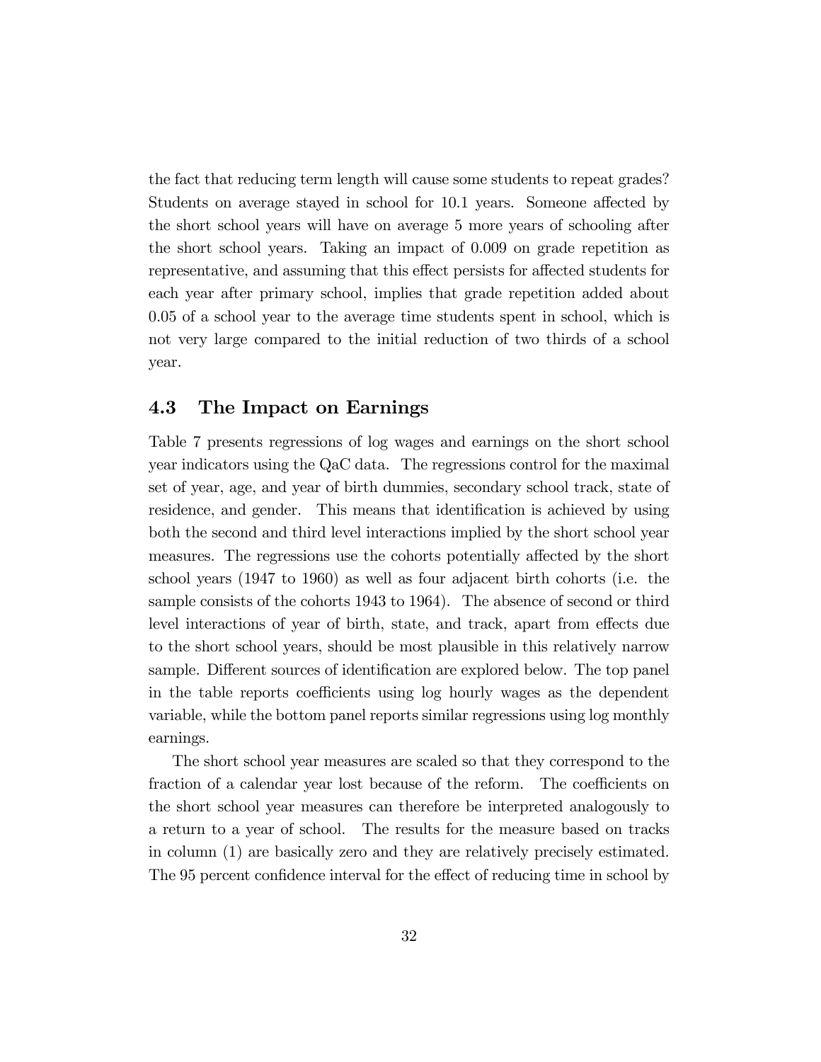the fact that reducing term length will cause some students to repeat grades? Students on average stayed in school for 10.1 years. Someone affected by the short school years will have on average 5 more years of schooling after the short school years. Taking an impact of 0.009 on grade repetition as representative, and assuming that this effect persists for affected students for each year after primary school, implies that grade repetition added about 0.05 of a school year to the average time students spent in school, which is not very large compared to the initial reduction of two thirds of a school year.

## 4.3 The Impact on Earnings

Table 7 presents regressions of log wages and earnings on the short school year indicators using the QaC data. The regressions control for the maximal set of year, age, and year of birth dummies, secondary school track, state of residence, and gender. This means that identification is achieved by using both the second and third level interactions implied by the short school year measures. The regressions use the cohorts potentially affected by the short school years (1947 to 1960) as well as four adjacent birth cohorts (i.e. the sample consists of the cohorts 1943 to 1964). The absence of second or third level interactions of year of birth, state, and track, apart from effects due to the short school years, should be most plausible in this relatively narrow sample. Different sources of identification are explored below. The top panel in the table reports coefficients using log hourly wages as the dependent variable, while the bottom panel reports similar regressions using log monthly earnings.

The short school year measures are scaled so that they correspond to the fraction of a calendar year lost because of the reform. The coefficients on the short school year measures can therefore be interpreted analogously to a return to a year of school. The results for the measure based on tracks in column (1) are basically zero and they are relatively precisely estimated. The 95 percent confidence interval for the effect of reducing time in school by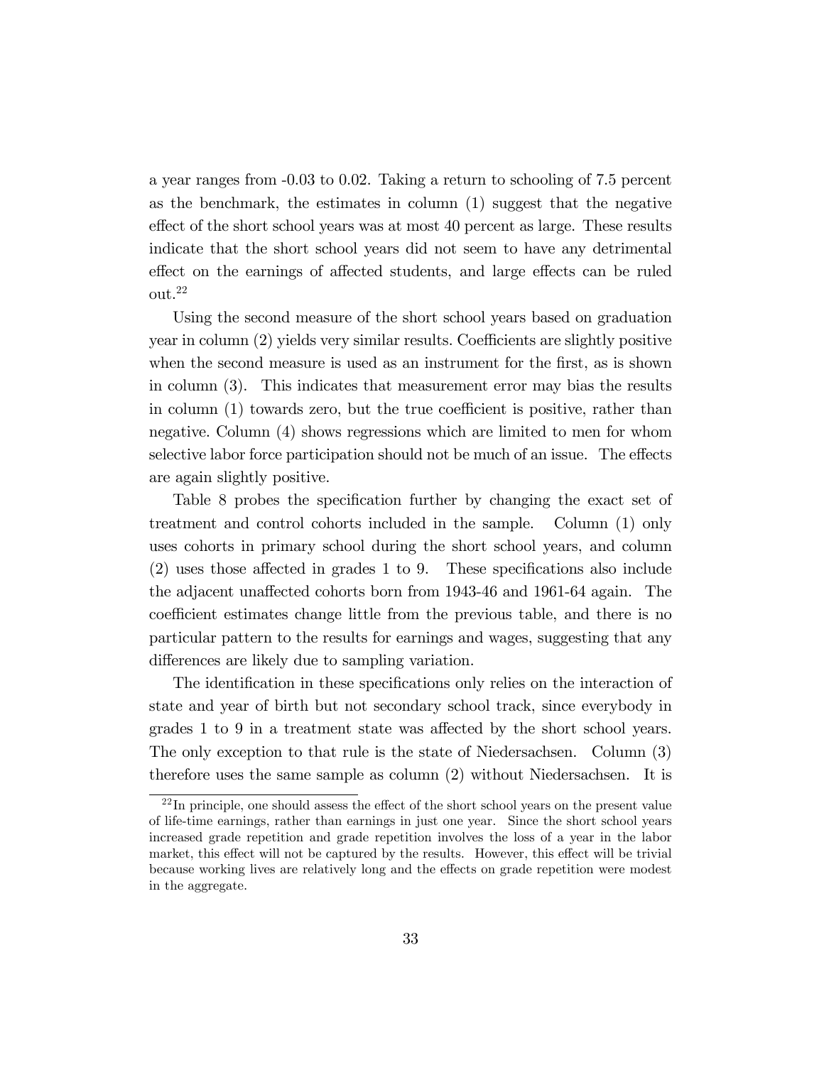a year ranges from -0.03 to 0.02. Taking a return to schooling of 7.5 percent as the benchmark, the estimates in column (1) suggest that the negative effect of the short school years was at most 40 percent as large. These results indicate that the short school years did not seem to have any detrimental effect on the earnings of affected students, and large effects can be ruled out.[22]

Using the second measure of the short school years based on graduation year in column (2) yields very similar results. Coefficients are slightly positive when the second measure is used as an instrument for the first, as is shown in column (3). This indicates that measurement error may bias the results in column (1) towards zero, but the true coefficient is positive, rather than negative. Column (4) shows regressions which are limited to men for whom selective labor force participation should not be much of an issue. The effects are again slightly positive.

Table 8 probes the specification further by changing the exact set of treatment and control cohorts included in the sample. Column (1) only uses cohorts in primary school during the short school years, and column (2) uses those affected in grades 1 to 9. These specifications also include the adjacent unaffected cohorts born from 1943-46 and 1961-64 again. The coefficient estimates change little from the previous table, and there is no particular pattern to the results for earnings and wages, suggesting that any differences are likely due to sampling variation.

The identification in these specifications only relies on the interaction of state and year of birth but not secondary school track, since everybody in grades 1 to 9 in a treatment state was affected by the short school years. The only exception to that rule is the state of Niedersachsen. Column (3) therefore uses the same sample as column (2) without Niedersachsen. It is

[22] In principle, one should assess the effect of the short school years on the present value of life-time earnings, rather than earnings in just one year. Since the short school years increased grade repetition and grade repetition involves the loss of a year in the labor market, this effect will not be captured by the results. However, this effect will be trivial because working lives are relatively long and the effects on grade repetition were modest in the aggregate.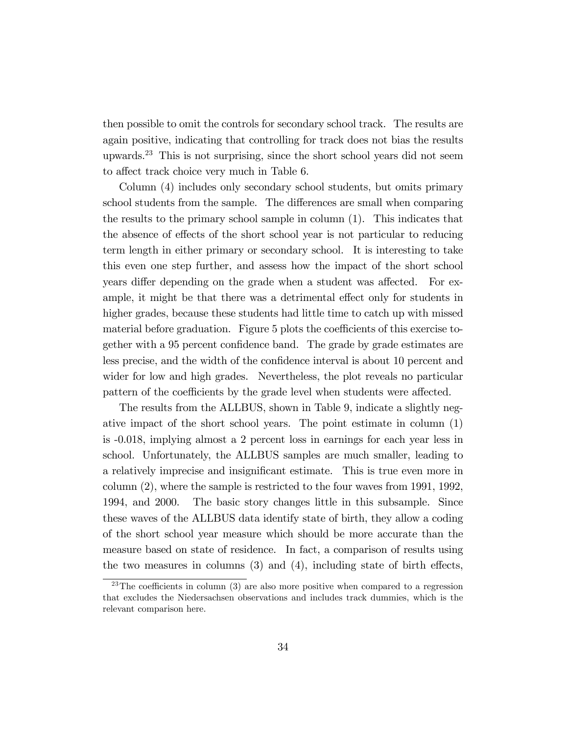then possible to omit the controls for secondary school track. The results are again positive, indicating that controlling for track does not bias the results upwards.[23] This is not surprising, since the short school years did not seem to affect track choice very much in Table 6.

Column (4) includes only secondary school students, but omits primary school students from the sample. The differences are small when comparing the results to the primary school sample in column (1). This indicates that the absence of effects of the short school year is not particular to reducing term length in either primary or secondary school. It is interesting to take this even one step further, and assess how the impact of the short school years differ depending on the grade when a student was affected. For example, it might be that there was a detrimental effect only for students in higher grades, because these students had little time to catch up with missed material before graduation. Figure 5 plots the coefficients of this exercise together with a 95 percent confidence band. The grade by grade estimates are less precise, and the width of the confidence interval is about 10 percent and wider for low and high grades. Nevertheless, the plot reveals no particular pattern of the coefficients by the grade level when students were affected.

The results from the ALLBUS, shown in Table 9, indicate a slightly negative impact of the short school years. The point estimate in column (1) is -0.018, implying almost a 2 percent loss in earnings for each year less in school. Unfortunately, the ALLBUS samples are much smaller, leading to a relatively imprecise and insignificant estimate. This is true even more in column (2), where the sample is restricted to the four waves from 1991, 1992, 1994, and 2000. The basic story changes little in this subsample. Since these waves of the ALLBUS data identify state of birth, they allow a coding of the short school year measure which should be more accurate than the measure based on state of residence. In fact, a comparison of results using the two measures in columns (3) and (4), including state of birth effects,

[23] The coefficients in column (3) are also more positive when compared to a regression that excludes the Niedersachsen observations and includes track dummies, which is the relevant comparison here.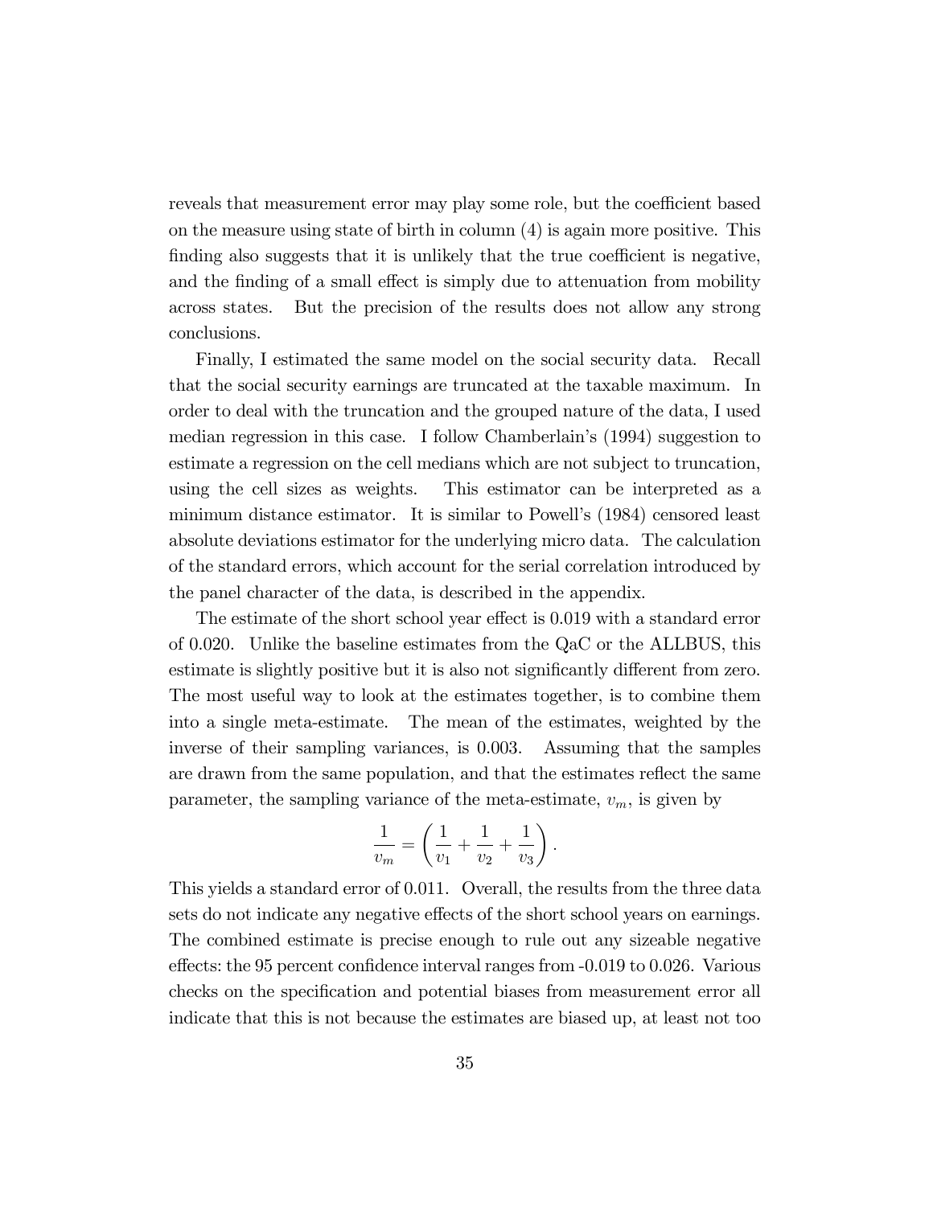reveals that measurement error may play some role, but the coefficient based on the measure using state of birth in column (4) is again more positive. This finding also suggests that it is unlikely that the true coefficient is negative, and the finding of a small effect is simply due to attenuation from mobility across states. But the precision of the results does not allow any strong conclusions.

Finally, I estimated the same model on the social security data. Recall that the social security earnings are truncated at the taxable maximum. In order to deal with the truncation and the grouped nature of the data, I used median regression in this case. I follow Chamberlain's (1994) suggestion to estimate a regression on the cell medians which are not subject to truncation, using the cell sizes as weights. This estimator can be interpreted as a minimum distance estimator. It is similar to Powell's (1984) censored least absolute deviations estimator for the underlying micro data. The calculation of the standard errors, which account for the serial correlation introduced by the panel character of the data, is described in the appendix.

The estimate of the short school year effect is 0.019 with a standard error of 0.020. Unlike the baseline estimates from the QaC or the ALLBUS, this estimate is slightly positive but it is also not significantly different from zero. The most useful way to look at the estimates together, is to combine them into a single meta-estimate. The mean of the estimates, weighted by the inverse of their sampling variances, is 0.003. Assuming that the samples are drawn from the same population, and that the estimates reflect the same parameter, the sampling variance of the meta-estimate, $v_m$, is given by

$$\frac{1}{v_m} = \left( \frac{1}{v_1} + \frac{1}{v_2} + \frac{1}{v_3} \right).$$

This yields a standard error of 0.011. Overall, the results from the three data sets do not indicate any negative effects of the short school years on earnings. The combined estimate is precise enough to rule out any sizeable negative effects: the 95 percent confidence interval ranges from -0.019 to 0.026. Various checks on the specification and potential biases from measurement error all indicate that this is not because the estimates are biased up, at least not too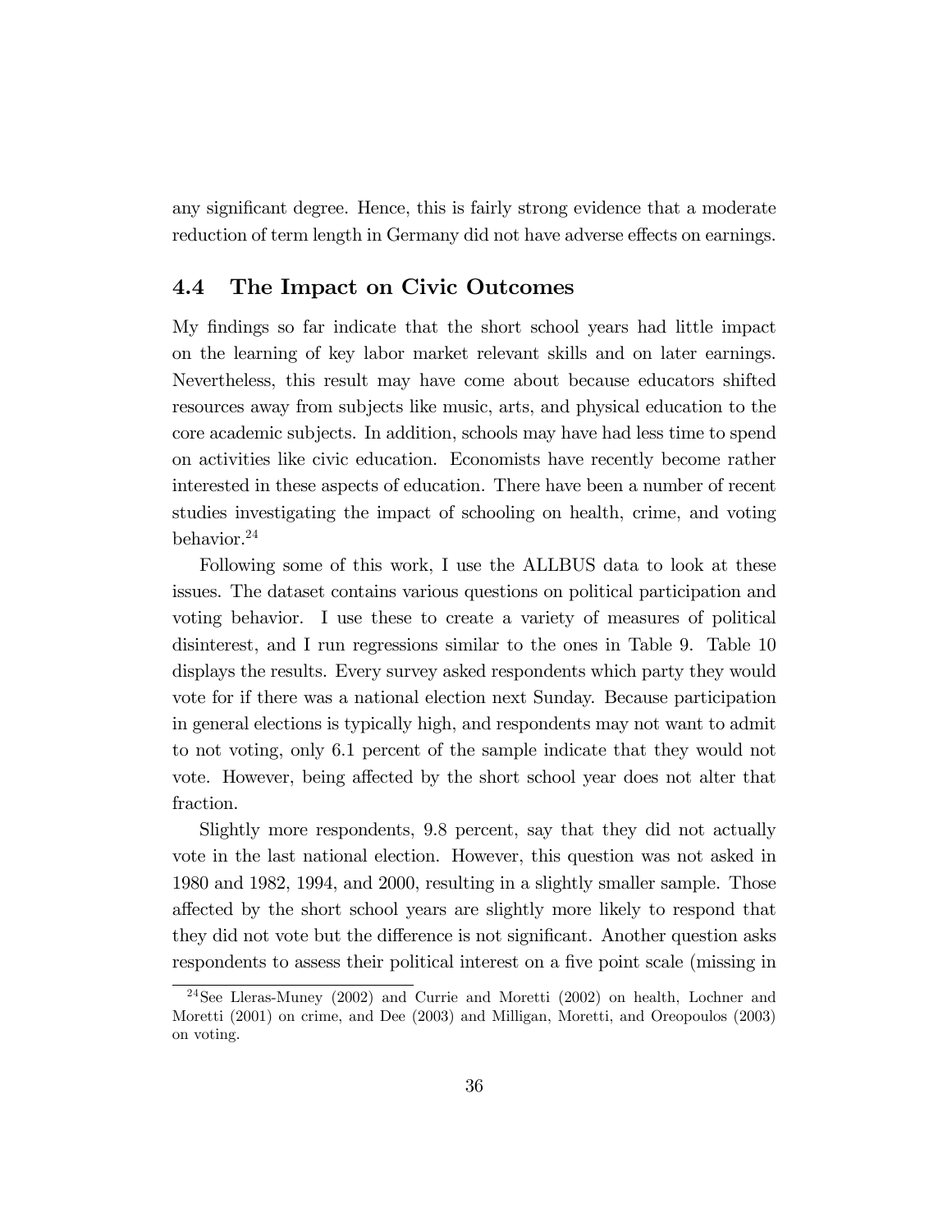any significant degree. Hence, this is fairly strong evidence that a moderate reduction of term length in Germany did not have adverse effects on earnings.

## 4.4 The Impact on Civic Outcomes

My findings so far indicate that the short school years had little impact on the learning of key labor market relevant skills and on later earnings. Nevertheless, this result may have come about because educators shifted resources away from subjects like music, arts, and physical education to the core academic subjects. In addition, schools may have had less time to spend on activities like civic education. Economists have recently become rather interested in these aspects of education. There have been a number of recent studies investigating the impact of schooling on health, crime, and voting behavior.[24]

Following some of this work, I use the ALLBUS data to look at these issues. The dataset contains various questions on political participation and voting behavior. I use these to create a variety of measures of political disinterest, and I run regressions similar to the ones in Table 9. Table 10 displays the results. Every survey asked respondents which party they would vote for if there was a national election next Sunday. Because participation in general elections is typically high, and respondents may not want to admit to not voting, only 6.1 percent of the sample indicate that they would not vote. However, being affected by the short school year does not alter that fraction.

Slightly more respondents, 9.8 percent, say that they did not actually vote in the last national election. However, this question was not asked in 1980 and 1982, 1994, and 2000, resulting in a slightly smaller sample. Those affected by the short school years are slightly more likely to respond that they did not vote but the difference is not significant. Another question asks respondents to assess their political interest on a five point scale (missing in

[24] See Lleras-Muney (2002) and Currie and Moretti (2002) on health, Lochner and Moretti (2001) on crime, and Dee (2003) and Milligan, Moretti, and Oreopoulos (2003) on voting.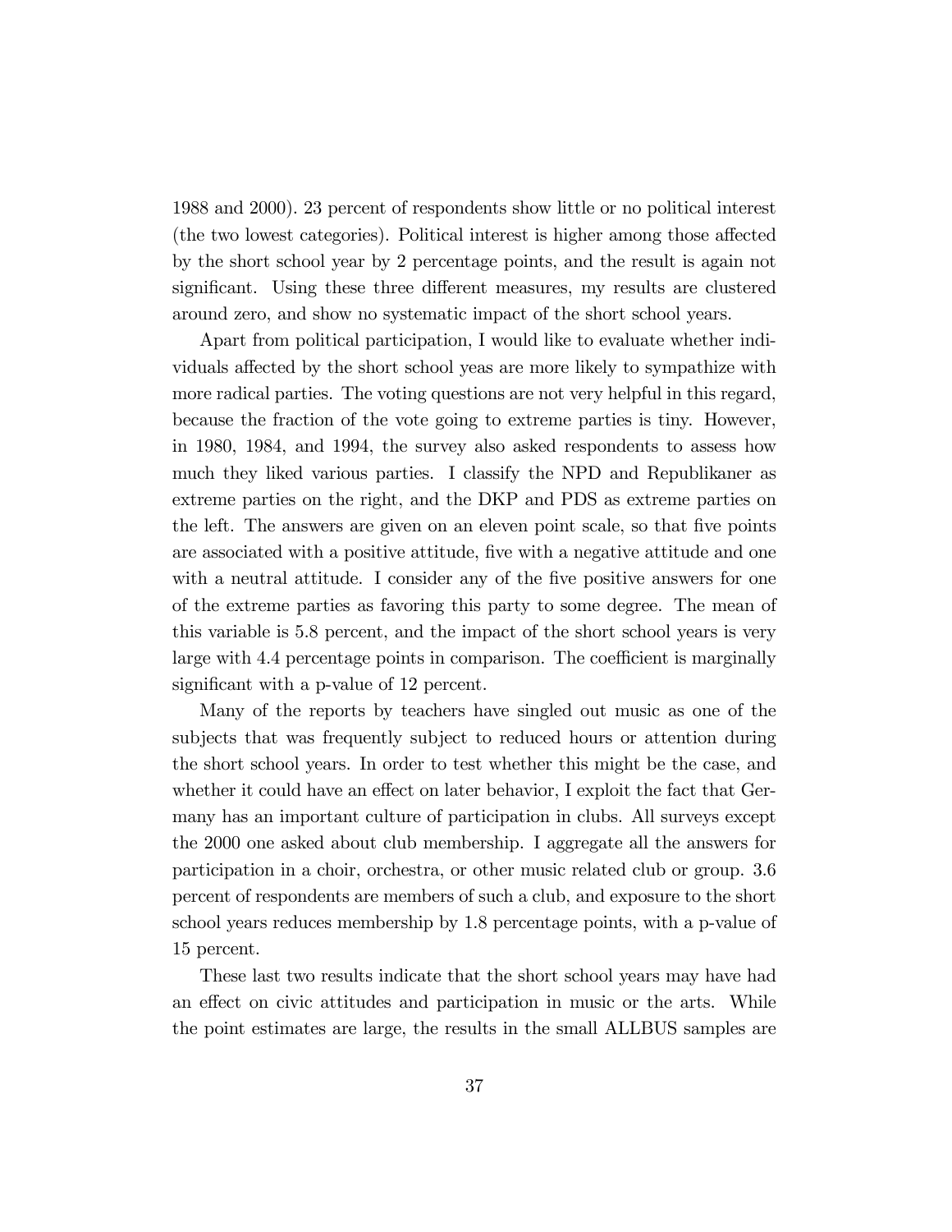1988 and 2000). 23 percent of respondents show little or no political interest (the two lowest categories). Political interest is higher among those affected by the short school year by 2 percentage points, and the result is again not significant. Using these three different measures, my results are clustered around zero, and show no systematic impact of the short school years.

Apart from political participation, I would like to evaluate whether individuals affected by the short school yeas are more likely to sympathize with more radical parties. The voting questions are not very helpful in this regard, because the fraction of the vote going to extreme parties is tiny. However, in 1980, 1984, and 1994, the survey also asked respondents to assess how much they liked various parties. I classify the NPD and Republikaner as extreme parties on the right, and the DKP and PDS as extreme parties on the left. The answers are given on an eleven point scale, so that five points are associated with a positive attitude, five with a negative attitude and one with a neutral attitude. I consider any of the five positive answers for one of the extreme parties as favoring this party to some degree. The mean of this variable is 5.8 percent, and the impact of the short school years is very large with 4.4 percentage points in comparison. The coefficient is marginally significant with a p-value of 12 percent.

Many of the reports by teachers have singled out music as one of the subjects that was frequently subject to reduced hours or attention during the short school years. In order to test whether this might be the case, and whether it could have an effect on later behavior, I exploit the fact that Germany has an important culture of participation in clubs. All surveys except the 2000 one asked about club membership. I aggregate all the answers for participation in a choir, orchestra, or other music related club or group. 3.6 percent of respondents are members of such a club, and exposure to the short school years reduces membership by 1.8 percentage points, with a p-value of 15 percent.

These last two results indicate that the short school years may have had an effect on civic attitudes and participation in music or the arts. While the point estimates are large, the results in the small ALLBUS samples are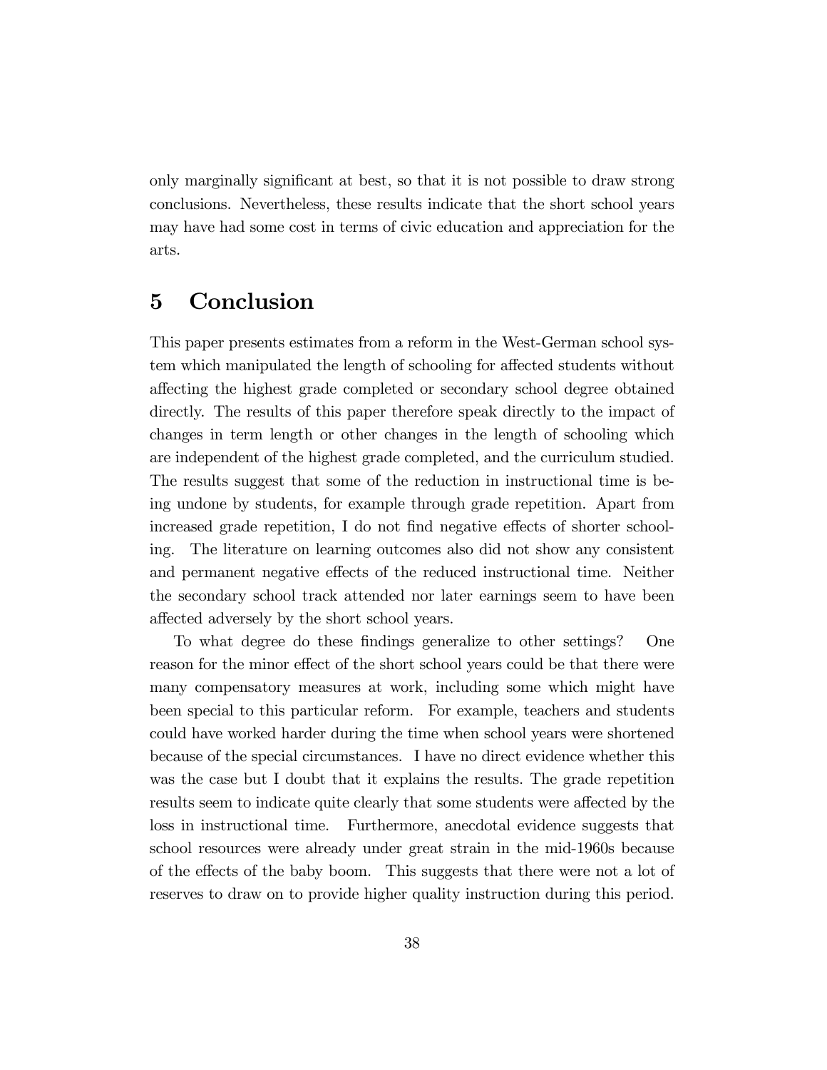only marginally significant at best, so that it is not possible to draw strong conclusions. Nevertheless, these results indicate that the short school years may have had some cost in terms of civic education and appreciation for the arts.

# 5 Conclusion

This paper presents estimates from a reform in the West-German school system which manipulated the length of schooling for affected students without affecting the highest grade completed or secondary school degree obtained directly. The results of this paper therefore speak directly to the impact of changes in term length or other changes in the length of schooling which are independent of the highest grade completed, and the curriculum studied. The results suggest that some of the reduction in instructional time is being undone by students, for example through grade repetition. Apart from increased grade repetition, I do not find negative effects of shorter schooling. The literature on learning outcomes also did not show any consistent and permanent negative effects of the reduced instructional time. Neither the secondary school track attended nor later earnings seem to have been affected adversely by the short school years.

To what degree do these findings generalize to other settings? One reason for the minor effect of the short school years could be that there were many compensatory measures at work, including some which might have been special to this particular reform. For example, teachers and students could have worked harder during the time when school years were shortened because of the special circumstances. I have no direct evidence whether this was the case but I doubt that it explains the results. The grade repetition results seem to indicate quite clearly that some students were affected by the loss in instructional time. Furthermore, anecdotal evidence suggests that school resources were already under great strain in the mid-1960s because of the effects of the baby boom. This suggests that there were not a lot of reserves to draw on to provide higher quality instruction during this period.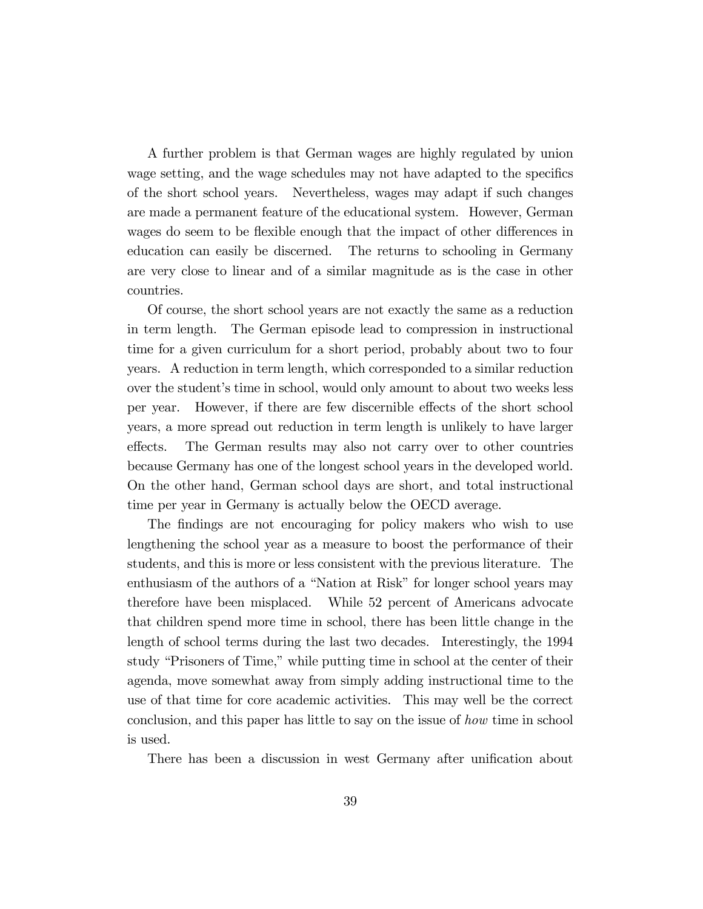A further problem is that German wages are highly regulated by union wage setting, and the wage schedules may not have adapted to the specifics of the short school years. Nevertheless, wages may adapt if such changes are made a permanent feature of the educational system. However, German wages do seem to be flexible enough that the impact of other differences in education can easily be discerned. The returns to schooling in Germany are very close to linear and of a similar magnitude as is the case in other countries.

Of course, the short school years are not exactly the same as a reduction in term length. The German episode lead to compression in instructional time for a given curriculum for a short period, probably about two to four years. A reduction in term length, which corresponded to a similar reduction over the student's time in school, would only amount to about two weeks less per year. However, if there are few discernible effects of the short school years, a more spread out reduction in term length is unlikely to have larger effects. The German results may also not carry over to other countries because Germany has one of the longest school years in the developed world. On the other hand, German school days are short, and total instructional time per year in Germany is actually below the OECD average.

The findings are not encouraging for policy makers who wish to use lengthening the school year as a measure to boost the performance of their students, and this is more or less consistent with the previous literature. The enthusiasm of the authors of a "Nation at Risk" for longer school years may therefore have been misplaced. While 52 percent of Americans advocate that children spend more time in school, there has been little change in the length of school terms during the last two decades. Interestingly, the 1994 study "Prisoners of Time," while putting time in school at the center of their agenda, move somewhat away from simply adding instructional time to the use of that time for core academic activities. This may well be the correct conclusion, and this paper has little to say on the issue of *how* time in school is used.

There has been a discussion in west Germany after unification about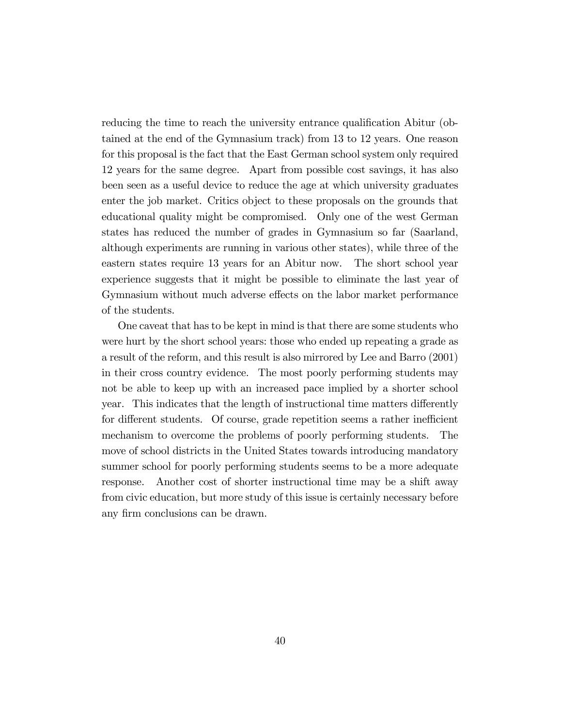reducing the time to reach the university entrance qualification Abitur (obtained at the end of the Gymnasium track) from 13 to 12 years. One reason for this proposal is the fact that the East German school system only required 12 years for the same degree. Apart from possible cost savings, it has also been seen as a useful device to reduce the age at which university graduates enter the job market. Critics object to these proposals on the grounds that educational quality might be compromised. Only one of the west German states has reduced the number of grades in Gymnasium so far (Saarland, although experiments are running in various other states), while three of the eastern states require 13 years for an Abitur now. The short school year experience suggests that it might be possible to eliminate the last year of Gymnasium without much adverse effects on the labor market performance of the students.

One caveat that has to be kept in mind is that there are some students who were hurt by the short school years: those who ended up repeating a grade as a result of the reform, and this result is also mirrored by Lee and Barro (2001) in their cross country evidence. The most poorly performing students may not be able to keep up with an increased pace implied by a shorter school year. This indicates that the length of instructional time matters differently for different students. Of course, grade repetition seems a rather inefficient mechanism to overcome the problems of poorly performing students. The move of school districts in the United States towards introducing mandatory summer school for poorly performing students seems to be a more adequate response. Another cost of shorter instructional time may be a shift away from civic education, but more study of this issue is certainly necessary before any firm conclusions can be drawn.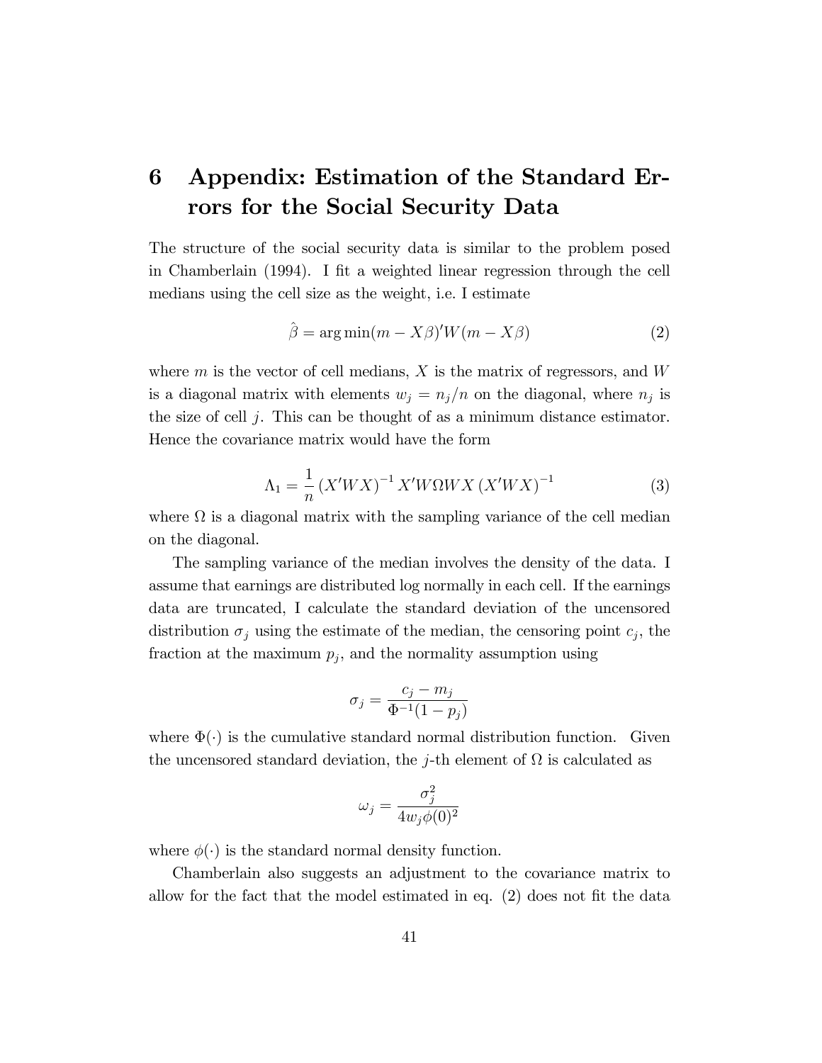# 6 Appendix: Estimation of the Standard Errors for the Social Security Data

The structure of the social security data is similar to the problem posed in Chamberlain (1994). I fit a weighted linear regression through the cell medians using the cell size as the weight, i.e. I estimate

$$\hat{\beta} = \arg\min(m - X\beta)'W(m - X\beta) \tag{2}$$

where $m$ is the vector of cell medians, $X$ is the matrix of regressors, and $W$ is a diagonal matrix with elements $w_j = n_j/n$ on the diagonal, where $n_j$ is the size of cell $j$. This can be thought of as a minimum distance estimator. Hence the covariance matrix would have the form

$$\Lambda_1 = \frac{1}{n}\left(X'WX\right)^{-1} X'W\Omega WX \left(X'WX\right)^{-1} \tag{3}$$

where $\Omega$ is a diagonal matrix with the sampling variance of the cell median on the diagonal.

The sampling variance of the median involves the density of the data. I assume that earnings are distributed log normally in each cell. If the earnings data are truncated, I calculate the standard deviation of the uncensored distribution $\sigma_j$ using the estimate of the median, the censoring point $c_j$, the fraction at the maximum $p_j$, and the normality assumption using

$$\sigma_j = \frac{c_j - m_j}{\Phi^{-1}(1 - p_j)}$$

where $\Phi(\cdot)$ is the cumulative standard normal distribution function. Given the uncensored standard deviation, the $j$-th element of $\Omega$ is calculated as

$$\omega_j = \frac{\sigma_j^2}{4w_j\phi(0)^2}$$

where $\phi(\cdot)$ is the standard normal density function.

Chamberlain also suggests an adjustment to the covariance matrix to allow for the fact that the model estimated in eq. (2) does not fit the data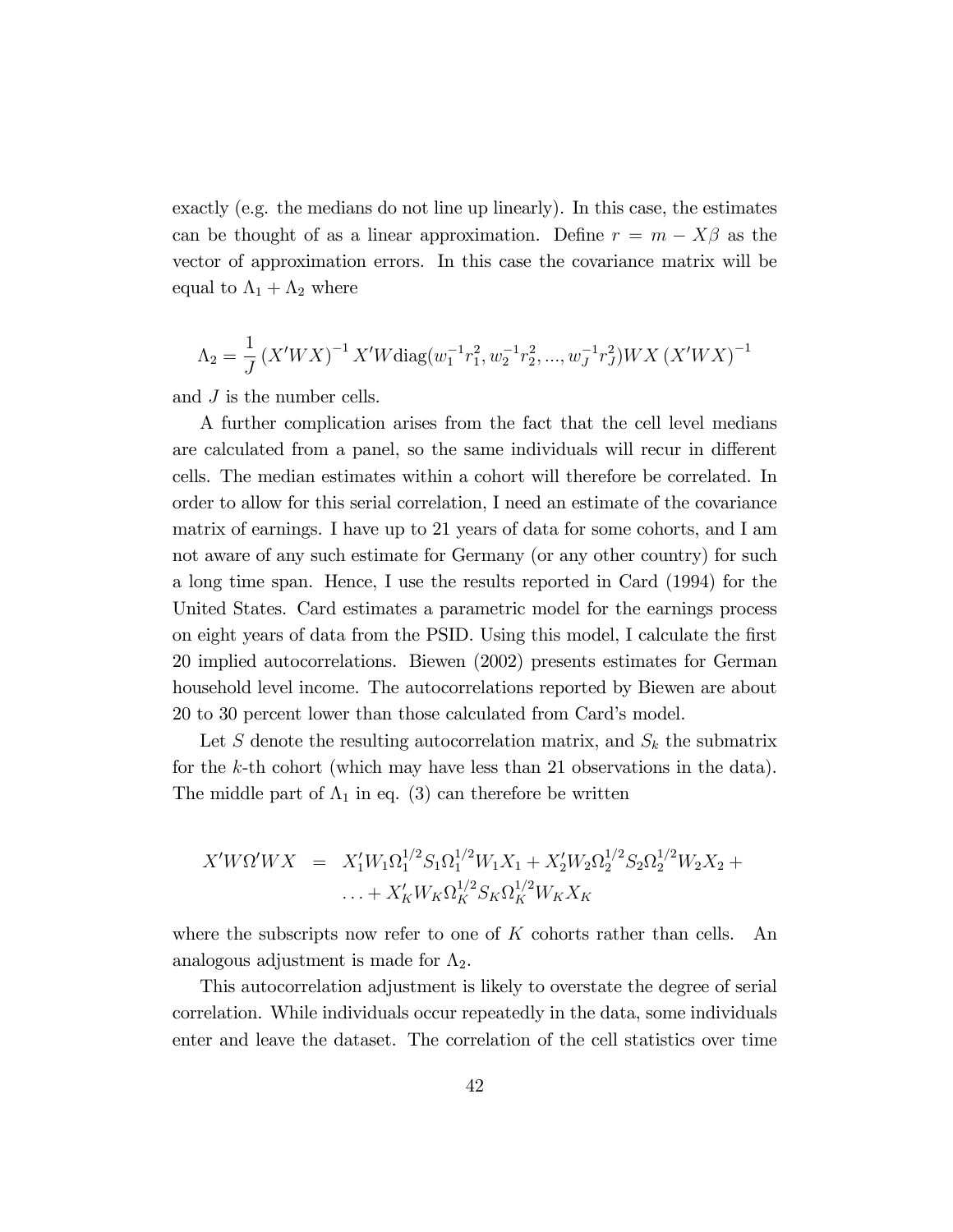exactly (e.g. the medians do not line up linearly). In this case, the estimates can be thought of as a linear approximation. Define $r = m - X\beta$ as the vector of approximation errors. In this case the covariance matrix will be equal to $\Lambda_1 + \Lambda_2$ where

$$\Lambda_2 = \frac{1}{J} \left(X'WX\right)^{-1} X'W \text{diag}(w_1^{-1}r_1^2, w_2^{-1}r_2^2, ..., w_J^{-1}r_J^2) WX \left(X'WX\right)^{-1}$$

and $J$ is the number cells.

A further complication arises from the fact that the cell level medians are calculated from a panel, so the same individuals will recur in different cells. The median estimates within a cohort will therefore be correlated. In order to allow for this serial correlation, I need an estimate of the covariance matrix of earnings. I have up to 21 years of data for some cohorts, and I am not aware of any such estimate for Germany (or any other country) for such a long time span. Hence, I use the results reported in Card (1994) for the United States. Card estimates a parametric model for the earnings process on eight years of data from the PSID. Using this model, I calculate the first 20 implied autocorrelations. Biewen (2002) presents estimates for German household level income. The autocorrelations reported by Biewen are about 20 to 30 percent lower than those calculated from Card's model.

Let $S$ denote the resulting autocorrelation matrix, and $S_k$ the submatrix for the $k$-th cohort (which may have less than 21 observations in the data). The middle part of $\Lambda_1$ in eq. (3) can therefore be written

$$\begin{aligned} X'W\Omega'WX &= X_1'W_1\Omega_1^{1/2}S_1\Omega_1^{1/2}W_1X_1 + X_2'W_2\Omega_2^{1/2}S_2\Omega_2^{1/2}W_2X_2 + \\ &\quad \ldots + X_K'W_K\Omega_K^{1/2}S_K\Omega_K^{1/2}W_KX_K \end{aligned}$$

where the subscripts now refer to one of $K$ cohorts rather than cells. An analogous adjustment is made for $\Lambda_2$.

This autocorrelation adjustment is likely to overstate the degree of serial correlation. While individuals occur repeatedly in the data, some individuals enter and leave the dataset. The correlation of the cell statistics over time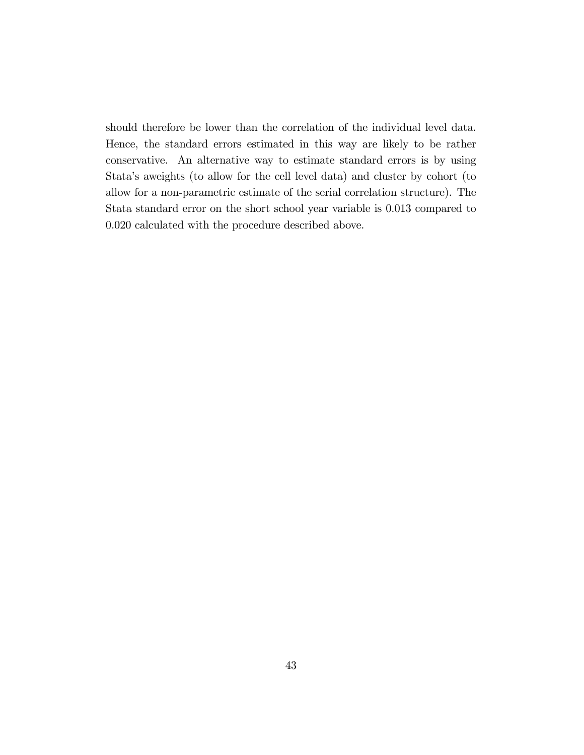should therefore be lower than the correlation of the individual level data. Hence, the standard errors estimated in this way are likely to be rather conservative. An alternative way to estimate standard errors is by using Stata's aweights (to allow for the cell level data) and cluster by cohort (to allow for a non-parametric estimate of the serial correlation structure). The Stata standard error on the short school year variable is 0.013 compared to 0.020 calculated with the procedure described above.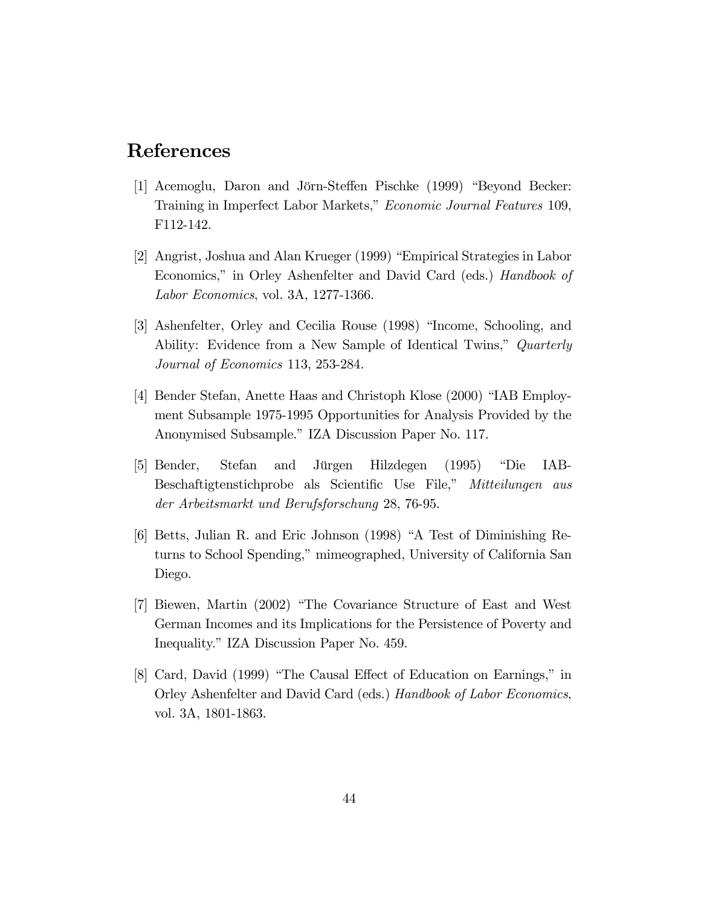# References

[1] Acemoglu, Daron and Jörn-Steffen Pischke (1999) "Beyond Becker: Training in Imperfect Labor Markets," *Economic Journal Features* 109, F112-142.

[2] Angrist, Joshua and Alan Krueger (1999) "Empirical Strategies in Labor Economics," in Orley Ashenfelter and David Card (eds.) *Handbook of Labor Economics*, vol. 3A, 1277-1366.

[3] Ashenfelter, Orley and Cecilia Rouse (1998) "Income, Schooling, and Ability: Evidence from a New Sample of Identical Twins," *Quarterly Journal of Economics* 113, 253-284.

[4] Bender Stefan, Anette Haas and Christoph Klose (2000) "IAB Employment Subsample 1975-1995 Opportunities for Analysis Provided by the Anonymised Subsample." IZA Discussion Paper No. 117.

[5] Bender, Stefan and Jürgen Hilzdegen (1995) "Die IAB-Beschaftigtenstichprobe als Scientific Use File," *Mitteilungen aus der Arbeitsmarkt und Berufsforschung* 28, 76-95.

[6] Betts, Julian R. and Eric Johnson (1998) "A Test of Diminishing Returns to School Spending," mimeographed, University of California San Diego.

[7] Biewen, Martin (2002) "The Covariance Structure of East and West German Incomes and its Implications for the Persistence of Poverty and Inequality." IZA Discussion Paper No. 459.

[8] Card, David (1999) "The Causal Effect of Education on Earnings," in Orley Ashenfelter and David Card (eds.) *Handbook of Labor Economics*, vol. 3A, 1801-1863.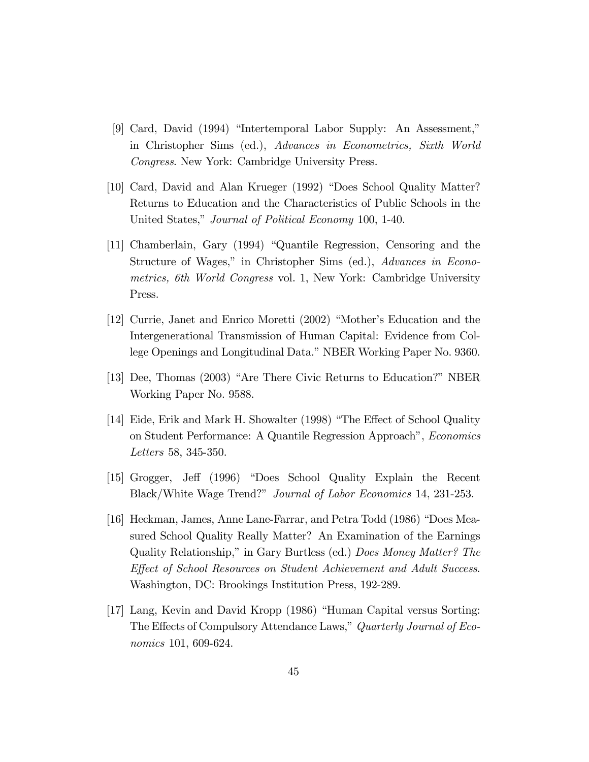[9] Card, David (1994) "Intertemporal Labor Supply: An Assessment," in Christopher Sims (ed.), *Advances in Econometrics, Sixth World Congress*. New York: Cambridge University Press.

[10] Card, David and Alan Krueger (1992) "Does School Quality Matter? Returns to Education and the Characteristics of Public Schools in the United States," *Journal of Political Economy* 100, 1-40.

[11] Chamberlain, Gary (1994) "Quantile Regression, Censoring and the Structure of Wages," in Christopher Sims (ed.), *Advances in Econometrics, 6th World Congress* vol. 1, New York: Cambridge University Press.

[12] Currie, Janet and Enrico Moretti (2002) "Mother's Education and the Intergenerational Transmission of Human Capital: Evidence from College Openings and Longitudinal Data." NBER Working Paper No. 9360.

[13] Dee, Thomas (2003) "Are There Civic Returns to Education?" NBER Working Paper No. 9588.

[14] Eide, Erik and Mark H. Showalter (1998) "The Effect of School Quality on Student Performance: A Quantile Regression Approach", *Economics Letters* 58, 345-350.

[15] Grogger, Jeff (1996) "Does School Quality Explain the Recent Black/White Wage Trend?" *Journal of Labor Economics* 14, 231-253.

[16] Heckman, James, Anne Lane-Farrar, and Petra Todd (1986) "Does Measured School Quality Really Matter? An Examination of the Earnings Quality Relationship," in Gary Burtless (ed.) *Does Money Matter? The Effect of School Resources on Student Achievement and Adult Success*. Washington, DC: Brookings Institution Press, 192-289.

[17] Lang, Kevin and David Kropp (1986) "Human Capital versus Sorting: The Effects of Compulsory Attendance Laws," *Quarterly Journal of Economics* 101, 609-624.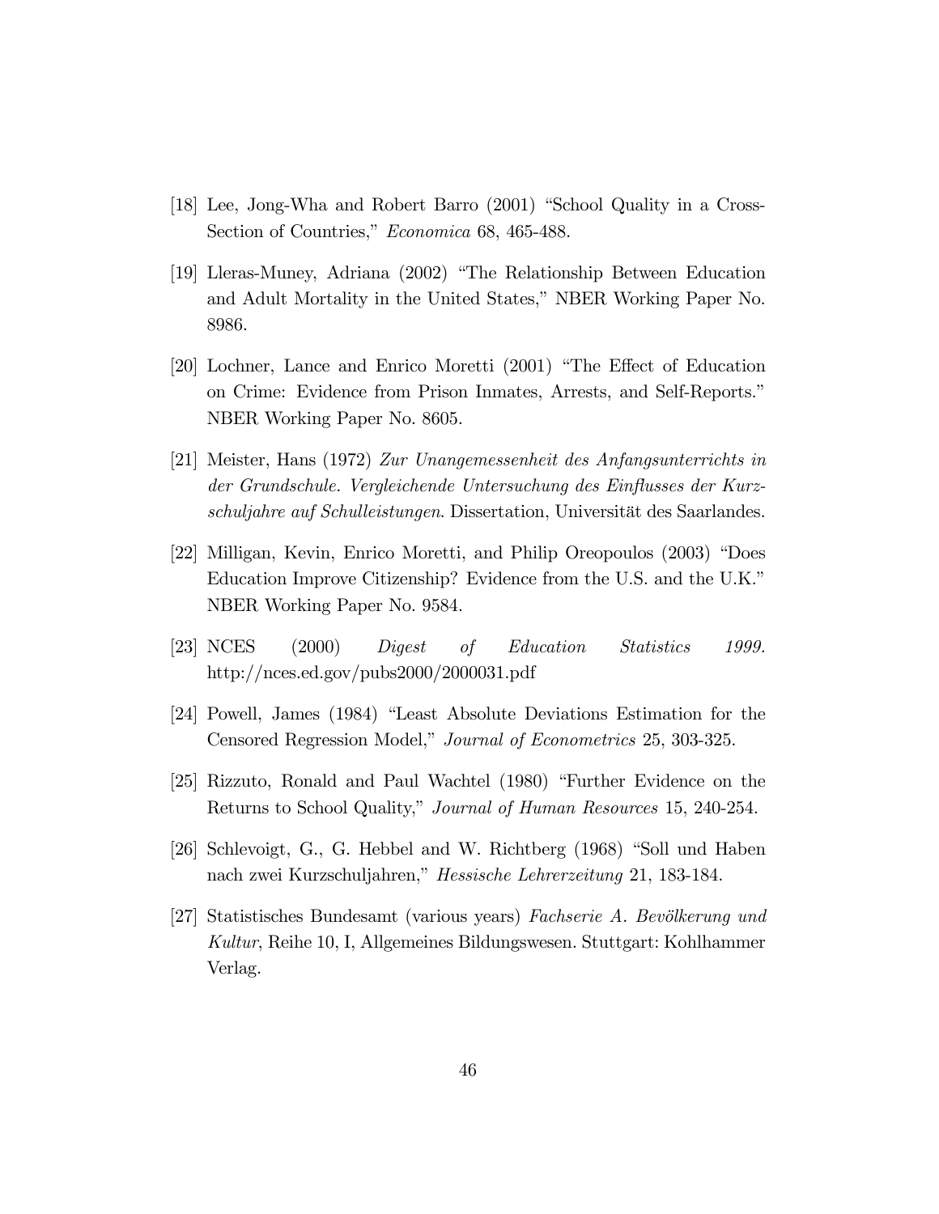[18] Lee, Jong-Wha and Robert Barro (2001) "School Quality in a Cross-Section of Countries," *Economica* 68, 465-488.

[19] Lleras-Muney, Adriana (2002) "The Relationship Between Education and Adult Mortality in the United States," NBER Working Paper No. 8986.

[20] Lochner, Lance and Enrico Moretti (2001) "The Effect of Education on Crime: Evidence from Prison Inmates, Arrests, and Self-Reports." NBER Working Paper No. 8605.

[21] Meister, Hans (1972) *Zur Unangemessenheit des Anfangsunterrichts in der Grundschule. Vergleichende Untersuchung des Einflusses der Kurzschuljahre auf Schulleistungen*. Dissertation, Universität des Saarlandes.

[22] Milligan, Kevin, Enrico Moretti, and Philip Oreopoulos (2003) "Does Education Improve Citizenship? Evidence from the U.S. and the U.K." NBER Working Paper No. 9584.

[23] NCES (2000) *Digest of Education Statistics 1999.* http://nces.ed.gov/pubs2000/2000031.pdf

[24] Powell, James (1984) "Least Absolute Deviations Estimation for the Censored Regression Model," *Journal of Econometrics* 25, 303-325.

[25] Rizzuto, Ronald and Paul Wachtel (1980) "Further Evidence on the Returns to School Quality," *Journal of Human Resources* 15, 240-254.

[26] Schlevoigt, G., G. Hebbel and W. Richtberg (1968) "Soll und Haben nach zwei Kurzschuljahren," *Hessische Lehrerzeitung* 21, 183-184.

[27] Statistisches Bundesamt (various years) *Fachserie A. Bevölkerung und Kultur*, Reihe 10, I, Allgemeines Bildungswesen. Stuttgart: Kohlhammer Verlag.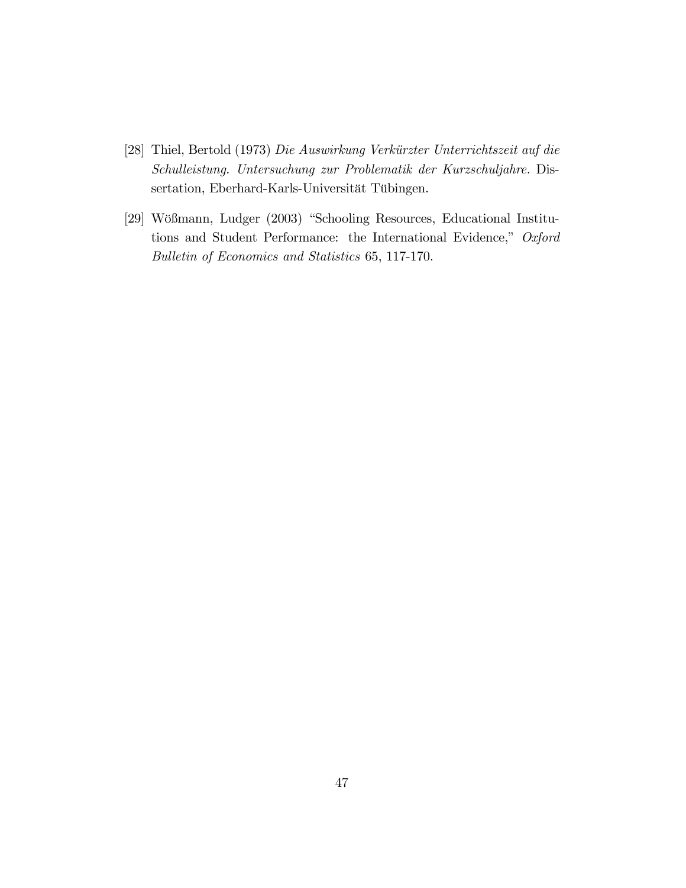[28] Thiel, Bertold (1973) *Die Auswirkung Verkürzter Unterrichtszeit auf die Schulleistung. Untersuchung zur Problematik der Kurzschuljahre.* Dissertation, Eberhard-Karls-Universität Tübingen.

[29] Wößmann, Ludger (2003) "Schooling Resources, Educational Institutions and Student Performance: the International Evidence," *Oxford Bulletin of Economics and Statistics* 65, 117-170.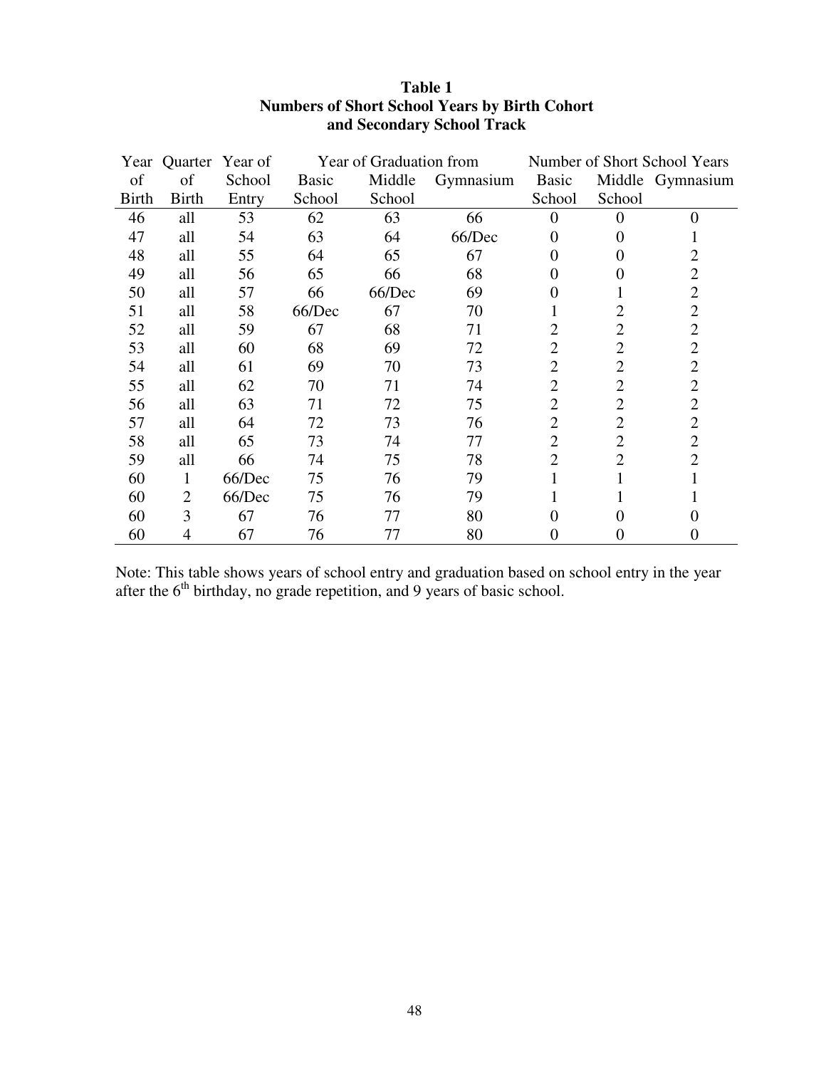**Table 1**
**Numbers of Short School Years by Birth Cohort and Secondary School Track**

| Year of Birth | Quarter of Birth | Year of School Entry | Year of Graduation from Basic School | Year of Graduation from Middle School | Year of Graduation from Gymnasium | Number of Short School Years Basic School | Number of Short School Years Middle School | Number of Short School Years Gymnasium |
|---|---|---|---|---|---|---|---|---|
| 46 | all | 53 | 62 | 63 | 66 | 0 | 0 | 0 |
| 47 | all | 54 | 63 | 64 | 66/Dec | 0 | 0 | 1 |
| 48 | all | 55 | 64 | 65 | 67 | 0 | 0 | 2 |
| 49 | all | 56 | 65 | 66 | 68 | 0 | 0 | 2 |
| 50 | all | 57 | 66 | 66/Dec | 69 | 0 | 1 | 2 |
| 51 | all | 58 | 66/Dec | 67 | 70 | 1 | 2 | 2 |
| 52 | all | 59 | 67 | 68 | 71 | 2 | 2 | 2 |
| 53 | all | 60 | 68 | 69 | 72 | 2 | 2 | 2 |
| 54 | all | 61 | 69 | 70 | 73 | 2 | 2 | 2 |
| 55 | all | 62 | 70 | 71 | 74 | 2 | 2 | 2 |
| 56 | all | 63 | 71 | 72 | 75 | 2 | 2 | 2 |
| 57 | all | 64 | 72 | 73 | 76 | 2 | 2 | 2 |
| 58 | all | 65 | 73 | 74 | 77 | 2 | 2 | 2 |
| 59 | all | 66 | 74 | 75 | 78 | 2 | 2 | 2 |
| 60 | 1 | 66/Dec | 75 | 76 | 79 | 1 | 1 | 1 |
| 60 | 2 | 66/Dec | 75 | 76 | 79 | 1 | 1 | 1 |
| 60 | 3 | 67 | 76 | 77 | 80 | 0 | 0 | 0 |
| 60 | 4 | 67 | 76 | 77 | 80 | 0 | 0 | 0 |

Note: This table shows years of school entry and graduation based on school entry in the year after the 6th birthday, no grade repetition, and 9 years of basic school.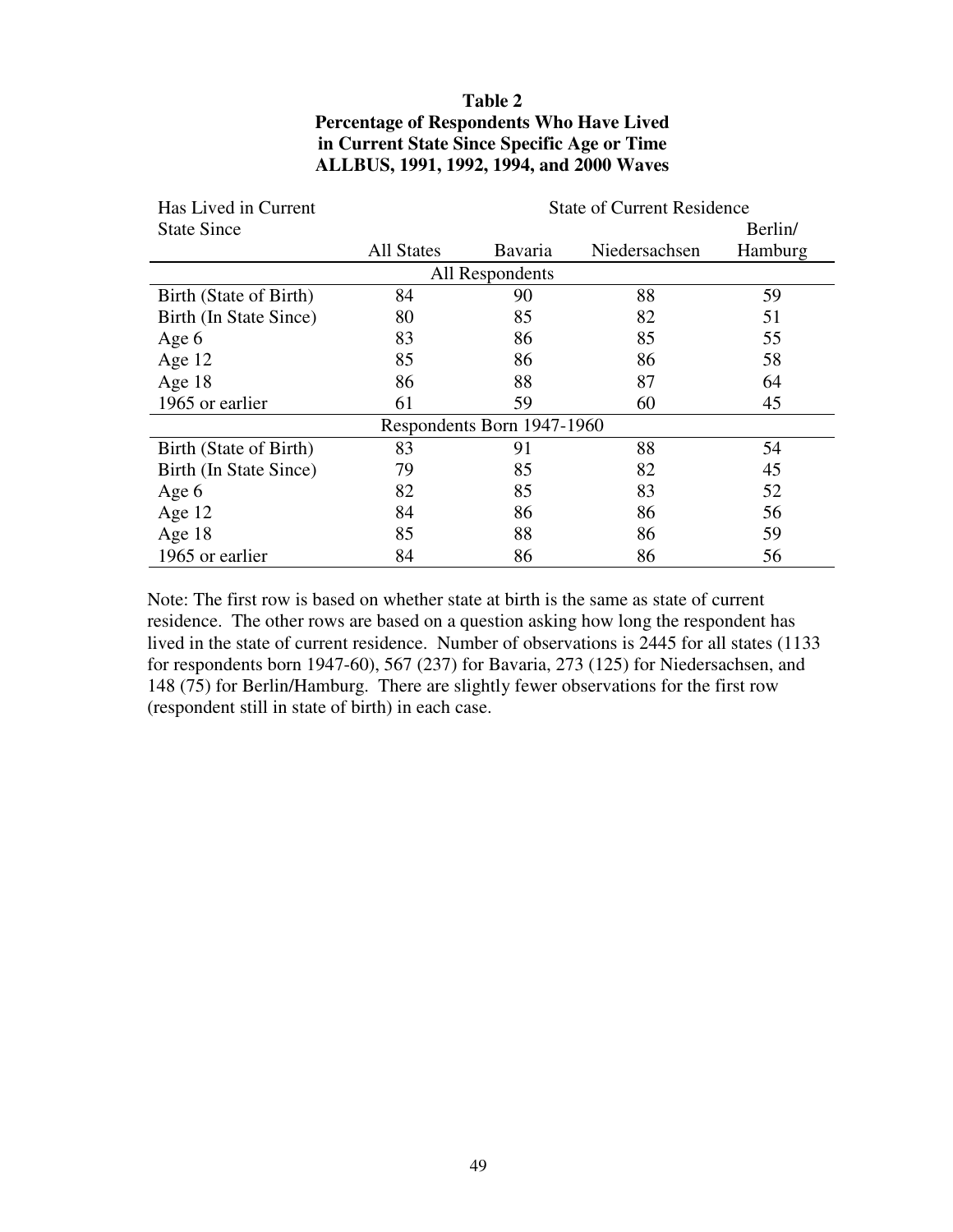**Table 2**
**Percentage of Respondents Who Have Lived in Current State Since Specific Age or Time**
**ALLBUS, 1991, 1992, 1994, and 2000 Waves**

| Has Lived in Current State Since | State of Current Residence | | | |
|---|---|---|---|---|
| | All States | Bavaria | Niedersachsen | Berlin/ Hamburg |
| **All Respondents** | | | | |
| Birth (State of Birth) | 84 | 90 | 88 | 59 |
| Birth (In State Since) | 80 | 85 | 82 | 51 |
| Age 6 | 83 | 86 | 85 | 55 |
| Age 12 | 85 | 86 | 86 | 58 |
| Age 18 | 86 | 88 | 87 | 64 |
| 1965 or earlier | 61 | 59 | 60 | 45 |
| **Respondents Born 1947-1960** | | | | |
| Birth (State of Birth) | 83 | 91 | 88 | 54 |
| Birth (In State Since) | 79 | 85 | 82 | 45 |
| Age 6 | 82 | 85 | 83 | 52 |
| Age 12 | 84 | 86 | 86 | 56 |
| Age 18 | 85 | 88 | 86 | 59 |
| 1965 or earlier | 84 | 86 | 86 | 56 |

Note: The first row is based on whether state at birth is the same as state of current residence. The other rows are based on a question asking how long the respondent has lived in the state of current residence. Number of observations is 2445 for all states (1133 for respondents born 1947-60), 567 (237) for Bavaria, 273 (125) for Niedersachsen, and 148 (75) for Berlin/Hamburg. There are slightly fewer observations for the first row (respondent still in state of birth) in each case.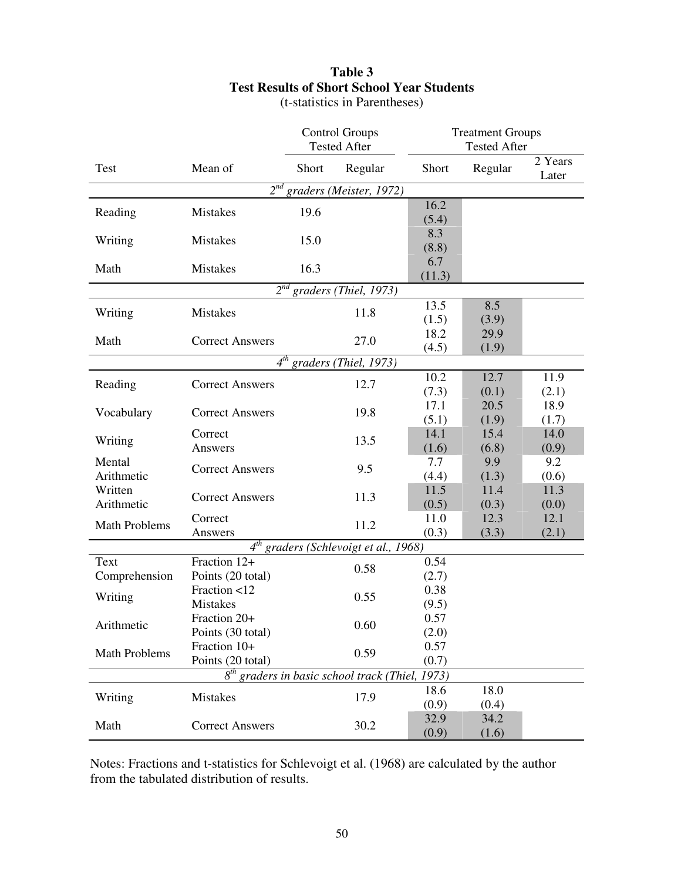**Table 3**
**Test Results of Short School Year Students**
(t-statistics in Parentheses)

| | | Control Groups Tested After | | Treatment Groups Tested After | | |
|---|---|---|---|---|---|---|
| Test | Mean of | Short | Regular | Short | Regular | 2 Years Later |
| | | *2nd graders (Meister, 1972)* | | | | |
| Reading | Mistakes | 19.6 | | 16.2 (5.4) | | |
| Writing | Mistakes | 15.0 | | 8.3 (8.8) | | |
| Math | Mistakes | 16.3 | | 6.7 (11.3) | | |
| | | *2nd graders (Thiel, 1973)* | | | | |
| Writing | Mistakes | | 11.8 | 13.5 (1.5) | 8.5 (3.9) | |
| Math | Correct Answers | | 27.0 | 18.2 (4.5) | 29.9 (1.9) | |
| | | *4th graders (Thiel, 1973)* | | | | |
| Reading | Correct Answers | | 12.7 | 10.2 (7.3) | 12.7 (0.1) | 11.9 (2.1) |
| Vocabulary | Correct Answers | | 19.8 | 17.1 (5.1) | 20.5 (1.9) | 18.9 (1.7) |
| Writing | Correct Answers | | 13.5 | 14.1 (1.6) | 15.4 (6.8) | 14.0 (0.9) |
| Mental Arithmetic | Correct Answers | | 9.5 | 7.7 (4.4) | 9.9 (1.3) | 9.2 (0.6) |
| Written Arithmetic | Correct Answers | | 11.3 | 11.5 (0.5) | 11.4 (0.3) | 11.3 (0.0) |
| Math Problems | Correct Answers | | 11.2 | 11.0 (0.3) | 12.3 (3.3) | 12.1 (2.1) |
| | | *4th graders (Schlevoigt et al., 1968)* | | | | |
| Text Comprehension | Fraction 12+ Points (20 total) | | 0.58 | 0.54 (2.7) | | |
| Writing | Fraction <12 Mistakes | | 0.55 | 0.38 (9.5) | | |
| Arithmetic | Fraction 20+ Points (30 total) | | 0.60 | 0.57 (2.0) | | |
| Math Problems | Fraction 10+ Points (20 total) | | 0.59 | 0.57 (0.7) | | |
| | | *8th graders in basic school track (Thiel, 1973)* | | | | |
| Writing | Mistakes | | 17.9 | 18.6 (0.9) | 18.0 (0.4) | |
| Math | Correct Answers | | 30.2 | 32.9 (0.9) | 34.2 (1.6) | |

Notes: Fractions and t-statistics for Schlevoigt et al. (1968) are calculated by the author from the tabulated distribution of results.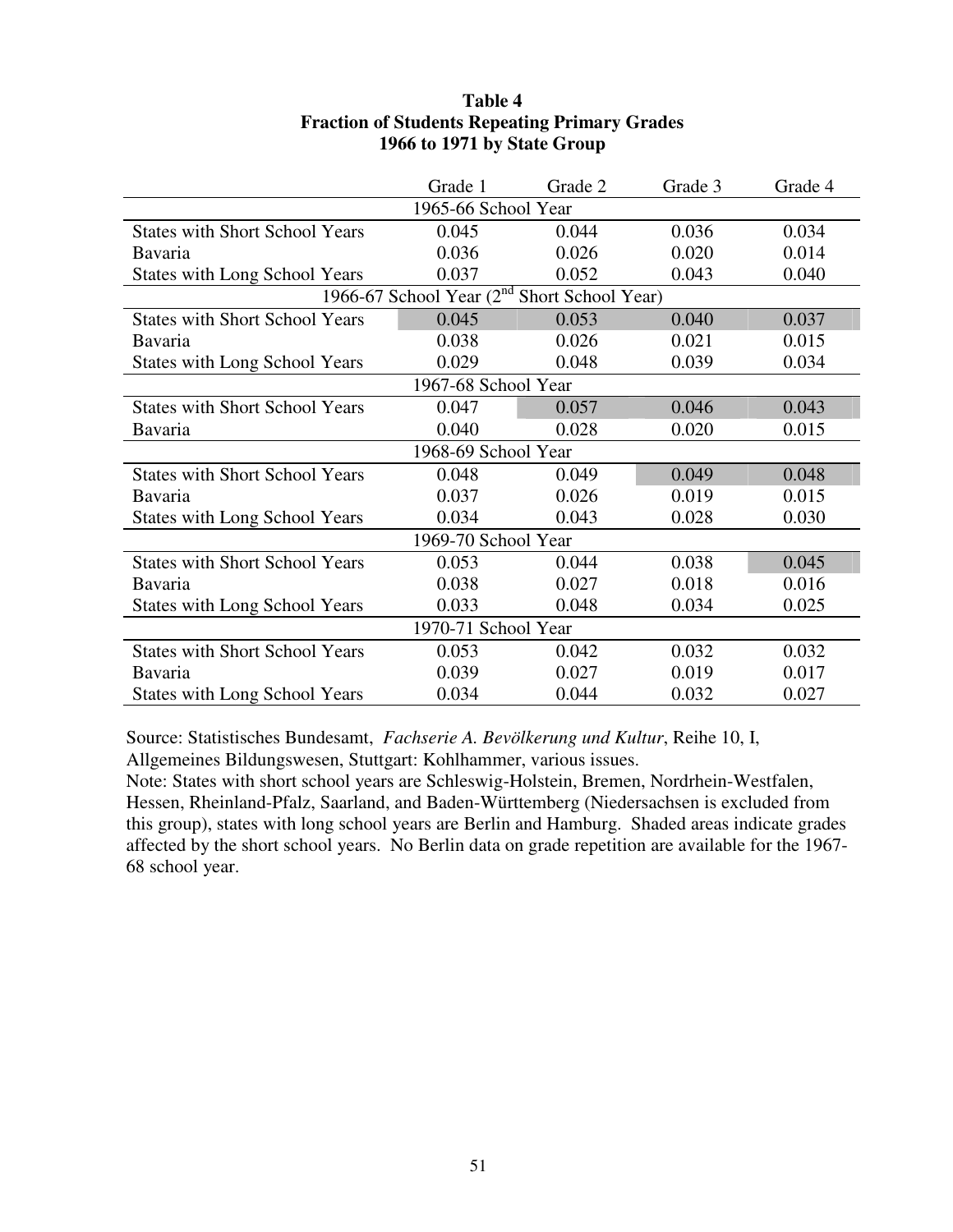**Table 4**
**Fraction of Students Repeating Primary Grades**
**1966 to 1971 by State Group**

| | Grade 1 | Grade 2 | Grade 3 | Grade 4 |
|---|---|---|---|---|
| **1965-66 School Year** | | | | |
| States with Short School Years | 0.045 | 0.044 | 0.036 | 0.034 |
| Bavaria | 0.036 | 0.026 | 0.020 | 0.014 |
| States with Long School Years | 0.037 | 0.052 | 0.043 | 0.040 |
| **1966-67 School Year (2nd Short School Year)** | | | | |
| States with Short School Years | 0.045 | 0.053 | 0.040 | 0.037 |
| Bavaria | 0.038 | 0.026 | 0.021 | 0.015 |
| States with Long School Years | 0.029 | 0.048 | 0.039 | 0.034 |
| **1967-68 School Year** | | | | |
| States with Short School Years | 0.047 | 0.057 | 0.046 | 0.043 |
| Bavaria | 0.040 | 0.028 | 0.020 | 0.015 |
| **1968-69 School Year** | | | | |
| States with Short School Years | 0.048 | 0.049 | 0.049 | 0.048 |
| Bavaria | 0.037 | 0.026 | 0.019 | 0.015 |
| States with Long School Years | 0.034 | 0.043 | 0.028 | 0.030 |
| **1969-70 School Year** | | | | |
| States with Short School Years | 0.053 | 0.044 | 0.038 | 0.045 |
| Bavaria | 0.038 | 0.027 | 0.018 | 0.016 |
| States with Long School Years | 0.033 | 0.048 | 0.034 | 0.025 |
| **1970-71 School Year** | | | | |
| States with Short School Years | 0.053 | 0.042 | 0.032 | 0.032 |
| Bavaria | 0.039 | 0.027 | 0.019 | 0.017 |
| States with Long School Years | 0.034 | 0.044 | 0.032 | 0.027 |

Source: Statistisches Bundesamt, *Fachserie A. Bevölkerung und Kultur*, Reihe 10, I, Allgemeines Bildungswesen, Stuttgart: Kohlhammer, various issues.
Note: States with short school years are Schleswig-Holstein, Bremen, Nordrhein-Westfalen, Hessen, Rheinland-Pfalz, Saarland, and Baden-Württemberg (Niedersachsen is excluded from this group), states with long school years are Berlin and Hamburg. Shaded areas indicate grades affected by the short school years. No Berlin data on grade repetition are available for the 1967-68 school year.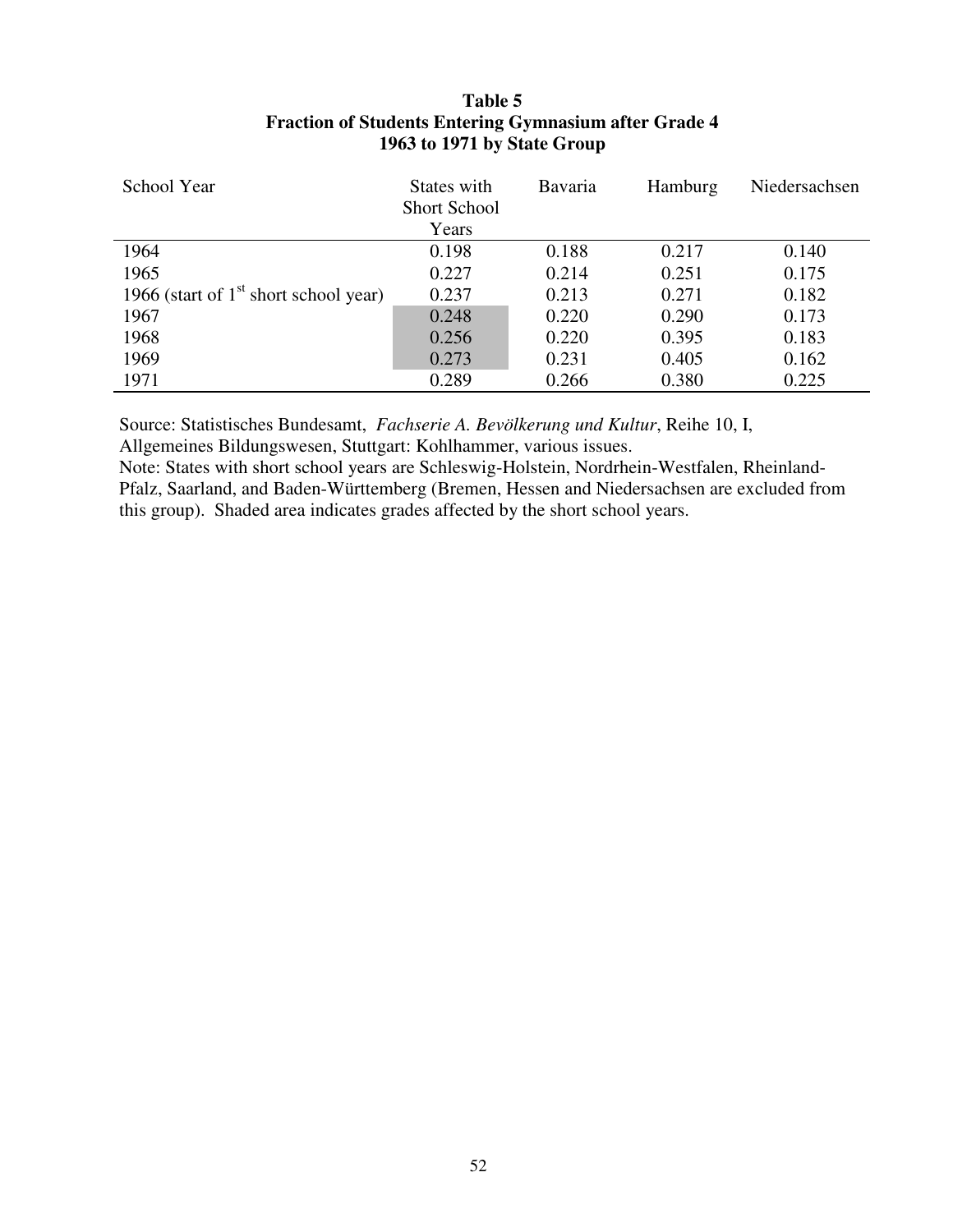**Table 5**
**Fraction of Students Entering Gymnasium after Grade 4**
**1963 to 1971 by State Group**

| School Year | States with Short School Years | Bavaria | Hamburg | Niedersachsen |
|---|---|---|---|---|
| 1964 | 0.198 | 0.188 | 0.217 | 0.140 |
| 1965 | 0.227 | 0.214 | 0.251 | 0.175 |
| 1966 (start of 1st short school year) | 0.237 | 0.213 | 0.271 | 0.182 |
| 1967 | 0.248 | 0.220 | 0.290 | 0.173 |
| 1968 | 0.256 | 0.220 | 0.395 | 0.183 |
| 1969 | 0.273 | 0.231 | 0.405 | 0.162 |
| 1971 | 0.289 | 0.266 | 0.380 | 0.225 |

Source: Statistisches Bundesamt, *Fachserie A. Bevölkerung und Kultur*, Reihe 10, I, Allgemeines Bildungswesen, Stuttgart: Kohlhammer, various issues.
Note: States with short school years are Schleswig-Holstein, Nordrhein-Westfalen, Rheinland-Pfalz, Saarland, and Baden-Württemberg (Bremen, Hessen and Niedersachsen are excluded from this group). Shaded area indicates grades affected by the short school years.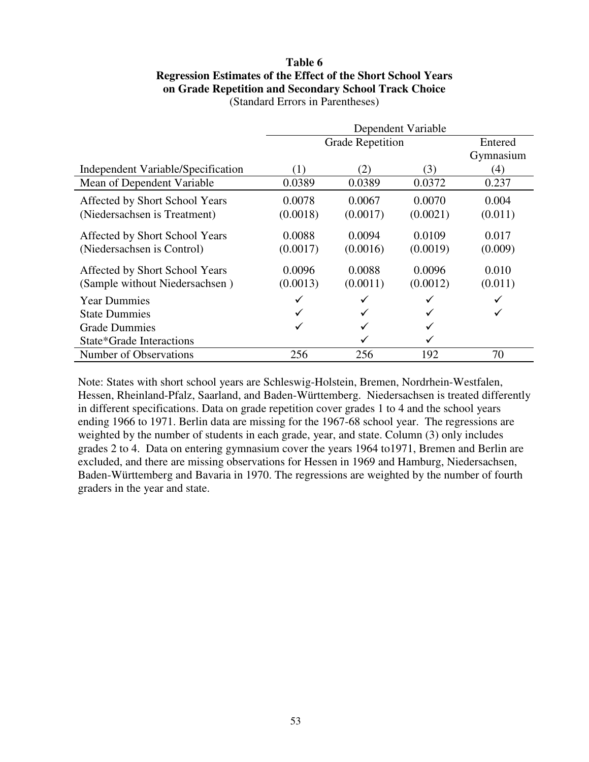**Table 6**
**Regression Estimates of the Effect of the Short School Years on Grade Repetition and Secondary School Track Choice**
(Standard Errors in Parentheses)

| | Dependent Variable | | | |
|---|---|---|---|---|
| | Grade Repetition | | | Entered Gymnasium |
| Independent Variable/Specification | (1) | (2) | (3) | (4) |
| Mean of Dependent Variable | 0.0389 | 0.0389 | 0.0372 | 0.237 |
| Affected by Short School Years (Niedersachsen is Treatment) | 0.0078 (0.0018) | 0.0067 (0.0017) | 0.0070 (0.0021) | 0.004 (0.011) |
| Affected by Short School Years (Niedersachsen is Control) | 0.0088 (0.0017) | 0.0094 (0.0016) | 0.0109 (0.0019) | 0.017 (0.009) |
| Affected by Short School Years (Sample without Niedersachsen ) | 0.0096 (0.0013) | 0.0088 (0.0011) | 0.0096 (0.0012) | 0.010 (0.011) |
| Year Dummies | ✓ | ✓ | ✓ | ✓ |
| State Dummies | ✓ | ✓ | ✓ | ✓ |
| Grade Dummies | ✓ | ✓ | ✓ | |
| State*Grade Interactions | | ✓ | ✓ | |
| Number of Observations | 256 | 256 | 192 | 70 |

Note: States with short school years are Schleswig-Holstein, Bremen, Nordrhein-Westfalen, Hessen, Rheinland-Pfalz, Saarland, and Baden-Württemberg. Niedersachsen is treated differently in different specifications. Data on grade repetition cover grades 1 to 4 and the school years ending 1966 to 1971. Berlin data are missing for the 1967-68 school year. The regressions are weighted by the number of students in each grade, year, and state. Column (3) only includes grades 2 to 4. Data on entering gymnasium cover the years 1964 to1971, Bremen and Berlin are excluded, and there are missing observations for Hessen in 1969 and Hamburg, Niedersachsen, Baden-Württemberg and Bavaria in 1970. The regressions are weighted by the number of fourth graders in the year and state.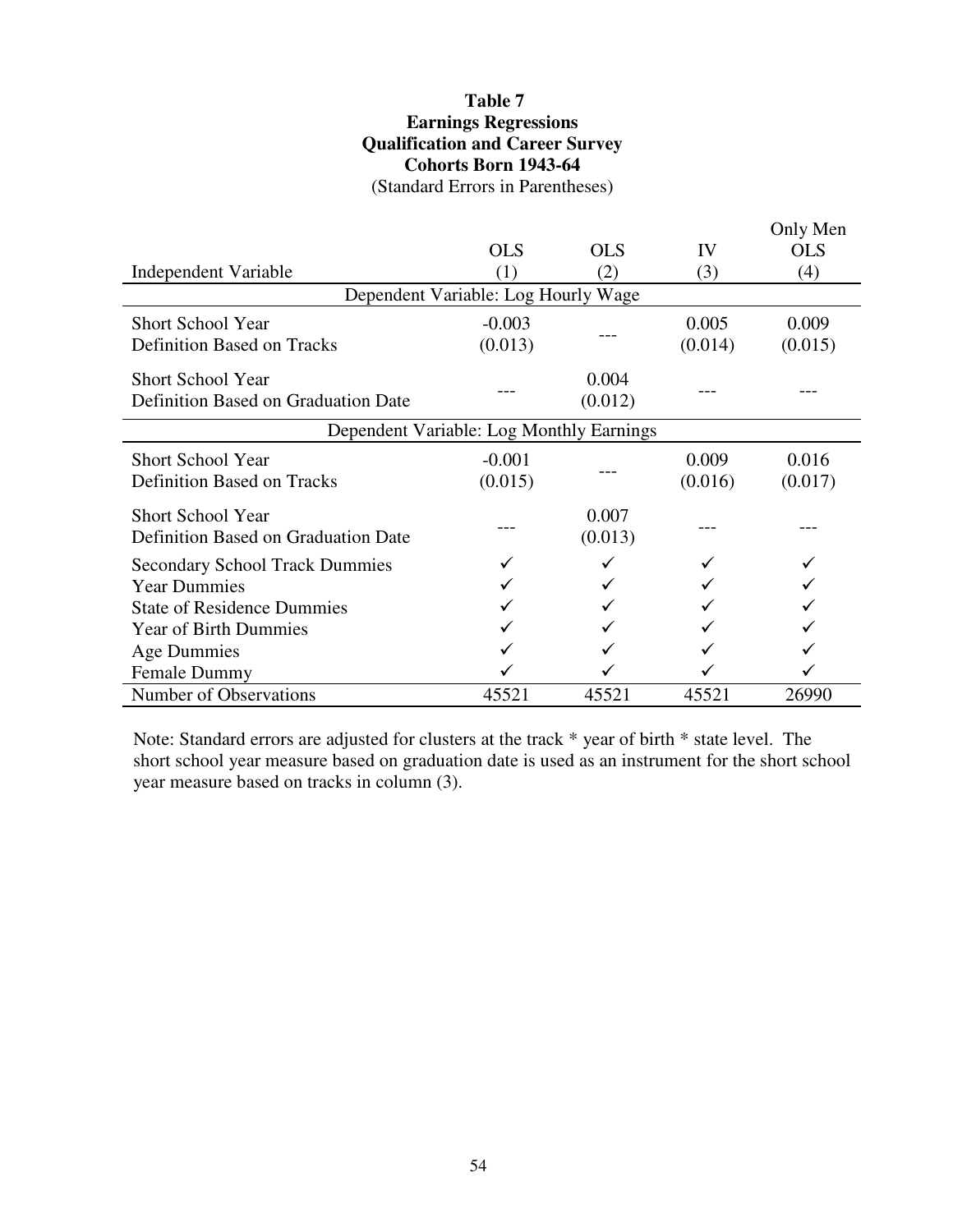**Table 7**
**Earnings Regressions**
**Qualification and Career Survey**
**Cohorts Born 1943-64**
(Standard Errors in Parentheses)

| Independent Variable | OLS (1) | OLS (2) | IV (3) | Only Men OLS (4) |
|---|---|---|---|---|
| **Dependent Variable: Log Hourly Wage** | | | | |
| Short School Year Definition Based on Tracks | -0.003 (0.013) | --- | 0.005 (0.014) | 0.009 (0.015) |
| Short School Year Definition Based on Graduation Date | --- | 0.004 (0.012) | --- | --- |
| **Dependent Variable: Log Monthly Earnings** | | | | |
| Short School Year Definition Based on Tracks | -0.001 (0.015) | --- | 0.009 (0.016) | 0.016 (0.017) |
| Short School Year Definition Based on Graduation Date | --- | 0.007 (0.013) | --- | --- |
| Secondary School Track Dummies | ✓ | ✓ | ✓ | ✓ |
| Year Dummies | ✓ | ✓ | ✓ | ✓ |
| State of Residence Dummies | ✓ | ✓ | ✓ | ✓ |
| Year of Birth Dummies | ✓ | ✓ | ✓ | ✓ |
| Age Dummies | ✓ | ✓ | ✓ | ✓ |
| Female Dummy | ✓ | ✓ | ✓ | ✓ |
| Number of Observations | 45521 | 45521 | 45521 | 26990 |

Note: Standard errors are adjusted for clusters at the track * year of birth * state level. The short school year measure based on graduation date is used as an instrument for the short school year measure based on tracks in column (3).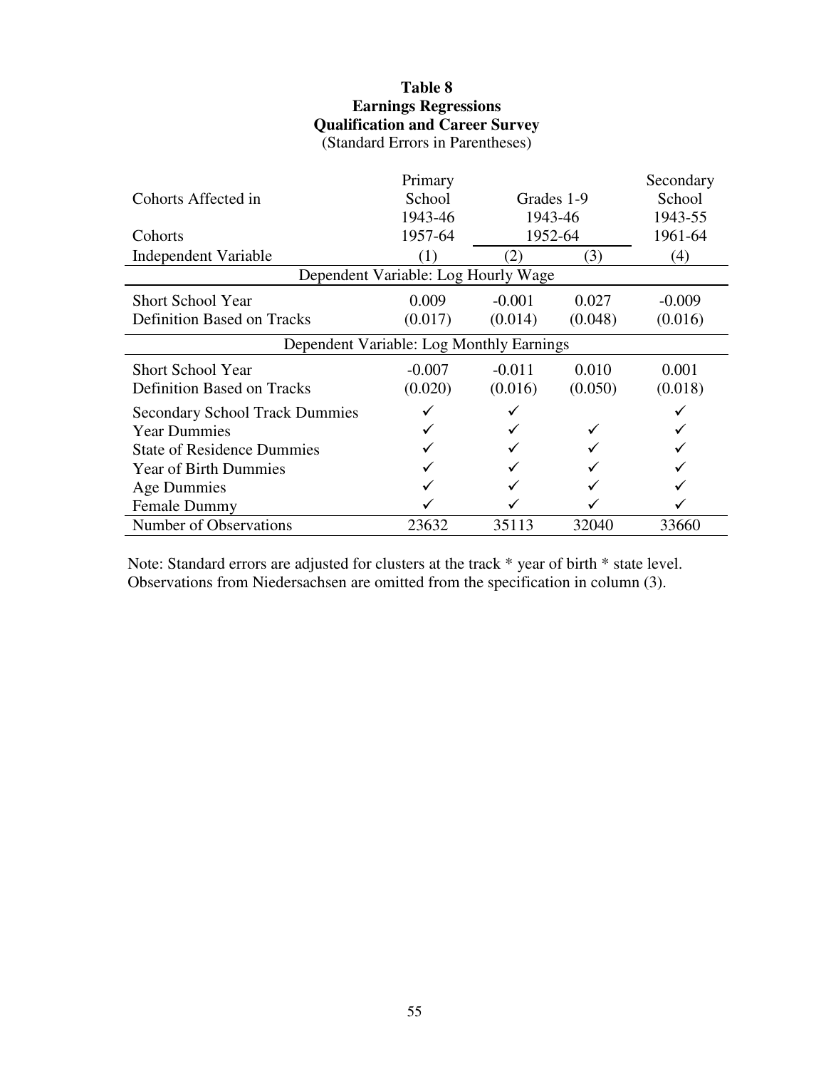**Table 8**
**Earnings Regressions**
**Qualification and Career Survey**
(Standard Errors in Parentheses)

| Cohorts Affected in | Primary School 1943-46 | Grades 1-9 1943-46 | | Secondary School 1943-55 |
|---|---|---|---|---|
| Cohorts | 1957-64 | 1952-64 | | 1961-64 |
| Independent Variable | (1) | (2) | (3) | (4) |
| Dependent Variable: Log Hourly Wage | | | | |
| Short School Year | 0.009 | -0.001 | 0.027 | -0.009 |
| Definition Based on Tracks | (0.017) | (0.014) | (0.048) | (0.016) |
| Dependent Variable: Log Monthly Earnings | | | | |
| Short School Year | -0.007 | -0.011 | 0.010 | 0.001 |
| Definition Based on Tracks | (0.020) | (0.016) | (0.050) | (0.018) |
| Secondary School Track Dummies | ✓ | ✓ | | ✓ |
| Year Dummies | ✓ | ✓ | ✓ | ✓ |
| State of Residence Dummies | ✓ | ✓ | ✓ | ✓ |
| Year of Birth Dummies | ✓ | ✓ | ✓ | ✓ |
| Age Dummies | ✓ | ✓ | ✓ | ✓ |
| Female Dummy | ✓ | ✓ | ✓ | ✓ |
| Number of Observations | 23632 | 35113 | 32040 | 33660 |

Note: Standard errors are adjusted for clusters at the track * year of birth * state level. Observations from Niedersachsen are omitted from the specification in column (3).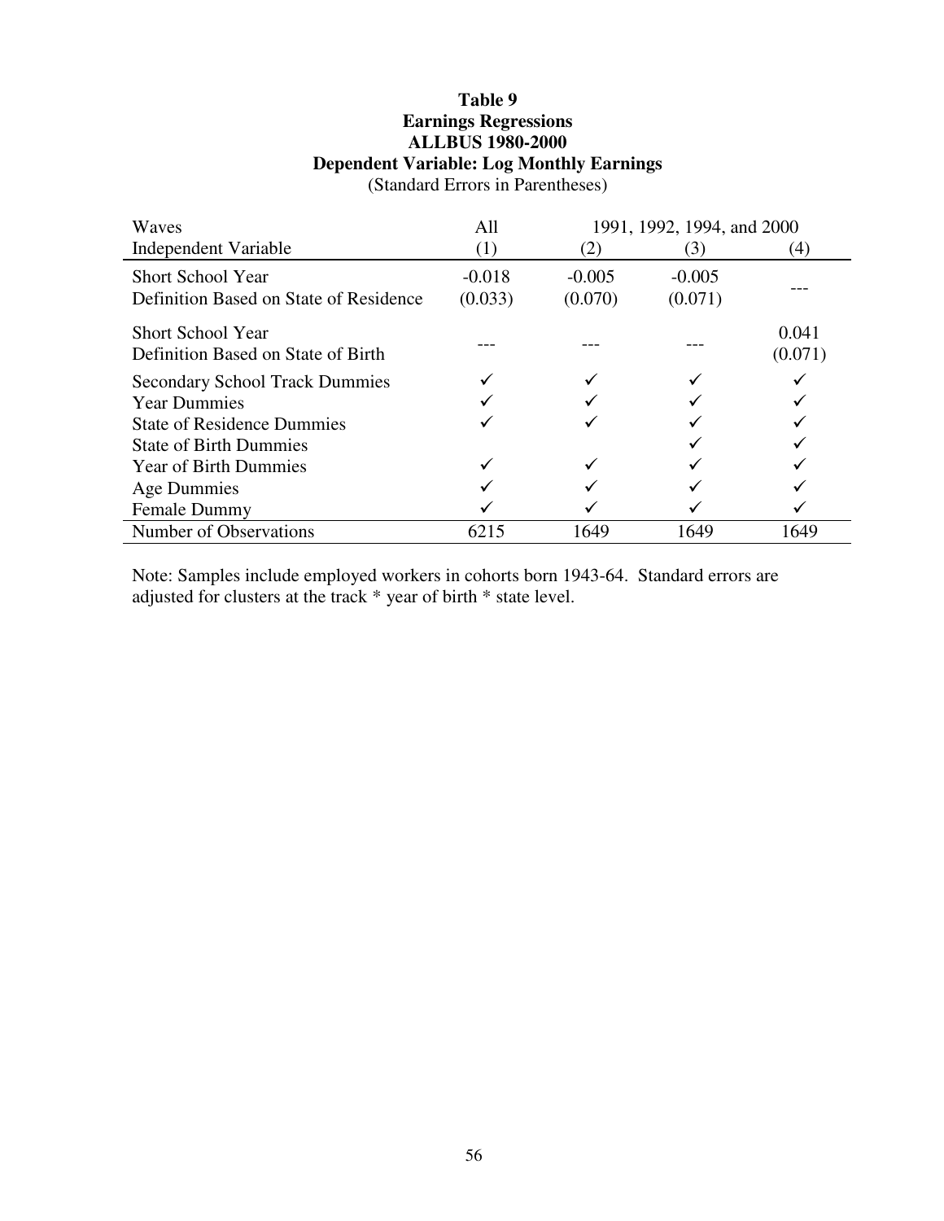**Table 9**
**Earnings Regressions**
**ALLBUS 1980-2000**
**Dependent Variable: Log Monthly Earnings**
(Standard Errors in Parentheses)

| Waves | All | 1991, 1992, 1994, and 2000 | | |
|---|---|---|---|---|
| Independent Variable | (1) | (2) | (3) | (4) |
| Short School Year<br>Definition Based on State of Residence | -0.018<br>(0.033) | -0.005<br>(0.070) | -0.005<br>(0.071) | --- |
| Short School Year<br>Definition Based on State of Birth | --- | --- | --- | 0.041<br>(0.071) |
| Secondary School Track Dummies | ✓ | ✓ | ✓ | ✓ |
| Year Dummies | ✓ | ✓ | ✓ | ✓ |
| State of Residence Dummies | ✓ | ✓ | ✓ | ✓ |
| State of Birth Dummies | | | ✓ | ✓ |
| Year of Birth Dummies | ✓ | ✓ | ✓ | ✓ |
| Age Dummies | ✓ | ✓ | ✓ | ✓ |
| Female Dummy | ✓ | ✓ | ✓ | ✓ |
| Number of Observations | 6215 | 1649 | 1649 | 1649 |

Note: Samples include employed workers in cohorts born 1943-64. Standard errors are adjusted for clusters at the track * year of birth * state level.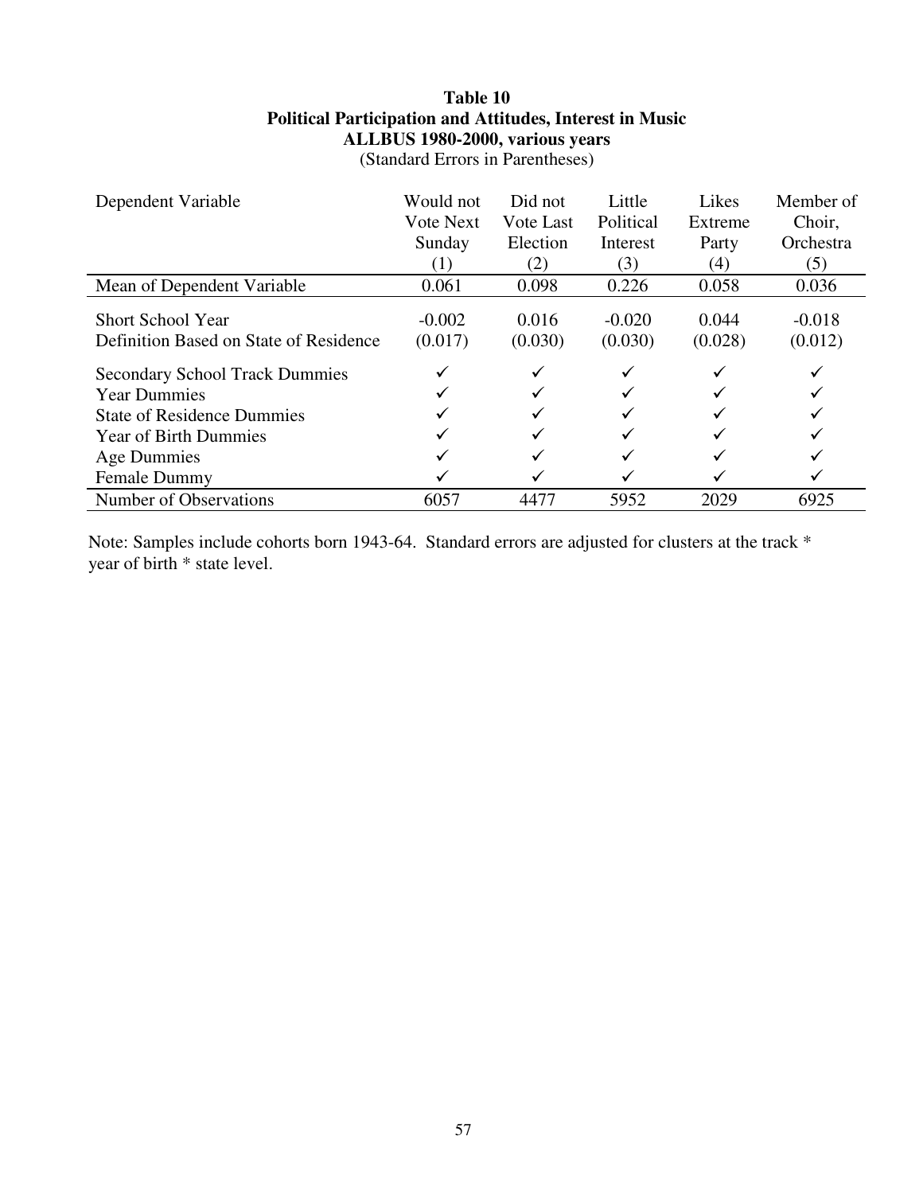**Table 10**
**Political Participation and Attitudes, Interest in Music**
**ALLBUS 1980-2000, various years**
(Standard Errors in Parentheses)

| Dependent Variable | Would not Vote Next Sunday (1) | Did not Vote Last Election (2) | Little Political Interest (3) | Likes Extreme Party (4) | Member of Choir, Orchestra (5) |
|---|---|---|---|---|---|
| Mean of Dependent Variable | 0.061 | 0.098 | 0.226 | 0.058 | 0.036 |
| Short School Year | -0.002 | 0.016 | -0.020 | 0.044 | -0.018 |
| Definition Based on State of Residence | (0.017) | (0.030) | (0.030) | (0.028) | (0.012) |
| Secondary School Track Dummies | ✓ | ✓ | ✓ | ✓ | ✓ |
| Year Dummies | ✓ | ✓ | ✓ | ✓ | ✓ |
| State of Residence Dummies | ✓ | ✓ | ✓ | ✓ | ✓ |
| Year of Birth Dummies | ✓ | ✓ | ✓ | ✓ | ✓ |
| Age Dummies | ✓ | ✓ | ✓ | ✓ | ✓ |
| Female Dummy | ✓ | ✓ | ✓ | ✓ | ✓ |
| Number of Observations | 6057 | 4477 | 5952 | 2029 | 6925 |

Note: Samples include cohorts born 1943-64. Standard errors are adjusted for clusters at the track * year of birth * state level.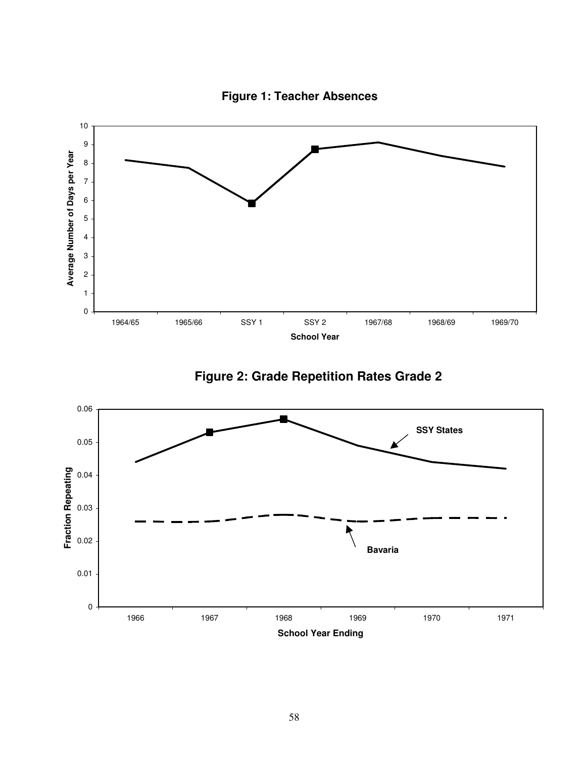**Figure 1: Teacher Absences**

**Figure 2: Grade Repetition Rates Grade 2**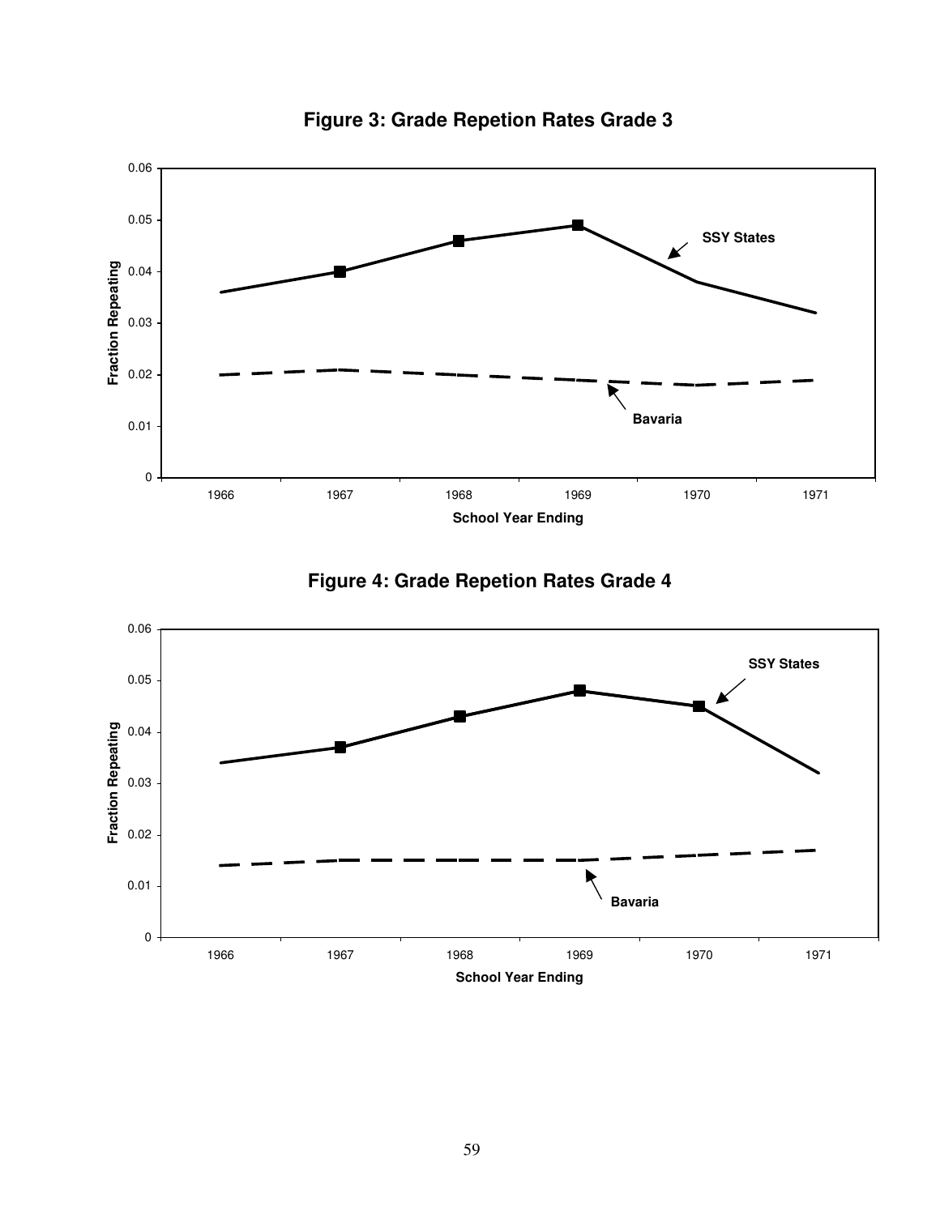**Figure 3: Grade Repetion Rates Grade 3**

**Figure 4: Grade Repetion Rates Grade 4**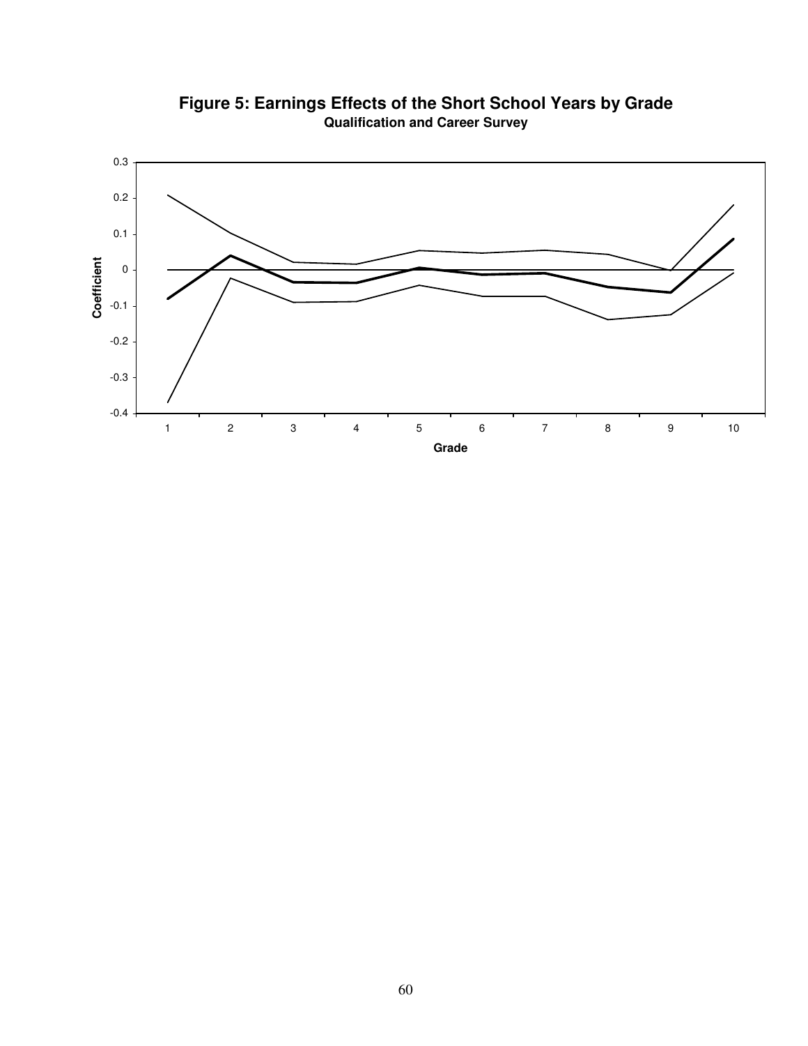**Figure 5: Earnings Effects of the Short School Years by Grade**

**Qualification and Career Survey**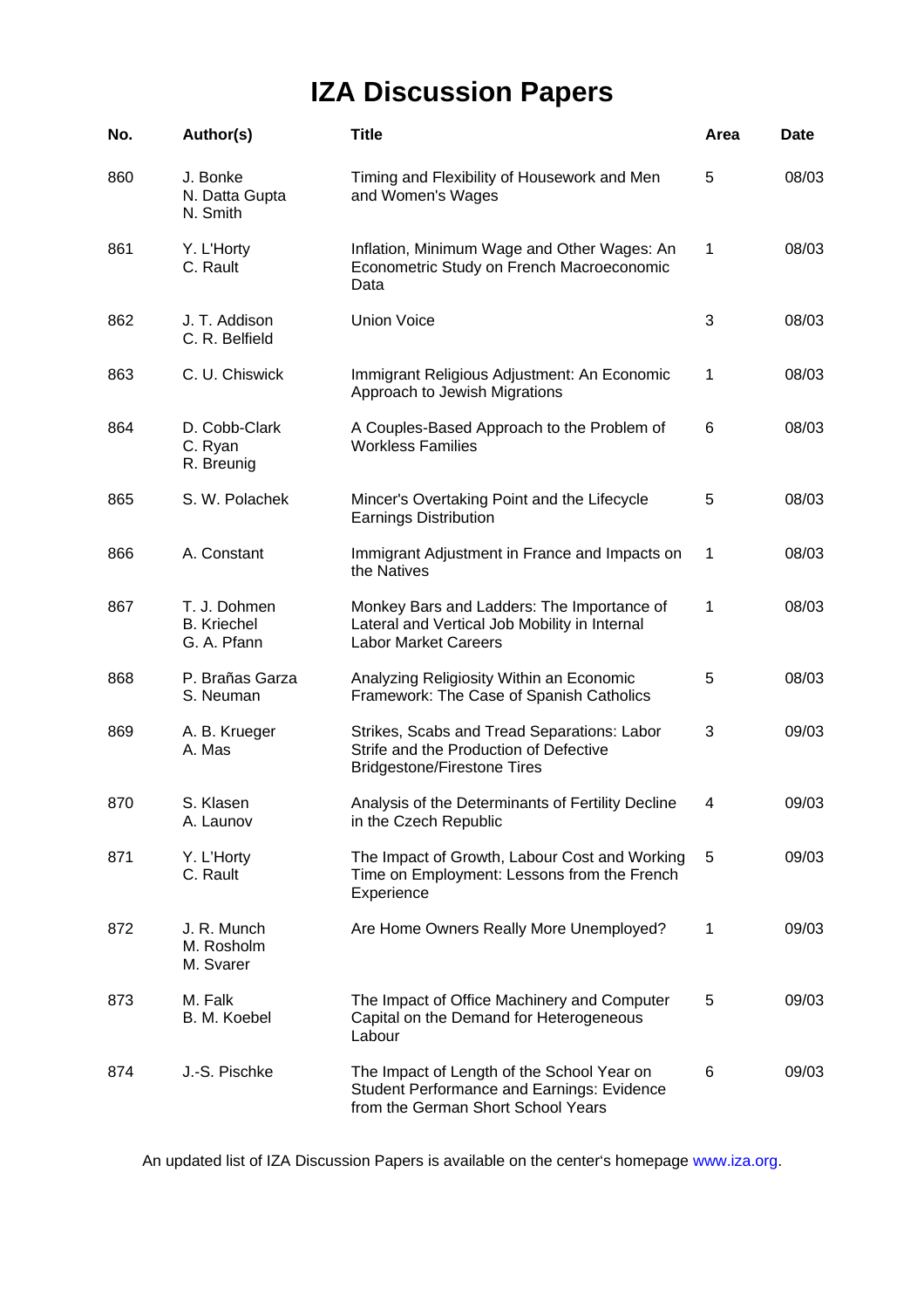# IZA Discussion Papers

| No. | Author(s) | Title | Area | Date |
|---|---|---|---|---|
| 860 | J. Bonke<br>N. Datta Gupta<br>N. Smith | Timing and Flexibility of Housework and Men and Women's Wages | 5 | 08/03 |
| 861 | Y. L'Horty<br>C. Rault | Inflation, Minimum Wage and Other Wages: An Econometric Study on French Macroeconomic Data | 1 | 08/03 |
| 862 | J. T. Addison<br>C. R. Belfield | Union Voice | 3 | 08/03 |
| 863 | C. U. Chiswick | Immigrant Religious Adjustment: An Economic Approach to Jewish Migrations | 1 | 08/03 |
| 864 | D. Cobb-Clark<br>C. Ryan<br>R. Breunig | A Couples-Based Approach to the Problem of Workless Families | 6 | 08/03 |
| 865 | S. W. Polachek | Mincer's Overtaking Point and the Lifecycle Earnings Distribution | 5 | 08/03 |
| 866 | A. Constant | Immigrant Adjustment in France and Impacts on the Natives | 1 | 08/03 |
| 867 | T. J. Dohmen<br>B. Kriechel<br>G. A. Pfann | Monkey Bars and Ladders: The Importance of Lateral and Vertical Job Mobility in Internal Labor Market Careers | 1 | 08/03 |
| 868 | P. Brañas Garza<br>S. Neuman | Analyzing Religiosity Within an Economic Framework: The Case of Spanish Catholics | 5 | 08/03 |
| 869 | A. B. Krueger<br>A. Mas | Strikes, Scabs and Tread Separations: Labor Strife and the Production of Defective Bridgestone/Firestone Tires | 3 | 09/03 |
| 870 | S. Klasen<br>A. Launov | Analysis of the Determinants of Fertility Decline in the Czech Republic | 4 | 09/03 |
| 871 | Y. L'Horty<br>C. Rault | The Impact of Growth, Labour Cost and Working Time on Employment: Lessons from the French Experience | 5 | 09/03 |
| 872 | J. R. Munch<br>M. Rosholm<br>M. Svarer | Are Home Owners Really More Unemployed? | 1 | 09/03 |
| 873 | M. Falk<br>B. M. Koebel | The Impact of Office Machinery and Computer Capital on the Demand for Heterogeneous Labour | 5 | 09/03 |
| 874 | J.-S. Pischke | The Impact of Length of the School Year on Student Performance and Earnings: Evidence from the German Short School Years | 6 | 09/03 |

An updated list of IZA Discussion Papers is available on the center's homepage www.iza.org.